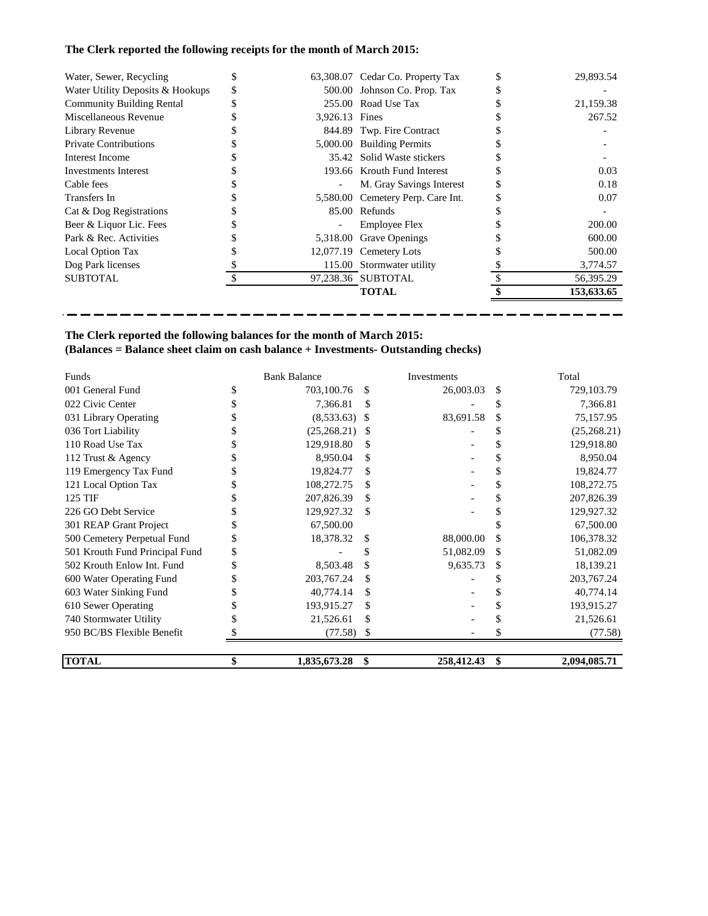**The Clerk reported the following receipts for the month of March 2015:**

| | | | |
|---|---|---|---|
| Water, Sewer, Recycling | $ 63,308.07 | Cedar Co. Property Tax | $ 29,893.54 |
| Water Utility Deposits & Hookups | $ 500.00 | Johnson Co. Prop. Tax | $ - |
| Community Building Rental | $ 255.00 | Road Use Tax | $ 21,159.38 |
| Miscellaneous Revenue | $ 3,926.13 | Fines | $ 267.52 |
| Library Revenue | $ 844.89 | Twp. Fire Contract | $ - |
| Private Contributions | $ 5,000.00 | Building Permits | $ - |
| Interest Income | $ 35.42 | Solid Waste stickers | $ - |
| Investments Interest | $ 193.66 | Krouth Fund Interest | $ 0.03 |
| Cable fees | $ - | M. Gray Savings Interest | $ 0.18 |
| Transfers In | $ 5,580.00 | Cemetery Perp. Care Int. | $ 0.07 |
| Cat & Dog Registrations | $ 85.00 | Refunds | $ - |
| Beer & Liquor Lic. Fees | $ - | Employee Flex | $ 200.00 |
| Park & Rec. Activities | $ 5,318.00 | Grave Openings | $ 600.00 |
| Local Option Tax | $ 12,077.19 | Cemetery Lots | $ 500.00 |
| Dog Park licenses | $ 115.00 | Stormwater utility | $ 3,774.57 |
| SUBTOTAL | $ 97,238.36 | SUBTOTAL | $ 56,395.29 |
| | | **TOTAL** | **$ 153,633.65** |

**The Clerk reported the following balances for the month of March 2015:**
**(Balances = Balance sheet claim on cash balance + Investments- Outstanding checks)**

| Funds | Bank Balance | Investments | Total |
|---|---|---|---|
| 001 General Fund | $ 703,100.76 | $ 26,003.03 | $ 729,103.79 |
| 022 Civic Center | $ 7,366.81 | $ - | $ 7,366.81 |
| 031 Library Operating | $ (8,533.63) | $ 83,691.58 | $ 75,157.95 |
| 036 Tort Liability | $ (25,268.21) | $ - | $ (25,268.21) |
| 110 Road Use Tax | $ 129,918.80 | $ - | $ 129,918.80 |
| 112 Trust & Agency | $ 8,950.04 | $ - | $ 8,950.04 |
| 119 Emergency Tax Fund | $ 19,824.77 | $ - | $ 19,824.77 |
| 121 Local Option Tax | $ 108,272.75 | $ - | $ 108,272.75 |
| 125 TIF | $ 207,826.39 | $ - | $ 207,826.39 |
| 226 GO Debt Service | $ 129,927.32 | $ - | $ 129,927.32 |
| 301 REAP Grant Project | $ 67,500.00 | | $ 67,500.00 |
| 500 Cemetery Perpetual Fund | $ 18,378.32 | $ 88,000.00 | $ 106,378.32 |
| 501 Krouth Fund Principal Fund | $ - | $ 51,082.09 | $ 51,082.09 |
| 502 Krouth Enlow Int. Fund | $ 8,503.48 | $ 9,635.73 | $ 18,139.21 |
| 600 Water Operating Fund | $ 203,767.24 | $ - | $ 203,767.24 |
| 603 Water Sinking Fund | $ 40,774.14 | $ - | $ 40,774.14 |
| 610 Sewer Operating | $ 193,915.27 | $ - | $ 193,915.27 |
| 740 Stormwater Utility | $ 21,526.61 | $ - | $ 21,526.61 |
| 950 BC/BS Flexible Benefit | $ (77.58) | $ - | $ (77.58) |
| **TOTAL** | **$ 1,835,673.28** | **$ 258,412.43** | **$ 2,094,085.71** |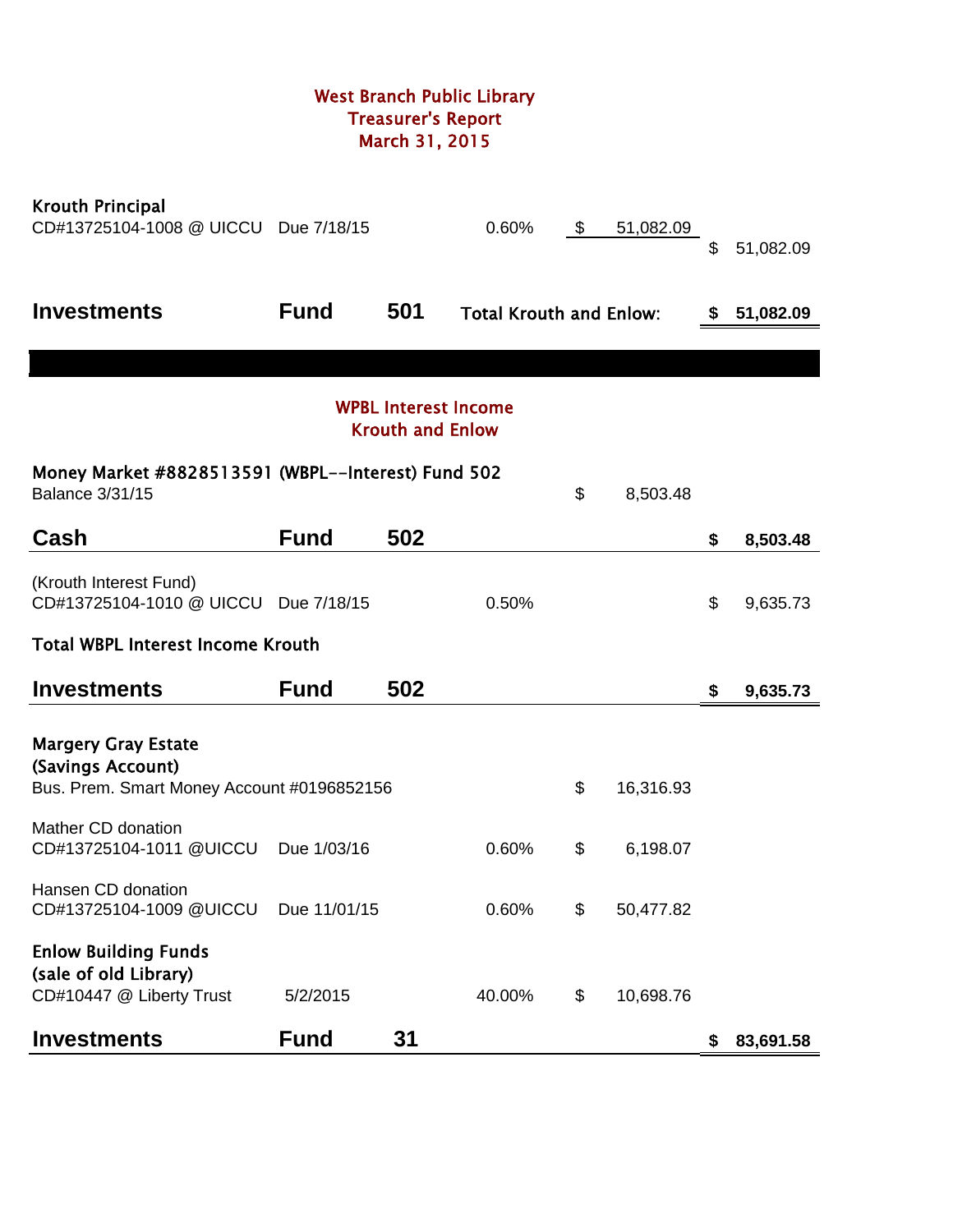# West Branch Public Library
## Treasurer's Report
## March 31, 2015

| | | | | | |
|---|---|---|---|---|---|
| **Krouth Principal** | | | | | |
| CD#13725104-1008 @ UICCU | Due 7/18/15 | | 0.60% | $ 51,082.09 | |
| | | | | | $ 51,082.09 |
| **Investments** | **Fund** | **501** | **Total Krouth and Enlow:** | | **$ 51,082.09** |

## WPBL Interest Income
## Krouth and Enlow

| | | | | | |
|---|---|---|---|---|---|
| **Money Market #8828513591 (WBPL--Interest) Fund 502** | | | | | |
| Balance 3/31/15 | | | | $ 8,503.48 | |
| **Cash** | **Fund** | **502** | | | **$ 8,503.48** |
| (Krouth Interest Fund) | | | | | |
| CD#13725104-1010 @ UICCU | Due 7/18/15 | | 0.50% | | $ 9,635.73 |
| **Total WBPL Interest Income Krouth** | | | | | |
| **Investments** | **Fund** | **502** | | | **$ 9,635.73** |
| **Margery Gray Estate** | | | | | |
| **(Savings Account)** | | | | | |
| Bus. Prem. Smart Money Account #0196852156 | | | | $ 16,316.93 | |
| Mather CD donation | | | | | |
| CD#13725104-1011 @UICCU | Due 1/03/16 | | 0.60% | $ 6,198.07 | |
| Hansen CD donation | | | | | |
| CD#13725104-1009 @UICCU | Due 11/01/15 | | 0.60% | $ 50,477.82 | |
| **Enlow Building Funds** | | | | | |
| **(sale of old Library)** | | | | | |
| CD#10447 @ Liberty Trust | 5/2/2015 | | 40.00% | $ 10,698.76 | |
| **Investments** | **Fund** | **31** | | | **$ 83,691.58** |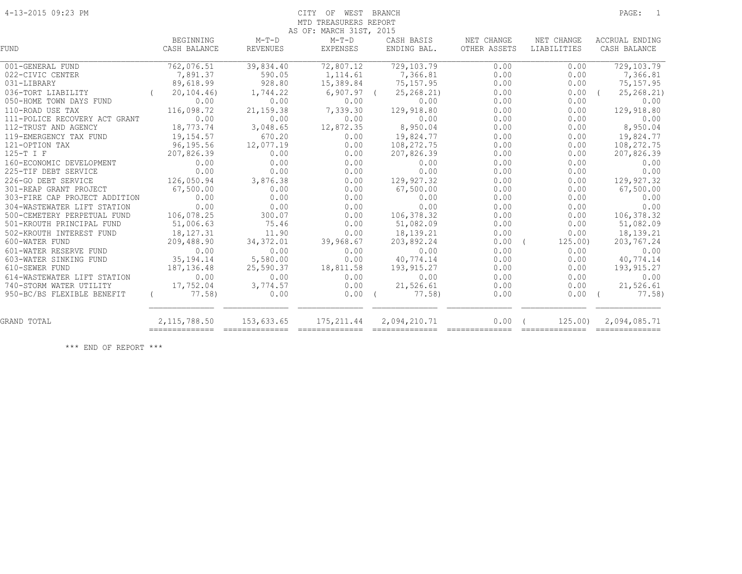# CITY OF WEST BRANCH

## MTD TREASURERS REPORT

AS OF: MARCH 31ST, 2015

4-13-2015 09:23 PM

| FUND | BEGINNING CASH BALANCE | M-T-D REVENUES | M-T-D EXPENSES | CASH BASIS ENDING BAL. | NET CHANGE OTHER ASSETS | NET CHANGE LIABILITIES | ACCRUAL ENDING CASH BALANCE |
|---|---|---|---|---|---|---|---|
| 001-GENERAL FUND | 762,076.51 | 39,834.40 | 72,807.12 | 729,103.79 | 0.00 | 0.00 | 729,103.79 |
| 022-CIVIC CENTER | 7,891.37 | 590.05 | 1,114.61 | 7,366.81 | 0.00 | 0.00 | 7,366.81 |
| 031-LIBRARY | 89,618.99 | 928.80 | 15,389.84 | 75,157.95 | 0.00 | 0.00 | 75,157.95 |
| 036-TORT LIABILITY | ( 20,104.46) | 1,744.22 | 6,907.97 | ( 25,268.21) | 0.00 | 0.00 | ( 25,268.21) |
| 050-HOME TOWN DAYS FUND | 0.00 | 0.00 | 0.00 | 0.00 | 0.00 | 0.00 | 0.00 |
| 110-ROAD USE TAX | 116,098.72 | 21,159.38 | 7,339.30 | 129,918.80 | 0.00 | 0.00 | 129,918.80 |
| 111-POLICE RECOVERY ACT GRANT | 0.00 | 0.00 | 0.00 | 0.00 | 0.00 | 0.00 | 0.00 |
| 112-TRUST AND AGENCY | 18,773.74 | 3,048.65 | 12,872.35 | 8,950.04 | 0.00 | 0.00 | 8,950.04 |
| 119-EMERGENCY TAX FUND | 19,154.57 | 670.20 | 0.00 | 19,824.77 | 0.00 | 0.00 | 19,824.77 |
| 121-OPTION TAX | 96,195.56 | 12,077.19 | 0.00 | 108,272.75 | 0.00 | 0.00 | 108,272.75 |
| 125-T I F | 207,826.39 | 0.00 | 0.00 | 207,826.39 | 0.00 | 0.00 | 207,826.39 |
| 160-ECONOMIC DEVELOPMENT | 0.00 | 0.00 | 0.00 | 0.00 | 0.00 | 0.00 | 0.00 |
| 225-TIF DEBT SERVICE | 0.00 | 0.00 | 0.00 | 0.00 | 0.00 | 0.00 | 0.00 |
| 226-GO DEBT SERVICE | 126,050.94 | 3,876.38 | 0.00 | 129,927.32 | 0.00 | 0.00 | 129,927.32 |
| 301-REAP GRANT PROJECT | 67,500.00 | 0.00 | 0.00 | 67,500.00 | 0.00 | 0.00 | 67,500.00 |
| 303-FIRE CAP PROJECT ADDITION | 0.00 | 0.00 | 0.00 | 0.00 | 0.00 | 0.00 | 0.00 |
| 304-WASTEWATER LIFT STATION | 0.00 | 0.00 | 0.00 | 0.00 | 0.00 | 0.00 | 0.00 |
| 500-CEMETERY PERPETUAL FUND | 106,078.25 | 300.07 | 0.00 | 106,378.32 | 0.00 | 0.00 | 106,378.32 |
| 501-KROUTH PRINCIPAL FUND | 51,006.63 | 75.46 | 0.00 | 51,082.09 | 0.00 | 0.00 | 51,082.09 |
| 502-KROUTH INTEREST FUND | 18,127.31 | 11.90 | 0.00 | 18,139.21 | 0.00 | 0.00 | 18,139.21 |
| 600-WATER FUND | 209,488.90 | 34,372.01 | 39,968.67 | 203,892.24 | 0.00 | ( 125.00) | 203,767.24 |
| 601-WATER RESERVE FUND | 0.00 | 0.00 | 0.00 | 0.00 | 0.00 | 0.00 | 0.00 |
| 603-WATER SINKING FUND | 35,194.14 | 5,580.00 | 0.00 | 40,774.14 | 0.00 | 0.00 | 40,774.14 |
| 610-SEWER FUND | 187,136.48 | 25,590.37 | 18,811.58 | 193,915.27 | 0.00 | 0.00 | 193,915.27 |
| 614-WASTEWATER LIFT STATION | 0.00 | 0.00 | 0.00 | 0.00 | 0.00 | 0.00 | 0.00 |
| 740-STORM WATER UTILITY | 17,752.04 | 3,774.57 | 0.00 | 21,526.61 | 0.00 | 0.00 | 21,526.61 |
| 950-BC/BS FLEXIBLE BENEFIT | ( 77.58) | 0.00 | 0.00 | ( 77.58) | 0.00 | 0.00 | ( 77.58) |
| GRAND TOTAL | 2,115,788.50 | 153,633.65 | 175,211.44 | 2,094,210.71 | 0.00 | ( 125.00) | 2,094,085.71 |

*** END OF REPORT ***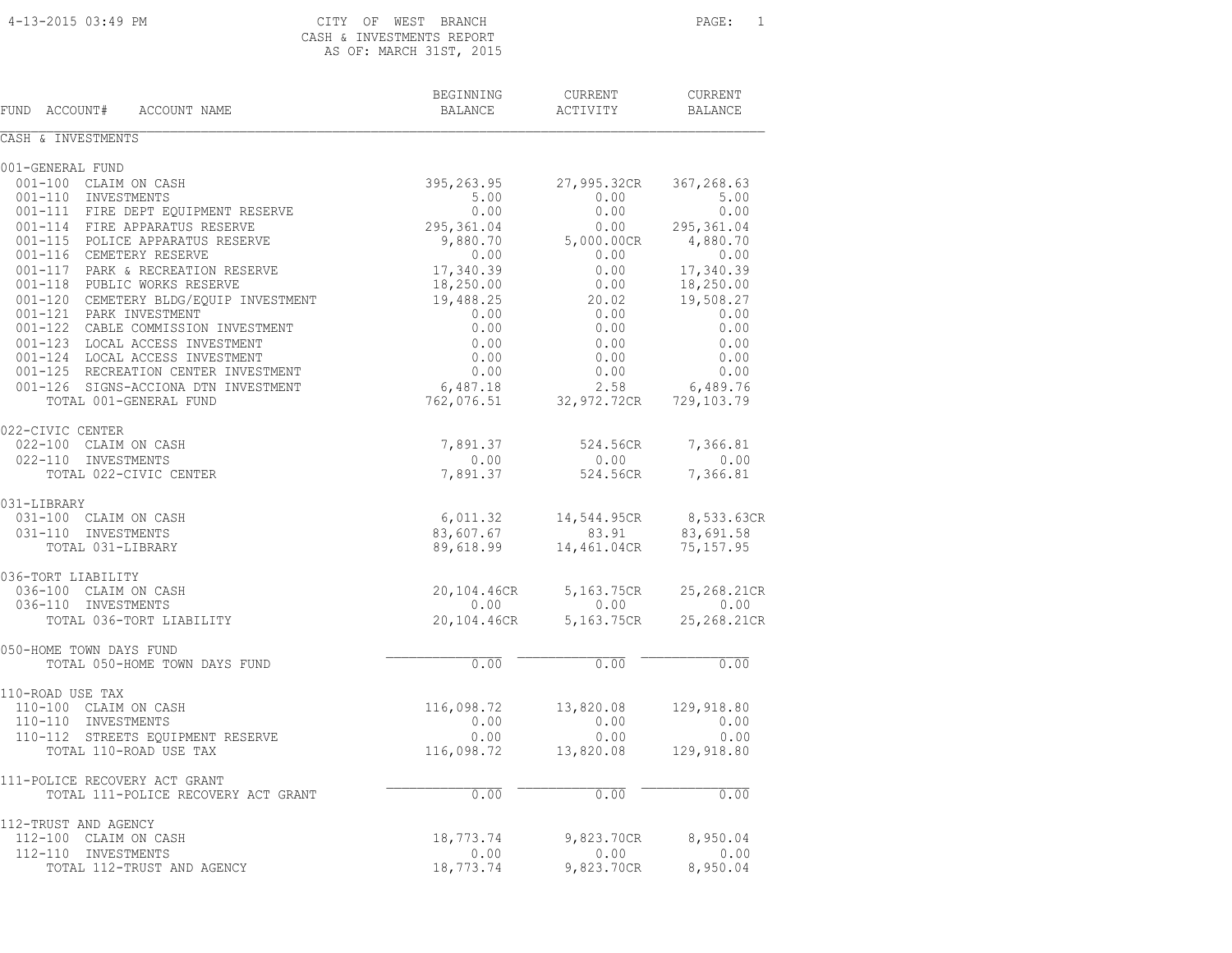CITY OF WEST BRANCH

CASH & INVESTMENTS REPORT

AS OF: MARCH 31ST, 2015

4-13-2015 03:49 PM

| FUND ACCOUNT# ACCOUNT NAME | BEGINNING BALANCE | CURRENT ACTIVITY | CURRENT BALANCE |
|---|---|---|---|
| **CASH & INVESTMENTS** | | | |
| **001-GENERAL FUND** | | | |
| 001-100 CLAIM ON CASH | 395,263.95 | 27,995.32CR | 367,268.63 |
| 001-110 INVESTMENTS | 5.00 | 0.00 | 5.00 |
| 001-111 FIRE DEPT EQUIPMENT RESERVE | 0.00 | 0.00 | 0.00 |
| 001-114 FIRE APPARATUS RESERVE | 295,361.04 | 0.00 | 295,361.04 |
| 001-115 POLICE APPARATUS RESERVE | 9,880.70 | 5,000.00CR | 4,880.70 |
| 001-116 CEMETERY RESERVE | 0.00 | 0.00 | 0.00 |
| 001-117 PARK & RECREATION RESERVE | 17,340.39 | 0.00 | 17,340.39 |
| 001-118 PUBLIC WORKS RESERVE | 18,250.00 | 0.00 | 18,250.00 |
| 001-120 CEMETERY BLDG/EQUIP INVESTMENT | 19,488.25 | 20.02 | 19,508.27 |
| 001-121 PARK INVESTMENT | 0.00 | 0.00 | 0.00 |
| 001-122 CABLE COMMISSION INVESTMENT | 0.00 | 0.00 | 0.00 |
| 001-123 LOCAL ACCESS INVESTMENT | 0.00 | 0.00 | 0.00 |
| 001-124 LOCAL ACCESS INVESTMENT | 0.00 | 0.00 | 0.00 |
| 001-125 RECREATION CENTER INVESTMENT | 0.00 | 0.00 | 0.00 |
| 001-126 SIGNS-ACCIONA DTN INVESTMENT | 6,487.18 | 2.58 | 6,489.76 |
| TOTAL 001-GENERAL FUND | 762,076.51 | 32,972.72CR | 729,103.79 |
| **022-CIVIC CENTER** | | | |
| 022-100 CLAIM ON CASH | 7,891.37 | 524.56CR | 7,366.81 |
| 022-110 INVESTMENTS | 0.00 | 0.00 | 0.00 |
| TOTAL 022-CIVIC CENTER | 7,891.37 | 524.56CR | 7,366.81 |
| **031-LIBRARY** | | | |
| 031-100 CLAIM ON CASH | 6,011.32 | 14,544.95CR | 8,533.63CR |
| 031-110 INVESTMENTS | 83,607.67 | 83.91 | 83,691.58 |
| TOTAL 031-LIBRARY | 89,618.99 | 14,461.04CR | 75,157.95 |
| **036-TORT LIABILITY** | | | |
| 036-100 CLAIM ON CASH | 20,104.46CR | 5,163.75CR | 25,268.21CR |
| 036-110 INVESTMENTS | 0.00 | 0.00 | 0.00 |
| TOTAL 036-TORT LIABILITY | 20,104.46CR | 5,163.75CR | 25,268.21CR |
| **050-HOME TOWN DAYS FUND** | | | |
| TOTAL 050-HOME TOWN DAYS FUND | 0.00 | 0.00 | 0.00 |
| **110-ROAD USE TAX** | | | |
| 110-100 CLAIM ON CASH | 116,098.72 | 13,820.08 | 129,918.80 |
| 110-110 INVESTMENTS | 0.00 | 0.00 | 0.00 |
| 110-112 STREETS EQUIPMENT RESERVE | 0.00 | 0.00 | 0.00 |
| TOTAL 110-ROAD USE TAX | 116,098.72 | 13,820.08 | 129,918.80 |
| **111-POLICE RECOVERY ACT GRANT** | | | |
| TOTAL 111-POLICE RECOVERY ACT GRANT | 0.00 | 0.00 | 0.00 |
| **112-TRUST AND AGENCY** | | | |
| 112-100 CLAIM ON CASH | 18,773.74 | 9,823.70CR | 8,950.04 |
| 112-110 INVESTMENTS | 0.00 | 0.00 | 0.00 |
| TOTAL 112-TRUST AND AGENCY | 18,773.74 | 9,823.70CR | 8,950.04 |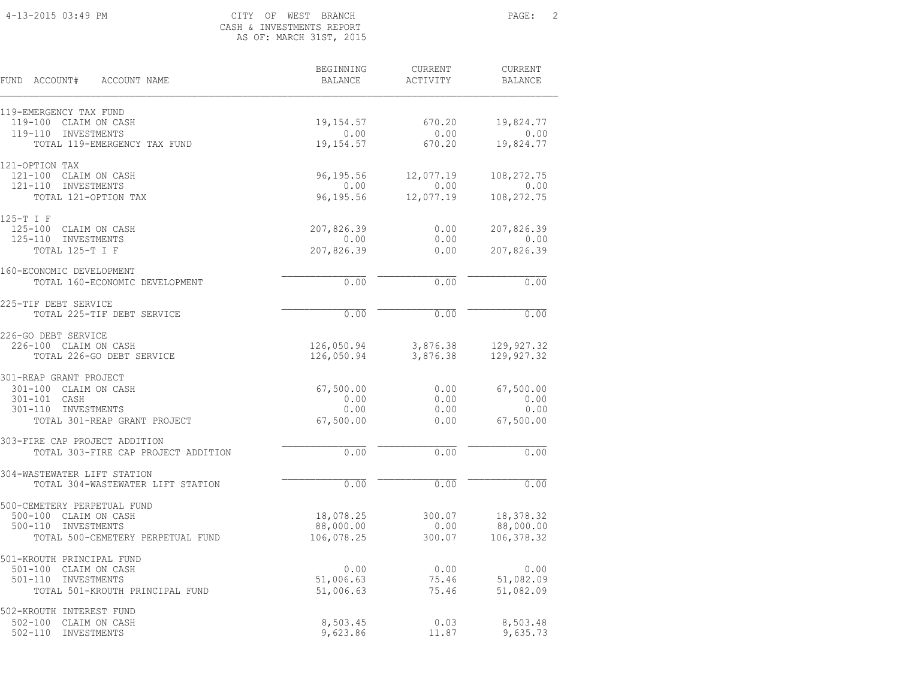CITY OF WEST BRANCH
CASH & INVESTMENTS REPORT
AS OF: MARCH 31ST, 2015

4-13-2015 03:49 PM

| FUND ACCOUNT# ACCOUNT NAME | BEGINNING BALANCE | CURRENT ACTIVITY | CURRENT BALANCE |
|---|---|---|---|
| **119-EMERGENCY TAX FUND** | | | |
| 119-100 CLAIM ON CASH | 19,154.57 | 670.20 | 19,824.77 |
| 119-110 INVESTMENTS | 0.00 | 0.00 | 0.00 |
| TOTAL 119-EMERGENCY TAX FUND | 19,154.57 | 670.20 | 19,824.77 |
| **121-OPTION TAX** | | | |
| 121-100 CLAIM ON CASH | 96,195.56 | 12,077.19 | 108,272.75 |
| 121-110 INVESTMENTS | 0.00 | 0.00 | 0.00 |
| TOTAL 121-OPTION TAX | 96,195.56 | 12,077.19 | 108,272.75 |
| **125-T I F** | | | |
| 125-100 CLAIM ON CASH | 207,826.39 | 0.00 | 207,826.39 |
| 125-110 INVESTMENTS | 0.00 | 0.00 | 0.00 |
| TOTAL 125-T I F | 207,826.39 | 0.00 | 207,826.39 |
| **160-ECONOMIC DEVELOPMENT** | | | |
| TOTAL 160-ECONOMIC DEVELOPMENT | 0.00 | 0.00 | 0.00 |
| **225-TIF DEBT SERVICE** | | | |
| TOTAL 225-TIF DEBT SERVICE | 0.00 | 0.00 | 0.00 |
| **226-GO DEBT SERVICE** | | | |
| 226-100 CLAIM ON CASH | 126,050.94 | 3,876.38 | 129,927.32 |
| TOTAL 226-GO DEBT SERVICE | 126,050.94 | 3,876.38 | 129,927.32 |
| **301-REAP GRANT PROJECT** | | | |
| 301-100 CLAIM ON CASH | 67,500.00 | 0.00 | 67,500.00 |
| 301-101 CASH | 0.00 | 0.00 | 0.00 |
| 301-110 INVESTMENTS | 0.00 | 0.00 | 0.00 |
| TOTAL 301-REAP GRANT PROJECT | 67,500.00 | 0.00 | 67,500.00 |
| **303-FIRE CAP PROJECT ADDITION** | | | |
| TOTAL 303-FIRE CAP PROJECT ADDITION | 0.00 | 0.00 | 0.00 |
| **304-WASTEWATER LIFT STATION** | | | |
| TOTAL 304-WASTEWATER LIFT STATION | 0.00 | 0.00 | 0.00 |
| **500-CEMETERY PERPETUAL FUND** | | | |
| 500-100 CLAIM ON CASH | 18,078.25 | 300.07 | 18,378.32 |
| 500-110 INVESTMENTS | 88,000.00 | 0.00 | 88,000.00 |
| TOTAL 500-CEMETERY PERPETUAL FUND | 106,078.25 | 300.07 | 106,378.32 |
| **501-KROUTH PRINCIPAL FUND** | | | |
| 501-100 CLAIM ON CASH | 0.00 | 0.00 | 0.00 |
| 501-110 INVESTMENTS | 51,006.63 | 75.46 | 51,082.09 |
| TOTAL 501-KROUTH PRINCIPAL FUND | 51,006.63 | 75.46 | 51,082.09 |
| **502-KROUTH INTEREST FUND** | | | |
| 502-100 CLAIM ON CASH | 8,503.45 | 0.03 | 8,503.48 |
| 502-110 INVESTMENTS | 9,623.86 | 11.87 | 9,635.73 |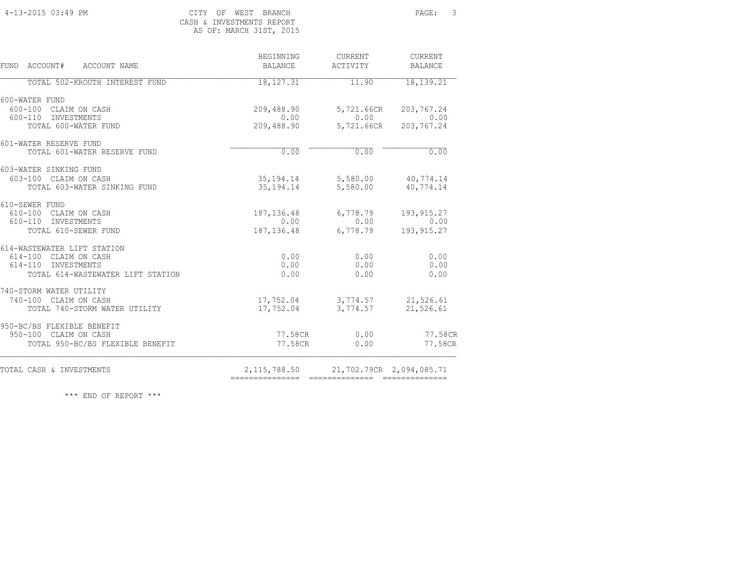CITY OF WEST BRANCH
CASH & INVESTMENTS REPORT
AS OF: MARCH 31ST, 2015

| FUND ACCOUNT# ACCOUNT NAME | BEGINNING BALANCE | CURRENT ACTIVITY | CURRENT BALANCE |
|---|---|---|---|
| TOTAL 502-KROUTH INTEREST FUND | 18,127.31 | 11.90 | 18,139.21 |
| **600-WATER FUND** | | | |
| 600-100 CLAIM ON CASH | 209,488.90 | 5,721.66CR | 203,767.24 |
| 600-110 INVESTMENTS | 0.00 | 0.00 | 0.00 |
| TOTAL 600-WATER FUND | 209,488.90 | 5,721.66CR | 203,767.24 |
| **601-WATER RESERVE FUND** | | | |
| TOTAL 601-WATER RESERVE FUND | 0.00 | 0.00 | 0.00 |
| **603-WATER SINKING FUND** | | | |
| 603-100 CLAIM ON CASH | 35,194.14 | 5,580.00 | 40,774.14 |
| TOTAL 603-WATER SINKING FUND | 35,194.14 | 5,580.00 | 40,774.14 |
| **610-SEWER FUND** | | | |
| 610-100 CLAIM ON CASH | 187,136.48 | 6,778.79 | 193,915.27 |
| 610-110 INVESTMENTS | 0.00 | 0.00 | 0.00 |
| TOTAL 610-SEWER FUND | 187,136.48 | 6,778.79 | 193,915.27 |
| **614-WASTEWATER LIFT STATION** | | | |
| 614-100 CLAIM ON CASH | 0.00 | 0.00 | 0.00 |
| 614-110 INVESTMENTS | 0.00 | 0.00 | 0.00 |
| TOTAL 614-WASTEWATER LIFT STATION | 0.00 | 0.00 | 0.00 |
| **740-STORM WATER UTILITY** | | | |
| 740-100 CLAIM ON CASH | 17,752.04 | 3,774.57 | 21,526.61 |
| TOTAL 740-STORM WATER UTILITY | 17,752.04 | 3,774.57 | 21,526.61 |
| **950-BC/BS FLEXIBLE BENEFIT** | | | |
| 950-100 CLAIM ON CASH | 77.58CR | 0.00 | 77.58CR |
| TOTAL 950-BC/BS FLEXIBLE BENEFIT | 77.58CR | 0.00 | 77.58CR |
| TOTAL CASH & INVESTMENTS | 2,115,788.50 | 21,702.79CR | 2,094,085.71 |

*** END OF REPORT ***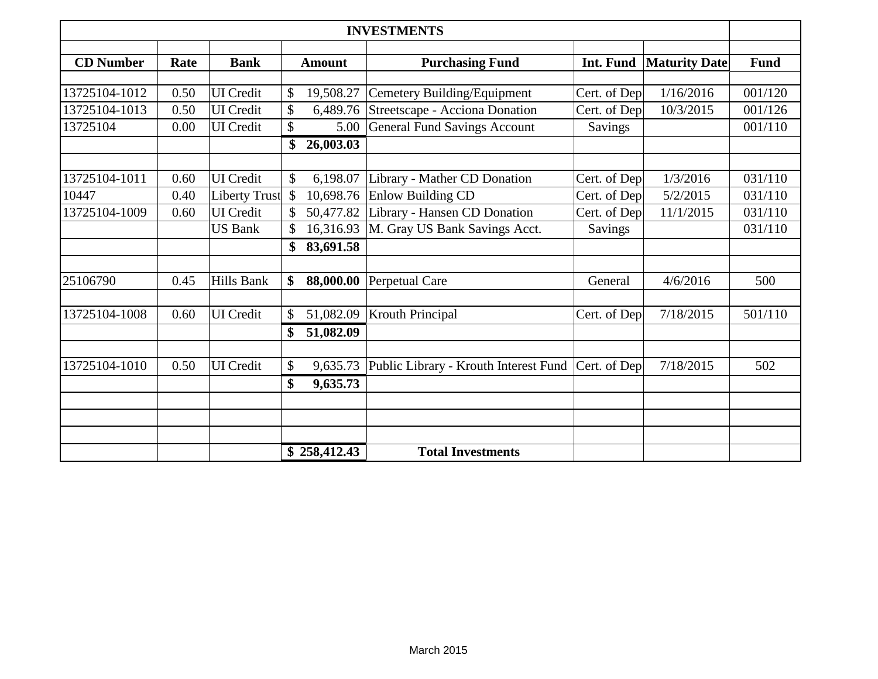| INVESTMENTS | | | | | | | |
|---|---|---|---|---|---|---|---|
| **CD Number** | **Rate** | **Bank** | **Amount** | **Purchasing Fund** | **Int. Fund** | **Maturity Date** | **Fund** |
| 13725104-1012 | 0.50 | UI Credit | $ 19,508.27 | Cemetery Building/Equipment | Cert. of Dep | 1/16/2016 | 001/120 |
| 13725104-1013 | 0.50 | UI Credit | $ 6,489.76 | Streetscape - Acciona Donation | Cert. of Dep | 10/3/2015 | 001/126 |
| 13725104 | 0.00 | UI Credit | $ 5.00 | General Fund Savings Account | Savings | | 001/110 |
| | | | **$ 26,003.03** | | | | |
| | | | | | | | |
| 13725104-1011 | 0.60 | UI Credit | $ 6,198.07 | Library - Mather CD Donation | Cert. of Dep | 1/3/2016 | 031/110 |
| 10447 | 0.40 | Liberty Trust | $ 10,698.76 | Enlow Building CD | Cert. of Dep | 5/2/2015 | 031/110 |
| 13725104-1009 | 0.60 | UI Credit | $ 50,477.82 | Library - Hansen CD Donation | Cert. of Dep | 11/1/2015 | 031/110 |
| | | US Bank | $ 16,316.93 | M. Gray US Bank Savings Acct. | Savings | | 031/110 |
| | | | **$ 83,691.58** | | | | |
| | | | | | | | |
| 25106790 | 0.45 | Hills Bank | **$ 88,000.00** | Perpetual Care | General | 4/6/2016 | 500 |
| | | | | | | | |
| 13725104-1008 | 0.60 | UI Credit | $ 51,082.09 | Krouth Principal | Cert. of Dep | 7/18/2015 | 501/110 |
| | | | **$ 51,082.09** | | | | |
| | | | | | | | |
| 13725104-1010 | 0.50 | UI Credit | $ 9,635.73 | Public Library - Krouth Interest Fund | Cert. of Dep | 7/18/2015 | 502 |
| | | | **$ 9,635.73** | | | | |
| | | | | | | | |
| | | | **$ 258,412.43** | **Total Investments** | | | |

March 2015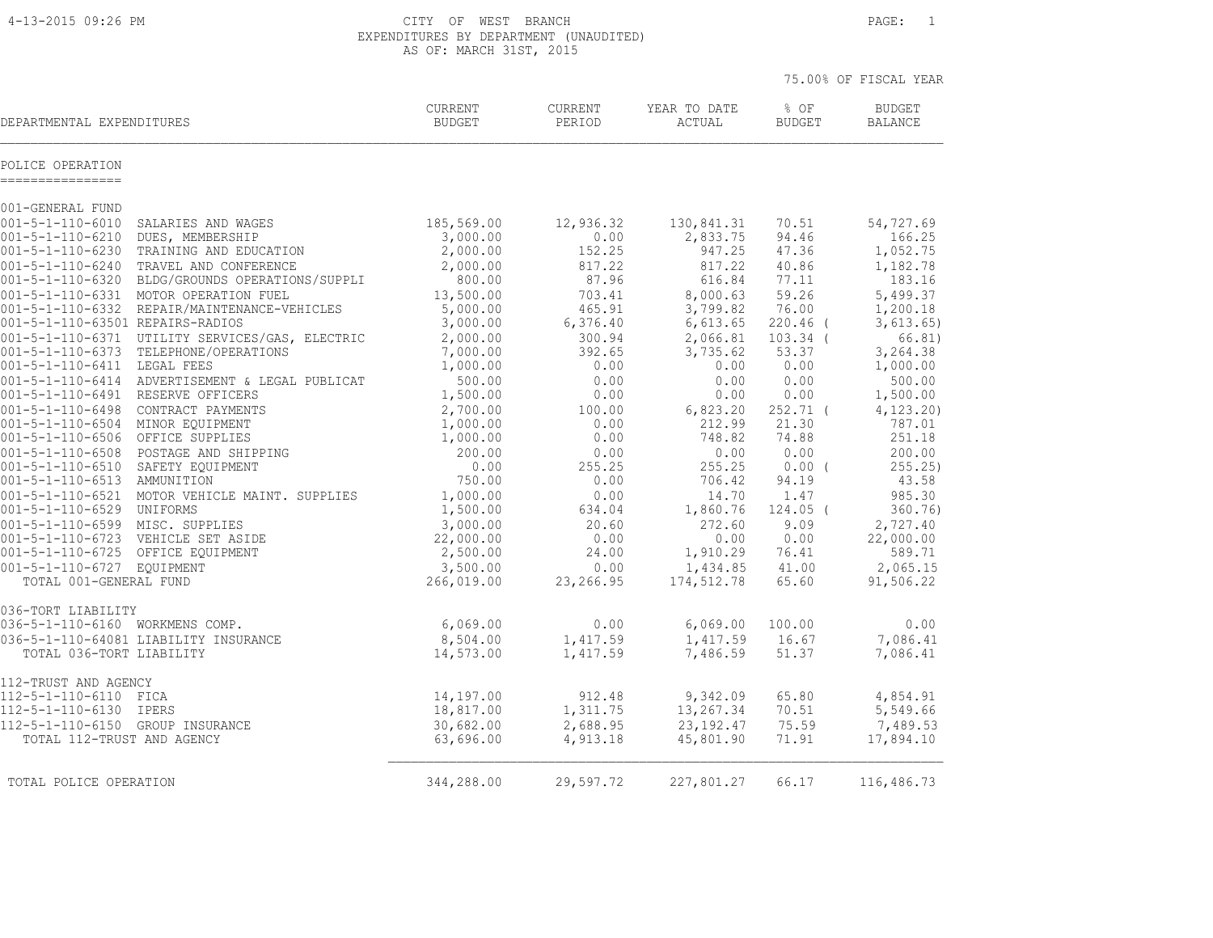CITY OF WEST BRANCH
EXPENDITURES BY DEPARTMENT (UNAUDITED)
AS OF: MARCH 31ST, 2015

75.00% OF FISCAL YEAR

| DEPARTMENTAL EXPENDITURES | CURRENT BUDGET | CURRENT PERIOD | YEAR TO DATE ACTUAL | % OF BUDGET | BUDGET BALANCE |
|---|---|---|---|---|---|
| **POLICE OPERATION** | | | | | |
| **001-GENERAL FUND** | | | | | |
| 001-5-1-110-6010 SALARIES AND WAGES | 185,569.00 | 12,936.32 | 130,841.31 | 70.51 | 54,727.69 |
| 001-5-1-110-6210 DUES, MEMBERSHIP | 3,000.00 | 0.00 | 2,833.75 | 94.46 | 166.25 |
| 001-5-1-110-6230 TRAINING AND EDUCATION | 2,000.00 | 152.25 | 947.25 | 47.36 | 1,052.75 |
| 001-5-1-110-6240 TRAVEL AND CONFERENCE | 2,000.00 | 817.22 | 817.22 | 40.86 | 1,182.78 |
| 001-5-1-110-6320 BLDG/GROUNDS OPERATIONS/SUPPLI | 800.00 | 87.96 | 616.84 | 77.11 | 183.16 |
| 001-5-1-110-6331 MOTOR OPERATION FUEL | 13,500.00 | 703.41 | 8,000.63 | 59.26 | 5,499.37 |
| 001-5-1-110-6332 REPAIR/MAINTENANCE-VEHICLES | 5,000.00 | 465.91 | 3,799.82 | 76.00 | 1,200.18 |
| 001-5-1-110-63501 REPAIRS-RADIOS | 3,000.00 | 6,376.40 | 6,613.65 | 220.46 | ( 3,613.65) |
| 001-5-1-110-6371 UTILITY SERVICES/GAS, ELECTRIC | 2,000.00 | 300.94 | 2,066.81 | 103.34 | ( 66.81) |
| 001-5-1-110-6373 TELEPHONE/OPERATIONS | 7,000.00 | 392.65 | 3,735.62 | 53.37 | 3,264.38 |
| 001-5-1-110-6411 LEGAL FEES | 1,000.00 | 0.00 | 0.00 | 0.00 | 1,000.00 |
| 001-5-1-110-6414 ADVERTISEMENT & LEGAL PUBLICAT | 500.00 | 0.00 | 0.00 | 0.00 | 500.00 |
| 001-5-1-110-6491 RESERVE OFFICERS | 1,500.00 | 0.00 | 0.00 | 0.00 | 1,500.00 |
| 001-5-1-110-6498 CONTRACT PAYMENTS | 2,700.00 | 100.00 | 6,823.20 | 252.71 | ( 4,123.20) |
| 001-5-1-110-6504 MINOR EQUIPMENT | 1,000.00 | 0.00 | 212.99 | 21.30 | 787.01 |
| 001-5-1-110-6506 OFFICE SUPPLIES | 1,000.00 | 0.00 | 748.82 | 74.88 | 251.18 |
| 001-5-1-110-6508 POSTAGE AND SHIPPING | 200.00 | 0.00 | 0.00 | 0.00 | 200.00 |
| 001-5-1-110-6510 SAFETY EQUIPMENT | 0.00 | 255.25 | 255.25 | 0.00 | ( 255.25) |
| 001-5-1-110-6513 AMMUNITION | 750.00 | 0.00 | 706.42 | 94.19 | 43.58 |
| 001-5-1-110-6521 MOTOR VEHICLE MAINT. SUPPLIES | 1,000.00 | 0.00 | 14.70 | 1.47 | 985.30 |
| 001-5-1-110-6529 UNIFORMS | 1,500.00 | 634.04 | 1,860.76 | 124.05 | ( 360.76) |
| 001-5-1-110-6599 MISC. SUPPLIES | 3,000.00 | 20.60 | 272.60 | 9.09 | 2,727.40 |
| 001-5-1-110-6723 VEHICLE SET ASIDE | 22,000.00 | 0.00 | 0.00 | 0.00 | 22,000.00 |
| 001-5-1-110-6725 OFFICE EQUIPMENT | 2,500.00 | 24.00 | 1,910.29 | 76.41 | 589.71 |
| 001-5-1-110-6727 EQUIPMENT | 3,500.00 | 0.00 | 1,434.85 | 41.00 | 2,065.15 |
| TOTAL 001-GENERAL FUND | 266,019.00 | 23,266.95 | 174,512.78 | 65.60 | 91,506.22 |
| **036-TORT LIABILITY** | | | | | |
| 036-5-1-110-6160 WORKMENS COMP. | 6,069.00 | 0.00 | 6,069.00 | 100.00 | 0.00 |
| 036-5-1-110-64081 LIABILITY INSURANCE | 8,504.00 | 1,417.59 | 1,417.59 | 16.67 | 7,086.41 |
| TOTAL 036-TORT LIABILITY | 14,573.00 | 1,417.59 | 7,486.59 | 51.37 | 7,086.41 |
| **112-TRUST AND AGENCY** | | | | | |
| 112-5-1-110-6110 FICA | 14,197.00 | 912.48 | 9,342.09 | 65.80 | 4,854.91 |
| 112-5-1-110-6130 IPERS | 18,817.00 | 1,311.75 | 13,267.34 | 70.51 | 5,549.66 |
| 112-5-1-110-6150 GROUP INSURANCE | 30,682.00 | 2,688.95 | 23,192.47 | 75.59 | 7,489.53 |
| TOTAL 112-TRUST AND AGENCY | 63,696.00 | 4,913.18 | 45,801.90 | 71.91 | 17,894.10 |
| **TOTAL POLICE OPERATION** | 344,288.00 | 29,597.72 | 227,801.27 | 66.17 | 116,486.73 |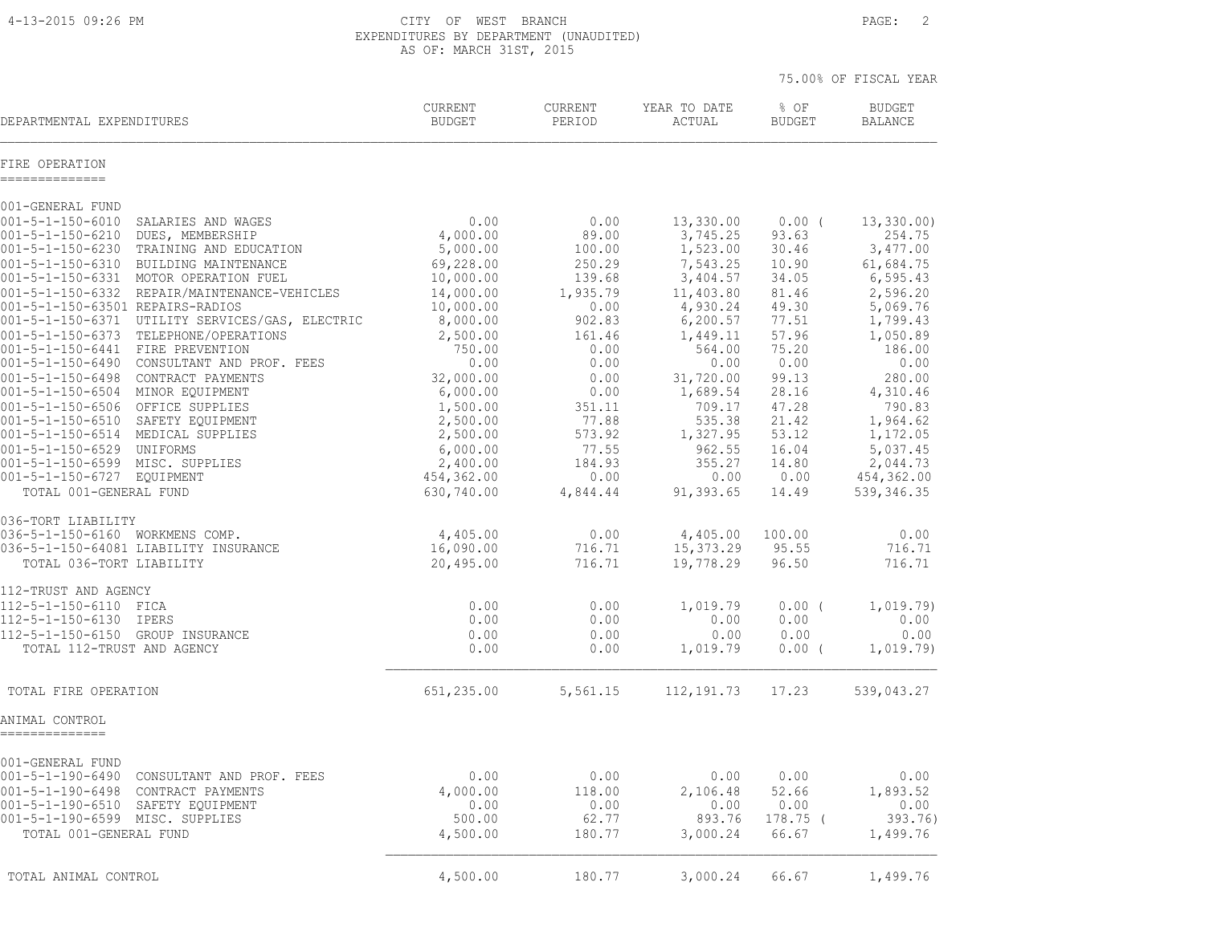CITY OF WEST BRANCH
EXPENDITURES BY DEPARTMENT (UNAUDITED)
AS OF: MARCH 31ST, 2015

75.00% OF FISCAL YEAR

| DEPARTMENTAL EXPENDITURES | CURRENT BUDGET | CURRENT PERIOD | YEAR TO DATE ACTUAL | % OF BUDGET | BUDGET BALANCE |
|---|---|---|---|---|---|
| **FIRE OPERATION** | | | | | |
| 001-GENERAL FUND | | | | | |
| 001-5-1-150-6010 SALARIES AND WAGES | 0.00 | 0.00 | 13,330.00 | 0.00 ( | 13,330.00) |
| 001-5-1-150-6210 DUES, MEMBERSHIP | 4,000.00 | 89.00 | 3,745.25 | 93.63 | 254.75 |
| 001-5-1-150-6230 TRAINING AND EDUCATION | 5,000.00 | 100.00 | 1,523.00 | 30.46 | 3,477.00 |
| 001-5-1-150-6310 BUILDING MAINTENANCE | 69,228.00 | 250.29 | 7,543.25 | 10.90 | 61,684.75 |
| 001-5-1-150-6331 MOTOR OPERATION FUEL | 10,000.00 | 139.68 | 3,404.57 | 34.05 | 6,595.43 |
| 001-5-1-150-6332 REPAIR/MAINTENANCE-VEHICLES | 14,000.00 | 1,935.79 | 11,403.80 | 81.46 | 2,596.20 |
| 001-5-1-150-63501 REPAIRS-RADIOS | 10,000.00 | 0.00 | 4,930.24 | 49.30 | 5,069.76 |
| 001-5-1-150-6371 UTILITY SERVICES/GAS, ELECTRIC | 8,000.00 | 902.83 | 6,200.57 | 77.51 | 1,799.43 |
| 001-5-1-150-6373 TELEPHONE/OPERATIONS | 2,500.00 | 161.46 | 1,449.11 | 57.96 | 1,050.89 |
| 001-5-1-150-6441 FIRE PREVENTION | 750.00 | 0.00 | 564.00 | 75.20 | 186.00 |
| 001-5-1-150-6490 CONSULTANT AND PROF. FEES | 0.00 | 0.00 | 0.00 | 0.00 | 0.00 |
| 001-5-1-150-6498 CONTRACT PAYMENTS | 32,000.00 | 0.00 | 31,720.00 | 99.13 | 280.00 |
| 001-5-1-150-6504 MINOR EQUIPMENT | 6,000.00 | 0.00 | 1,689.54 | 28.16 | 4,310.46 |
| 001-5-1-150-6506 OFFICE SUPPLIES | 1,500.00 | 351.11 | 709.17 | 47.28 | 790.83 |
| 001-5-1-150-6510 SAFETY EQUIPMENT | 2,500.00 | 77.88 | 535.38 | 21.42 | 1,964.62 |
| 001-5-1-150-6514 MEDICAL SUPPLIES | 2,500.00 | 573.92 | 1,327.95 | 53.12 | 1,172.05 |
| 001-5-1-150-6529 UNIFORMS | 6,000.00 | 77.55 | 962.55 | 16.04 | 5,037.45 |
| 001-5-1-150-6599 MISC. SUPPLIES | 2,400.00 | 184.93 | 355.27 | 14.80 | 2,044.73 |
| 001-5-1-150-6727 EQUIPMENT | 454,362.00 | 0.00 | 0.00 | 0.00 | 454,362.00 |
| TOTAL 001-GENERAL FUND | 630,740.00 | 4,844.44 | 91,393.65 | 14.49 | 539,346.35 |
| 036-TORT LIABILITY | | | | | |
| 036-5-1-150-6160 WORKMENS COMP. | 4,405.00 | 0.00 | 4,405.00 | 100.00 | 0.00 |
| 036-5-1-150-64081 LIABILITY INSURANCE | 16,090.00 | 716.71 | 15,373.29 | 95.55 | 716.71 |
| TOTAL 036-TORT LIABILITY | 20,495.00 | 716.71 | 19,778.29 | 96.50 | 716.71 |
| 112-TRUST AND AGENCY | | | | | |
| 112-5-1-150-6110 FICA | 0.00 | 0.00 | 1,019.79 | 0.00 ( | 1,019.79) |
| 112-5-1-150-6130 IPERS | 0.00 | 0.00 | 0.00 | 0.00 | 0.00 |
| 112-5-1-150-6150 GROUP INSURANCE | 0.00 | 0.00 | 0.00 | 0.00 | 0.00 |
| TOTAL 112-TRUST AND AGENCY | 0.00 | 0.00 | 1,019.79 | 0.00 ( | 1,019.79) |
| TOTAL FIRE OPERATION | 651,235.00 | 5,561.15 | 112,191.73 | 17.23 | 539,043.27 |
| **ANIMAL CONTROL** | | | | | |
| 001-GENERAL FUND | | | | | |
| 001-5-1-190-6490 CONSULTANT AND PROF. FEES | 0.00 | 0.00 | 0.00 | 0.00 | 0.00 |
| 001-5-1-190-6498 CONTRACT PAYMENTS | 4,000.00 | 118.00 | 2,106.48 | 52.66 | 1,893.52 |
| 001-5-1-190-6510 SAFETY EQUIPMENT | 0.00 | 0.00 | 0.00 | 0.00 | 0.00 |
| 001-5-1-190-6599 MISC. SUPPLIES | 500.00 | 62.77 | 893.76 | 178.75 ( | 393.76) |
| TOTAL 001-GENERAL FUND | 4,500.00 | 180.77 | 3,000.24 | 66.67 | 1,499.76 |
| TOTAL ANIMAL CONTROL | 4,500.00 | 180.77 | 3,000.24 | 66.67 | 1,499.76 |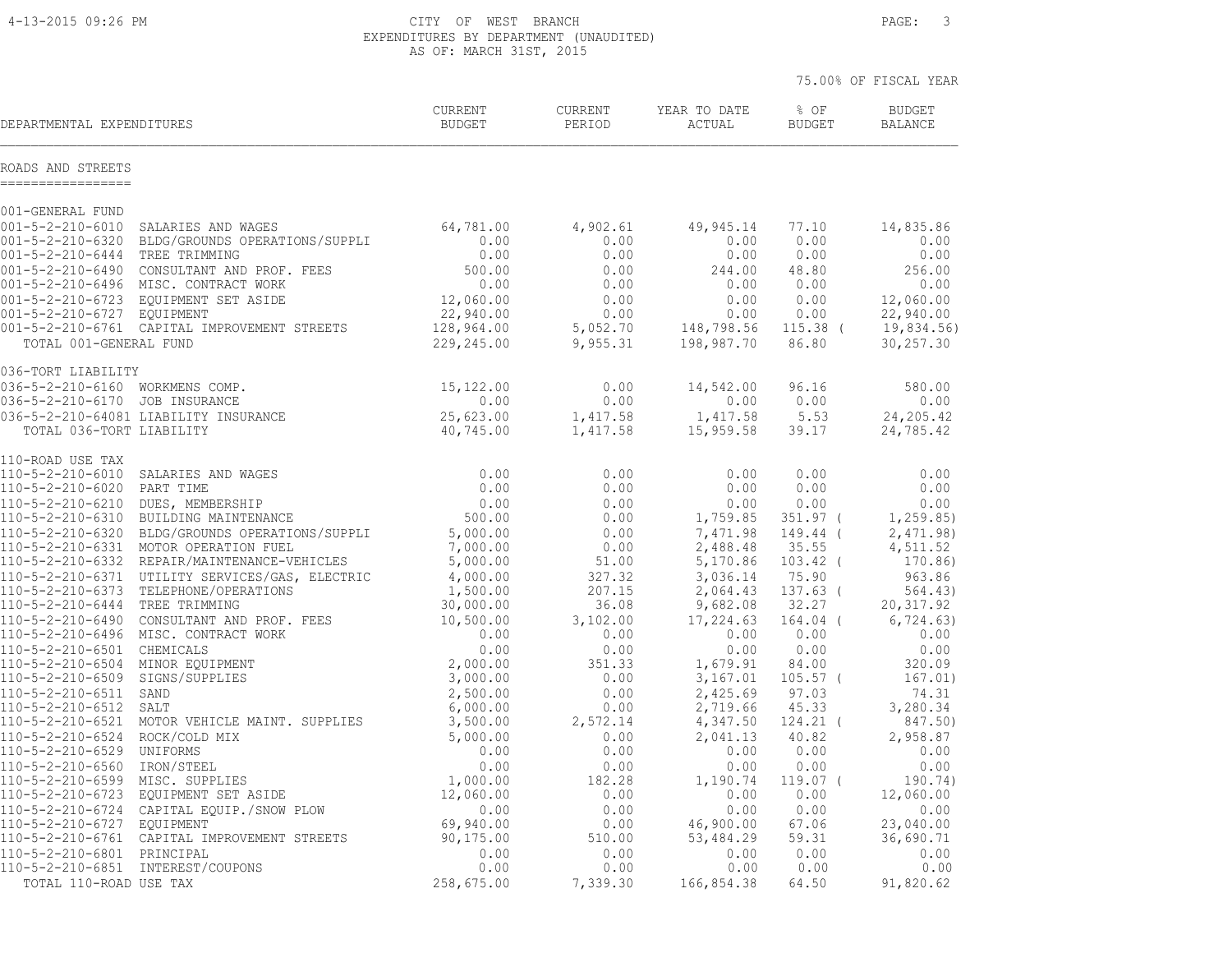CITY OF WEST BRANCH
EXPENDITURES BY DEPARTMENT (UNAUDITED)
AS OF: MARCH 31ST, 2015

75.00% OF FISCAL YEAR

| DEPARTMENTAL EXPENDITURES | | CURRENT BUDGET | CURRENT PERIOD | YEAR TO DATE ACTUAL | % OF BUDGET | BUDGET BALANCE |
|---|---|---|---|---|---|---|
| **ROADS AND STREETS** | | | | | | |
| 001-GENERAL FUND | | | | | | |
| 001-5-2-210-6010 | SALARIES AND WAGES | 64,781.00 | 4,902.61 | 49,945.14 | 77.10 | 14,835.86 |
| 001-5-2-210-6320 | BLDG/GROUNDS OPERATIONS/SUPPLI | 0.00 | 0.00 | 0.00 | 0.00 | 0.00 |
| 001-5-2-210-6444 | TREE TRIMMING | 0.00 | 0.00 | 0.00 | 0.00 | 0.00 |
| 001-5-2-210-6490 | CONSULTANT AND PROF. FEES | 500.00 | 0.00 | 244.00 | 48.80 | 256.00 |
| 001-5-2-210-6496 | MISC. CONTRACT WORK | 0.00 | 0.00 | 0.00 | 0.00 | 0.00 |
| 001-5-2-210-6723 | EQUIPMENT SET ASIDE | 12,060.00 | 0.00 | 0.00 | 0.00 | 12,060.00 |
| 001-5-2-210-6727 | EQUIPMENT | 22,940.00 | 0.00 | 0.00 | 0.00 | 22,940.00 |
| 001-5-2-210-6761 | CAPITAL IMPROVEMENT STREETS | 128,964.00 | 5,052.70 | 148,798.56 | 115.38 | ( 19,834.56) |
| TOTAL 001-GENERAL FUND | | 229,245.00 | 9,955.31 | 198,987.70 | 86.80 | 30,257.30 |
| 036-TORT LIABILITY | | | | | | |
| 036-5-2-210-6160 | WORKMENS COMP. | 15,122.00 | 0.00 | 14,542.00 | 96.16 | 580.00 |
| 036-5-2-210-6170 | JOB INSURANCE | 0.00 | 0.00 | 0.00 | 0.00 | 0.00 |
| 036-5-2-210-64081 | LIABILITY INSURANCE | 25,623.00 | 1,417.58 | 1,417.58 | 5.53 | 24,205.42 |
| TOTAL 036-TORT LIABILITY | | 40,745.00 | 1,417.58 | 15,959.58 | 39.17 | 24,785.42 |
| 110-ROAD USE TAX | | | | | | |
| 110-5-2-210-6010 | SALARIES AND WAGES | 0.00 | 0.00 | 0.00 | 0.00 | 0.00 |
| 110-5-2-210-6020 | PART TIME | 0.00 | 0.00 | 0.00 | 0.00 | 0.00 |
| 110-5-2-210-6210 | DUES, MEMBERSHIP | 0.00 | 0.00 | 0.00 | 0.00 | 0.00 |
| 110-5-2-210-6310 | BUILDING MAINTENANCE | 500.00 | 0.00 | 1,759.85 | 351.97 | ( 1,259.85) |
| 110-5-2-210-6320 | BLDG/GROUNDS OPERATIONS/SUPPLI | 5,000.00 | 0.00 | 7,471.98 | 149.44 | ( 2,471.98) |
| 110-5-2-210-6331 | MOTOR OPERATION FUEL | 7,000.00 | 0.00 | 2,488.48 | 35.55 | 4,511.52 |
| 110-5-2-210-6332 | REPAIR/MAINTENANCE-VEHICLES | 5,000.00 | 51.00 | 5,170.86 | 103.42 | ( 170.86) |
| 110-5-2-210-6371 | UTILITY SERVICES/GAS, ELECTRIC | 4,000.00 | 327.32 | 3,036.14 | 75.90 | 963.86 |
| 110-5-2-210-6373 | TELEPHONE/OPERATIONS | 1,500.00 | 207.15 | 2,064.43 | 137.63 | ( 564.43) |
| 110-5-2-210-6444 | TREE TRIMMING | 30,000.00 | 36.08 | 9,682.08 | 32.27 | 20,317.92 |
| 110-5-2-210-6490 | CONSULTANT AND PROF. FEES | 10,500.00 | 3,102.00 | 17,224.63 | 164.04 | ( 6,724.63) |
| 110-5-2-210-6496 | MISC. CONTRACT WORK | 0.00 | 0.00 | 0.00 | 0.00 | 0.00 |
| 110-5-2-210-6501 | CHEMICALS | 0.00 | 0.00 | 0.00 | 0.00 | 0.00 |
| 110-5-2-210-6504 | MINOR EQUIPMENT | 2,000.00 | 351.33 | 1,679.91 | 84.00 | 320.09 |
| 110-5-2-210-6509 | SIGNS/SUPPLIES | 3,000.00 | 0.00 | 3,167.01 | 105.57 | ( 167.01) |
| 110-5-2-210-6511 | SAND | 2,500.00 | 0.00 | 2,425.69 | 97.03 | 74.31 |
| 110-5-2-210-6512 | SALT | 6,000.00 | 0.00 | 2,719.66 | 45.33 | 3,280.34 |
| 110-5-2-210-6521 | MOTOR VEHICLE MAINT. SUPPLIES | 3,500.00 | 2,572.14 | 4,347.50 | 124.21 | ( 847.50) |
| 110-5-2-210-6524 | ROCK/COLD MIX | 5,000.00 | 0.00 | 2,041.13 | 40.82 | 2,958.87 |
| 110-5-2-210-6529 | UNIFORMS | 0.00 | 0.00 | 0.00 | 0.00 | 0.00 |
| 110-5-2-210-6560 | IRON/STEEL | 0.00 | 0.00 | 0.00 | 0.00 | 0.00 |
| 110-5-2-210-6599 | MISC. SUPPLIES | 1,000.00 | 182.28 | 1,190.74 | 119.07 | ( 190.74) |
| 110-5-2-210-6723 | EQUIPMENT SET ASIDE | 12,060.00 | 0.00 | 0.00 | 0.00 | 12,060.00 |
| 110-5-2-210-6724 | CAPITAL EQUIP./SNOW PLOW | 0.00 | 0.00 | 0.00 | 0.00 | 0.00 |
| 110-5-2-210-6727 | EQUIPMENT | 69,940.00 | 0.00 | 46,900.00 | 67.06 | 23,040.00 |
| 110-5-2-210-6761 | CAPITAL IMPROVEMENT STREETS | 90,175.00 | 510.00 | 53,484.29 | 59.31 | 36,690.71 |
| 110-5-2-210-6801 | PRINCIPAL | 0.00 | 0.00 | 0.00 | 0.00 | 0.00 |
| 110-5-2-210-6851 | INTEREST/COUPONS | 0.00 | 0.00 | 0.00 | 0.00 | 0.00 |
| TOTAL 110-ROAD USE TAX | | 258,675.00 | 7,339.30 | 166,854.38 | 64.50 | 91,820.62 |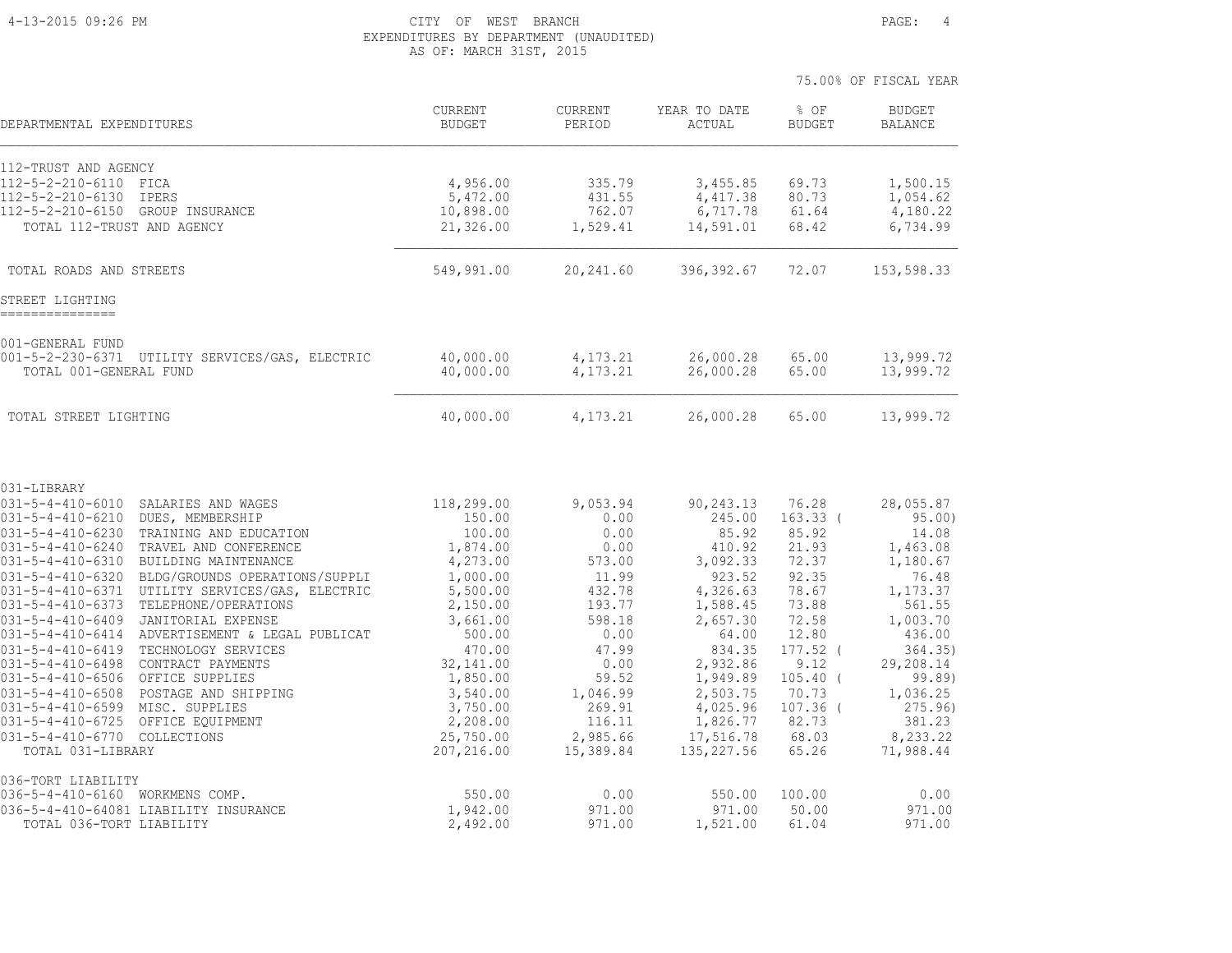CITY OF WEST BRANCH
EXPENDITURES BY DEPARTMENT (UNAUDITED)
AS OF: MARCH 31ST, 2015

75.00% OF FISCAL YEAR

| DEPARTMENTAL EXPENDITURES | CURRENT BUDGET | CURRENT PERIOD | YEAR TO DATE ACTUAL | % OF BUDGET | BUDGET BALANCE |
|---|---|---|---|---|---|
| 112-TRUST AND AGENCY | | | | | |
| 112-5-2-210-6110 FICA | 4,956.00 | 335.79 | 3,455.85 | 69.73 | 1,500.15 |
| 112-5-2-210-6130 IPERS | 5,472.00 | 431.55 | 4,417.38 | 80.73 | 1,054.62 |
| 112-5-2-210-6150 GROUP INSURANCE | 10,898.00 | 762.07 | 6,717.78 | 61.64 | 4,180.22 |
| TOTAL 112-TRUST AND AGENCY | 21,326.00 | 1,529.41 | 14,591.01 | 68.42 | 6,734.99 |
| TOTAL ROADS AND STREETS | 549,991.00 | 20,241.60 | 396,392.67 | 72.07 | 153,598.33 |
| STREET LIGHTING | | | | | |
| 001-GENERAL FUND | | | | | |
| 001-5-2-230-6371 UTILITY SERVICES/GAS, ELECTRIC | 40,000.00 | 4,173.21 | 26,000.28 | 65.00 | 13,999.72 |
| TOTAL 001-GENERAL FUND | 40,000.00 | 4,173.21 | 26,000.28 | 65.00 | 13,999.72 |
| TOTAL STREET LIGHTING | 40,000.00 | 4,173.21 | 26,000.28 | 65.00 | 13,999.72 |
| 031-LIBRARY | | | | | |
| 031-5-4-410-6010 SALARIES AND WAGES | 118,299.00 | 9,053.94 | 90,243.13 | 76.28 | 28,055.87 |
| 031-5-4-410-6210 DUES, MEMBERSHIP | 150.00 | 0.00 | 245.00 | 163.33 | ( 95.00) |
| 031-5-4-410-6230 TRAINING AND EDUCATION | 100.00 | 0.00 | 85.92 | 85.92 | 14.08 |
| 031-5-4-410-6240 TRAVEL AND CONFERENCE | 1,874.00 | 0.00 | 410.92 | 21.93 | 1,463.08 |
| 031-5-4-410-6310 BUILDING MAINTENANCE | 4,273.00 | 573.00 | 3,092.33 | 72.37 | 1,180.67 |
| 031-5-4-410-6320 BLDG/GROUNDS OPERATIONS/SUPPLI | 1,000.00 | 11.99 | 923.52 | 92.35 | 76.48 |
| 031-5-4-410-6371 UTILITY SERVICES/GAS, ELECTRIC | 5,500.00 | 432.78 | 4,326.63 | 78.67 | 1,173.37 |
| 031-5-4-410-6373 TELEPHONE/OPERATIONS | 2,150.00 | 193.77 | 1,588.45 | 73.88 | 561.55 |
| 031-5-4-410-6409 JANITORIAL EXPENSE | 3,661.00 | 598.18 | 2,657.30 | 72.58 | 1,003.70 |
| 031-5-4-410-6414 ADVERTISEMENT & LEGAL PUBLICAT | 500.00 | 0.00 | 64.00 | 12.80 | 436.00 |
| 031-5-4-410-6419 TECHNOLOGY SERVICES | 470.00 | 47.99 | 834.35 | 177.52 | ( 364.35) |
| 031-5-4-410-6498 CONTRACT PAYMENTS | 32,141.00 | 0.00 | 2,932.86 | 9.12 | 29,208.14 |
| 031-5-4-410-6506 OFFICE SUPPLIES | 1,850.00 | 59.52 | 1,949.89 | 105.40 | ( 99.89) |
| 031-5-4-410-6508 POSTAGE AND SHIPPING | 3,540.00 | 1,046.99 | 2,503.75 | 70.73 | 1,036.25 |
| 031-5-4-410-6599 MISC. SUPPLIES | 3,750.00 | 269.91 | 4,025.96 | 107.36 | ( 275.96) |
| 031-5-4-410-6725 OFFICE EQUIPMENT | 2,208.00 | 116.11 | 1,826.77 | 82.73 | 381.23 |
| 031-5-4-410-6770 COLLECTIONS | 25,750.00 | 2,985.66 | 17,516.78 | 68.03 | 8,233.22 |
| TOTAL 031-LIBRARY | 207,216.00 | 15,389.84 | 135,227.56 | 65.26 | 71,988.44 |
| 036-TORT LIABILITY | | | | | |
| 036-5-4-410-6160 WORKMENS COMP. | 550.00 | 0.00 | 550.00 | 100.00 | 0.00 |
| 036-5-4-410-64081 LIABILITY INSURANCE | 1,942.00 | 971.00 | 971.00 | 50.00 | 971.00 |
| TOTAL 036-TORT LIABILITY | 2,492.00 | 971.00 | 1,521.00 | 61.04 | 971.00 |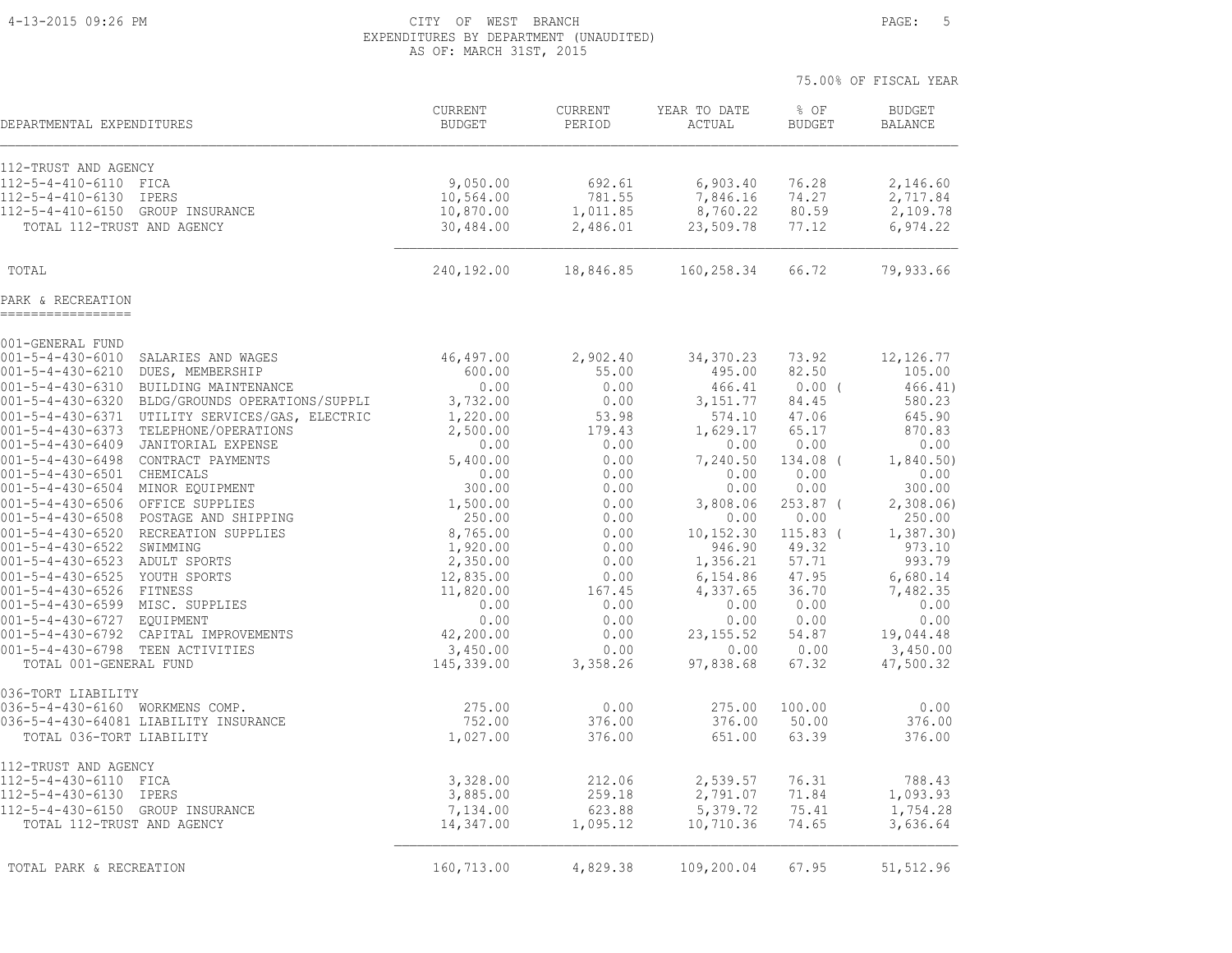CITY OF WEST BRANCH
EXPENDITURES BY DEPARTMENT (UNAUDITED)
AS OF: MARCH 31ST, 2015

75.00% OF FISCAL YEAR

| DEPARTMENTAL EXPENDITURES | CURRENT BUDGET | CURRENT PERIOD | YEAR TO DATE ACTUAL | % OF BUDGET | BUDGET BALANCE |
|---|---|---|---|---|---|
| 112-TRUST AND AGENCY | | | | | |
| 112-5-4-410-6110 FICA | 9,050.00 | 692.61 | 6,903.40 | 76.28 | 2,146.60 |
| 112-5-4-410-6130 IPERS | 10,564.00 | 781.55 | 7,846.16 | 74.27 | 2,717.84 |
| 112-5-4-410-6150 GROUP INSURANCE | 10,870.00 | 1,011.85 | 8,760.22 | 80.59 | 2,109.78 |
| TOTAL 112-TRUST AND AGENCY | 30,484.00 | 2,486.01 | 23,509.78 | 77.12 | 6,974.22 |
| TOTAL | 240,192.00 | 18,846.85 | 160,258.34 | 66.72 | 79,933.66 |

## PARK & RECREATION

| DEPARTMENTAL EXPENDITURES | CURRENT BUDGET | CURRENT PERIOD | YEAR TO DATE ACTUAL | % OF BUDGET | BUDGET BALANCE |
|---|---|---|---|---|---|
| 001-GENERAL FUND | | | | | |
| 001-5-4-430-6010 SALARIES AND WAGES | 46,497.00 | 2,902.40 | 34,370.23 | 73.92 | 12,126.77 |
| 001-5-4-430-6210 DUES, MEMBERSHIP | 600.00 | 55.00 | 495.00 | 82.50 | 105.00 |
| 001-5-4-430-6310 BUILDING MAINTENANCE | 0.00 | 0.00 | 466.41 | 0.00 ( | 466.41) |
| 001-5-4-430-6320 BLDG/GROUNDS OPERATIONS/SUPPLI | 3,732.00 | 0.00 | 3,151.77 | 84.45 | 580.23 |
| 001-5-4-430-6371 UTILITY SERVICES/GAS, ELECTRIC | 1,220.00 | 53.98 | 574.10 | 47.06 | 645.90 |
| 001-5-4-430-6373 TELEPHONE/OPERATIONS | 2,500.00 | 179.43 | 1,629.17 | 65.17 | 870.83 |
| 001-5-4-430-6409 JANITORIAL EXPENSE | 0.00 | 0.00 | 0.00 | 0.00 | 0.00 |
| 001-5-4-430-6498 CONTRACT PAYMENTS | 5,400.00 | 0.00 | 7,240.50 | 134.08 ( | 1,840.50) |
| 001-5-4-430-6501 CHEMICALS | 0.00 | 0.00 | 0.00 | 0.00 | 0.00 |
| 001-5-4-430-6504 MINOR EQUIPMENT | 300.00 | 0.00 | 0.00 | 0.00 | 300.00 |
| 001-5-4-430-6506 OFFICE SUPPLIES | 1,500.00 | 0.00 | 3,808.06 | 253.87 ( | 2,308.06) |
| 001-5-4-430-6508 POSTAGE AND SHIPPING | 250.00 | 0.00 | 0.00 | 0.00 | 250.00 |
| 001-5-4-430-6520 RECREATION SUPPLIES | 8,765.00 | 0.00 | 10,152.30 | 115.83 ( | 1,387.30) |
| 001-5-4-430-6522 SWIMMING | 1,920.00 | 0.00 | 946.90 | 49.32 | 973.10 |
| 001-5-4-430-6523 ADULT SPORTS | 2,350.00 | 0.00 | 1,356.21 | 57.71 | 993.79 |
| 001-5-4-430-6525 YOUTH SPORTS | 12,835.00 | 0.00 | 6,154.86 | 47.95 | 6,680.14 |
| 001-5-4-430-6526 FITNESS | 11,820.00 | 167.45 | 4,337.65 | 36.70 | 7,482.35 |
| 001-5-4-430-6599 MISC. SUPPLIES | 0.00 | 0.00 | 0.00 | 0.00 | 0.00 |
| 001-5-4-430-6727 EQUIPMENT | 0.00 | 0.00 | 0.00 | 0.00 | 0.00 |
| 001-5-4-430-6792 CAPITAL IMPROVEMENTS | 42,200.00 | 0.00 | 23,155.52 | 54.87 | 19,044.48 |
| 001-5-4-430-6798 TEEN ACTIVITIES | 3,450.00 | 0.00 | 0.00 | 0.00 | 3,450.00 |
| TOTAL 001-GENERAL FUND | 145,339.00 | 3,358.26 | 97,838.68 | 67.32 | 47,500.32 |
| 036-TORT LIABILITY | | | | | |
| 036-5-4-430-6160 WORKMENS COMP. | 275.00 | 0.00 | 275.00 | 100.00 | 0.00 |
| 036-5-4-430-64081 LIABILITY INSURANCE | 752.00 | 376.00 | 376.00 | 50.00 | 376.00 |
| TOTAL 036-TORT LIABILITY | 1,027.00 | 376.00 | 651.00 | 63.39 | 376.00 |
| 112-TRUST AND AGENCY | | | | | |
| 112-5-4-430-6110 FICA | 3,328.00 | 212.06 | 2,539.57 | 76.31 | 788.43 |
| 112-5-4-430-6130 IPERS | 3,885.00 | 259.18 | 2,791.07 | 71.84 | 1,093.93 |
| 112-5-4-430-6150 GROUP INSURANCE | 7,134.00 | 623.88 | 5,379.72 | 75.41 | 1,754.28 |
| TOTAL 112-TRUST AND AGENCY | 14,347.00 | 1,095.12 | 10,710.36 | 74.65 | 3,636.64 |
| TOTAL PARK & RECREATION | 160,713.00 | 4,829.38 | 109,200.04 | 67.95 | 51,512.96 |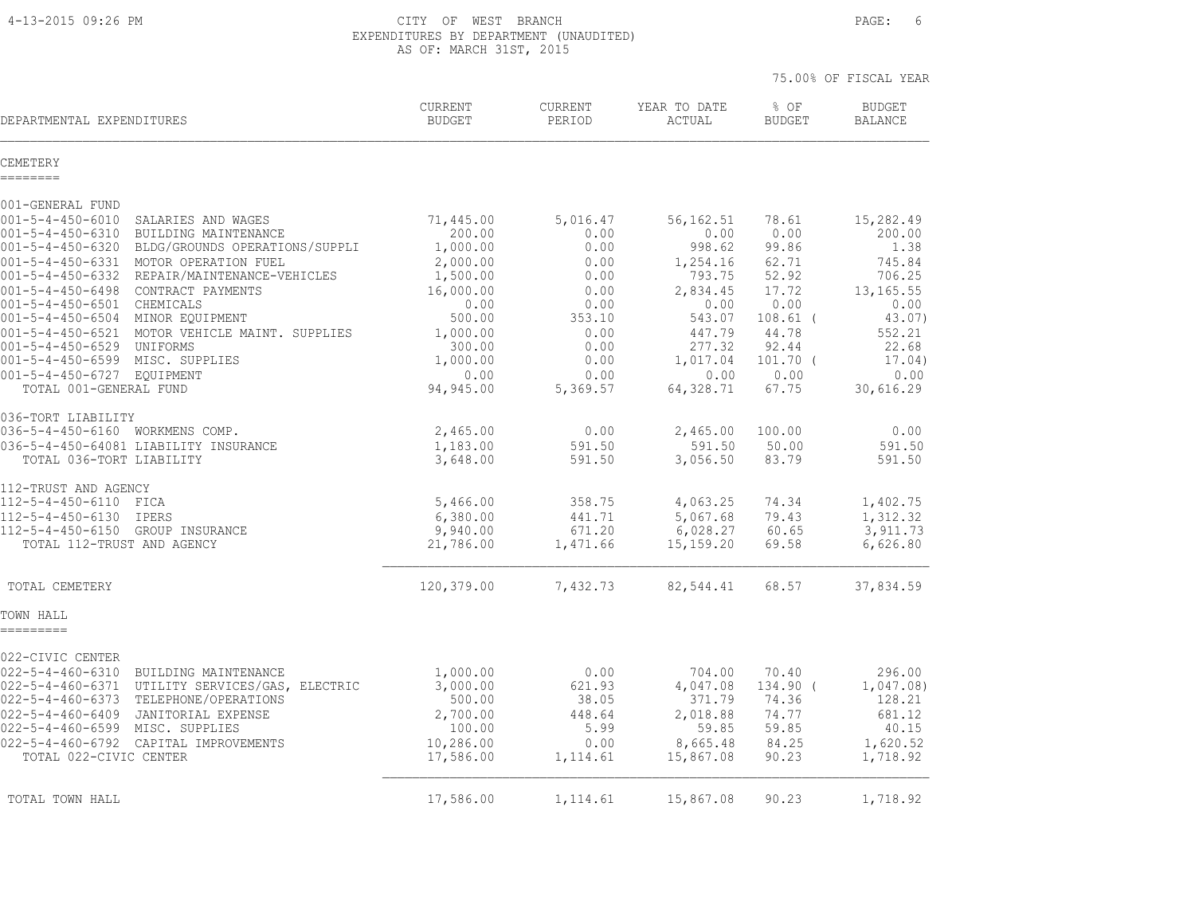CITY OF WEST BRANCH
EXPENDITURES BY DEPARTMENT (UNAUDITED)
AS OF: MARCH 31ST, 2015

75.00% OF FISCAL YEAR

| DEPARTMENTAL EXPENDITURES | CURRENT BUDGET | CURRENT PERIOD | YEAR TO DATE ACTUAL | % OF BUDGET | BUDGET BALANCE |
|---|---|---|---|---|---|
| **CEMETERY** | | | | | |
| 001-GENERAL FUND | | | | | |
| 001-5-4-450-6010 SALARIES AND WAGES | 71,445.00 | 5,016.47 | 56,162.51 | 78.61 | 15,282.49 |
| 001-5-4-450-6310 BUILDING MAINTENANCE | 200.00 | 0.00 | 0.00 | 0.00 | 200.00 |
| 001-5-4-450-6320 BLDG/GROUNDS OPERATIONS/SUPPLI | 1,000.00 | 0.00 | 998.62 | 99.86 | 1.38 |
| 001-5-4-450-6331 MOTOR OPERATION FUEL | 2,000.00 | 0.00 | 1,254.16 | 62.71 | 745.84 |
| 001-5-4-450-6332 REPAIR/MAINTENANCE-VEHICLES | 1,500.00 | 0.00 | 793.75 | 52.92 | 706.25 |
| 001-5-4-450-6498 CONTRACT PAYMENTS | 16,000.00 | 0.00 | 2,834.45 | 17.72 | 13,165.55 |
| 001-5-4-450-6501 CHEMICALS | 0.00 | 0.00 | 0.00 | 0.00 | 0.00 |
| 001-5-4-450-6504 MINOR EQUIPMENT | 500.00 | 353.10 | 543.07 | 108.61 | ( 43.07) |
| 001-5-4-450-6521 MOTOR VEHICLE MAINT. SUPPLIES | 1,000.00 | 0.00 | 447.79 | 44.78 | 552.21 |
| 001-5-4-450-6529 UNIFORMS | 300.00 | 0.00 | 277.32 | 92.44 | 22.68 |
| 001-5-4-450-6599 MISC. SUPPLIES | 1,000.00 | 0.00 | 1,017.04 | 101.70 | ( 17.04) |
| 001-5-4-450-6727 EQUIPMENT | 0.00 | 0.00 | 0.00 | 0.00 | 0.00 |
| TOTAL 001-GENERAL FUND | 94,945.00 | 5,369.57 | 64,328.71 | 67.75 | 30,616.29 |
| 036-TORT LIABILITY | | | | | |
| 036-5-4-450-6160 WORKMENS COMP. | 2,465.00 | 0.00 | 2,465.00 | 100.00 | 0.00 |
| 036-5-4-450-64081 LIABILITY INSURANCE | 1,183.00 | 591.50 | 591.50 | 50.00 | 591.50 |
| TOTAL 036-TORT LIABILITY | 3,648.00 | 591.50 | 3,056.50 | 83.79 | 591.50 |
| 112-TRUST AND AGENCY | | | | | |
| 112-5-4-450-6110 FICA | 5,466.00 | 358.75 | 4,063.25 | 74.34 | 1,402.75 |
| 112-5-4-450-6130 IPERS | 6,380.00 | 441.71 | 5,067.68 | 79.43 | 1,312.32 |
| 112-5-4-450-6150 GROUP INSURANCE | 9,940.00 | 671.20 | 6,028.27 | 60.65 | 3,911.73 |
| TOTAL 112-TRUST AND AGENCY | 21,786.00 | 1,471.66 | 15,159.20 | 69.58 | 6,626.80 |
| TOTAL CEMETERY | 120,379.00 | 7,432.73 | 82,544.41 | 68.57 | 37,834.59 |
| **TOWN HALL** | | | | | |
| 022-CIVIC CENTER | | | | | |
| 022-5-4-460-6310 BUILDING MAINTENANCE | 1,000.00 | 0.00 | 704.00 | 70.40 | 296.00 |
| 022-5-4-460-6371 UTILITY SERVICES/GAS, ELECTRIC | 3,000.00 | 621.93 | 4,047.08 | 134.90 | ( 1,047.08) |
| 022-5-4-460-6373 TELEPHONE/OPERATIONS | 500.00 | 38.05 | 371.79 | 74.36 | 128.21 |
| 022-5-4-460-6409 JANITORIAL EXPENSE | 2,700.00 | 448.64 | 2,018.88 | 74.77 | 681.12 |
| 022-5-4-460-6599 MISC. SUPPLIES | 100.00 | 5.99 | 59.85 | 59.85 | 40.15 |
| 022-5-4-460-6792 CAPITAL IMPROVEMENTS | 10,286.00 | 0.00 | 8,665.48 | 84.25 | 1,620.52 |
| TOTAL 022-CIVIC CENTER | 17,586.00 | 1,114.61 | 15,867.08 | 90.23 | 1,718.92 |
| TOTAL TOWN HALL | 17,586.00 | 1,114.61 | 15,867.08 | 90.23 | 1,718.92 |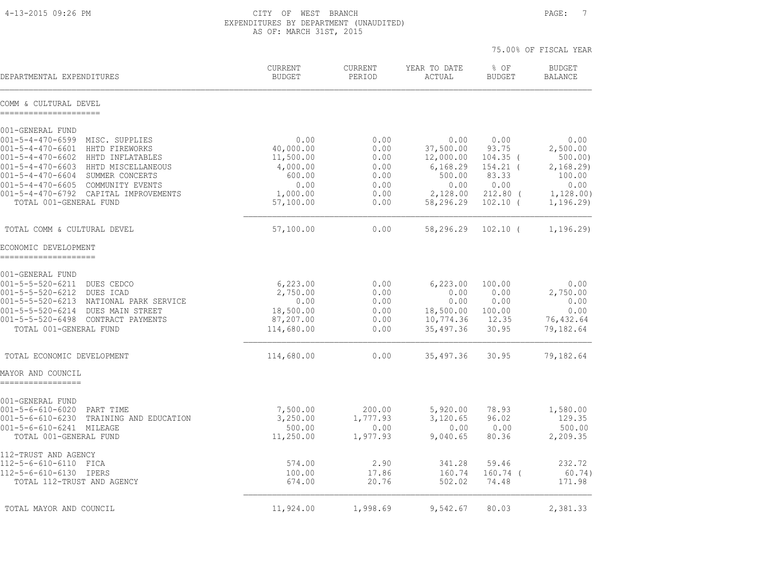CITY OF WEST BRANCH
EXPENDITURES BY DEPARTMENT (UNAUDITED)
AS OF: MARCH 31ST, 2015

75.00% OF FISCAL YEAR

| DEPARTMENTAL EXPENDITURES | CURRENT BUDGET | CURRENT PERIOD | YEAR TO DATE ACTUAL | % OF BUDGET | BUDGET BALANCE |
|---|---|---|---|---|---|
| **COMM & CULTURAL DEVEL** | | | | | |
| 001-GENERAL FUND | | | | | |
| 001-5-4-470-6599 MISC. SUPPLIES | 0.00 | 0.00 | 0.00 | 0.00 | 0.00 |
| 001-5-4-470-6601 HHTD FIREWORKS | 40,000.00 | 0.00 | 37,500.00 | 93.75 | 2,500.00 |
| 001-5-4-470-6602 HHTD INFLATABLES | 11,500.00 | 0.00 | 12,000.00 | 104.35 | ( 500.00) |
| 001-5-4-470-6603 HHTD MISCELLANEOUS | 4,000.00 | 0.00 | 6,168.29 | 154.21 | ( 2,168.29) |
| 001-5-4-470-6604 SUMMER CONCERTS | 600.00 | 0.00 | 500.00 | 83.33 | 100.00 |
| 001-5-4-470-6605 COMMUNITY EVENTS | 0.00 | 0.00 | 0.00 | 0.00 | 0.00 |
| 001-5-4-470-6792 CAPITAL IMPROVEMENTS | 1,000.00 | 0.00 | 2,128.00 | 212.80 | ( 1,128.00) |
| TOTAL 001-GENERAL FUND | 57,100.00 | 0.00 | 58,296.29 | 102.10 | ( 1,196.29) |
| TOTAL COMM & CULTURAL DEVEL | 57,100.00 | 0.00 | 58,296.29 | 102.10 | ( 1,196.29) |
| **ECONOMIC DEVELOPMENT** | | | | | |
| 001-GENERAL FUND | | | | | |
| 001-5-5-520-6211 DUES CEDCO | 6,223.00 | 0.00 | 6,223.00 | 100.00 | 0.00 |
| 001-5-5-520-6212 DUES ICAD | 2,750.00 | 0.00 | 0.00 | 0.00 | 2,750.00 |
| 001-5-5-520-6213 NATIONAL PARK SERVICE | 0.00 | 0.00 | 0.00 | 0.00 | 0.00 |
| 001-5-5-520-6214 DUES MAIN STREET | 18,500.00 | 0.00 | 18,500.00 | 100.00 | 0.00 |
| 001-5-5-520-6498 CONTRACT PAYMENTS | 87,207.00 | 0.00 | 10,774.36 | 12.35 | 76,432.64 |
| TOTAL 001-GENERAL FUND | 114,680.00 | 0.00 | 35,497.36 | 30.95 | 79,182.64 |
| TOTAL ECONOMIC DEVELOPMENT | 114,680.00 | 0.00 | 35,497.36 | 30.95 | 79,182.64 |
| **MAYOR AND COUNCIL** | | | | | |
| 001-GENERAL FUND | | | | | |
| 001-5-6-610-6020 PART TIME | 7,500.00 | 200.00 | 5,920.00 | 78.93 | 1,580.00 |
| 001-5-6-610-6230 TRAINING AND EDUCATION | 3,250.00 | 1,777.93 | 3,120.65 | 96.02 | 129.35 |
| 001-5-6-610-6241 MILEAGE | 500.00 | 0.00 | 0.00 | 0.00 | 500.00 |
| TOTAL 001-GENERAL FUND | 11,250.00 | 1,977.93 | 9,040.65 | 80.36 | 2,209.35 |
| 112-TRUST AND AGENCY | | | | | |
| 112-5-6-610-6110 FICA | 574.00 | 2.90 | 341.28 | 59.46 | 232.72 |
| 112-5-6-610-6130 IPERS | 100.00 | 17.86 | 160.74 | 160.74 | ( 60.74) |
| TOTAL 112-TRUST AND AGENCY | 674.00 | 20.76 | 502.02 | 74.48 | 171.98 |
| TOTAL MAYOR AND COUNCIL | 11,924.00 | 1,998.69 | 9,542.67 | 80.03 | 2,381.33 |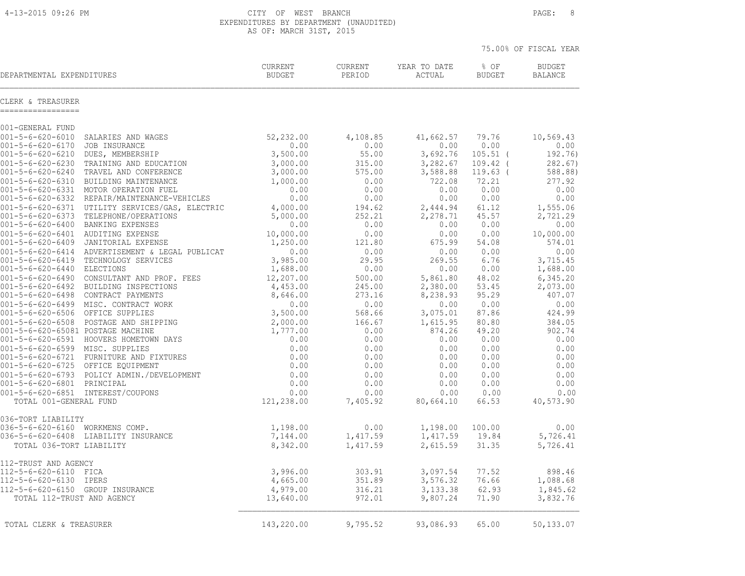CITY OF WEST BRANCH
EXPENDITURES BY DEPARTMENT (UNAUDITED)
AS OF: MARCH 31ST, 2015

75.00% OF FISCAL YEAR

## CLERK & TREASURER

| DEPARTMENTAL EXPENDITURES | | CURRENT BUDGET | CURRENT PERIOD | YEAR TO DATE ACTUAL | % OF BUDGET | BUDGET BALANCE |
|---|---|---|---|---|---|---|
| **001-GENERAL FUND** | | | | | | |
| 001-5-6-620-6010 | SALARIES AND WAGES | 52,232.00 | 4,108.85 | 41,662.57 | 79.76 | 10,569.43 |
| 001-5-6-620-6170 | JOB INSURANCE | 0.00 | 0.00 | 0.00 | 0.00 | 0.00 |
| 001-5-6-620-6210 | DUES, MEMBERSHIP | 3,500.00 | 55.00 | 3,692.76 | 105.51 | ( 192.76) |
| 001-5-6-620-6230 | TRAINING AND EDUCATION | 3,000.00 | 315.00 | 3,282.67 | 109.42 | ( 282.67) |
| 001-5-6-620-6240 | TRAVEL AND CONFERENCE | 3,000.00 | 575.00 | 3,588.88 | 119.63 | ( 588.88) |
| 001-5-6-620-6310 | BUILDING MAINTENANCE | 1,000.00 | 0.00 | 722.08 | 72.21 | 277.92 |
| 001-5-6-620-6331 | MOTOR OPERATION FUEL | 0.00 | 0.00 | 0.00 | 0.00 | 0.00 |
| 001-5-6-620-6332 | REPAIR/MAINTENANCE-VEHICLES | 0.00 | 0.00 | 0.00 | 0.00 | 0.00 |
| 001-5-6-620-6371 | UTILITY SERVICES/GAS, ELECTRIC | 4,000.00 | 194.62 | 2,444.94 | 61.12 | 1,555.06 |
| 001-5-6-620-6373 | TELEPHONE/OPERATIONS | 5,000.00 | 252.21 | 2,278.71 | 45.57 | 2,721.29 |
| 001-5-6-620-6400 | BANKING EXPENSES | 0.00 | 0.00 | 0.00 | 0.00 | 0.00 |
| 001-5-6-620-6401 | AUDITING EXPENSE | 10,000.00 | 0.00 | 0.00 | 0.00 | 10,000.00 |
| 001-5-6-620-6409 | JANITORIAL EXPENSE | 1,250.00 | 121.80 | 675.99 | 54.08 | 574.01 |
| 001-5-6-620-6414 | ADVERTISEMENT & LEGAL PUBLICAT | 0.00 | 0.00 | 0.00 | 0.00 | 0.00 |
| 001-5-6-620-6419 | TECHNOLOGY SERVICES | 3,985.00 | 29.95 | 269.55 | 6.76 | 3,715.45 |
| 001-5-6-620-6440 | ELECTIONS | 1,688.00 | 0.00 | 0.00 | 0.00 | 1,688.00 |
| 001-5-6-620-6490 | CONSULTANT AND PROF. FEES | 12,207.00 | 500.00 | 5,861.80 | 48.02 | 6,345.20 |
| 001-5-6-620-6492 | BUILDING INSPECTIONS | 4,453.00 | 245.00 | 2,380.00 | 53.45 | 2,073.00 |
| 001-5-6-620-6498 | CONTRACT PAYMENTS | 8,646.00 | 273.16 | 8,238.93 | 95.29 | 407.07 |
| 001-5-6-620-6499 | MISC. CONTRACT WORK | 0.00 | 0.00 | 0.00 | 0.00 | 0.00 |
| 001-5-6-620-6506 | OFFICE SUPPLIES | 3,500.00 | 568.66 | 3,075.01 | 87.86 | 424.99 |
| 001-5-6-620-6508 | POSTAGE AND SHIPPING | 2,000.00 | 166.67 | 1,615.95 | 80.80 | 384.05 |
| 001-5-6-620-65081 | POSTAGE MACHINE | 1,777.00 | 0.00 | 874.26 | 49.20 | 902.74 |
| 001-5-6-620-6591 | HOOVERS HOMETOWN DAYS | 0.00 | 0.00 | 0.00 | 0.00 | 0.00 |
| 001-5-6-620-6599 | MISC. SUPPLIES | 0.00 | 0.00 | 0.00 | 0.00 | 0.00 |
| 001-5-6-620-6721 | FURNITURE AND FIXTURES | 0.00 | 0.00 | 0.00 | 0.00 | 0.00 |
| 001-5-6-620-6725 | OFFICE EQUIPMENT | 0.00 | 0.00 | 0.00 | 0.00 | 0.00 |
| 001-5-6-620-6793 | POLICY ADMIN./DEVELOPMENT | 0.00 | 0.00 | 0.00 | 0.00 | 0.00 |
| 001-5-6-620-6801 | PRINCIPAL | 0.00 | 0.00 | 0.00 | 0.00 | 0.00 |
| 001-5-6-620-6851 | INTEREST/COUPONS | 0.00 | 0.00 | 0.00 | 0.00 | 0.00 |
| TOTAL 001-GENERAL FUND | | 121,238.00 | 7,405.92 | 80,664.10 | 66.53 | 40,573.90 |
| **036-TORT LIABILITY** | | | | | | |
| 036-5-6-620-6160 | WORKMENS COMP. | 1,198.00 | 0.00 | 1,198.00 | 100.00 | 0.00 |
| 036-5-6-620-6408 | LIABILITY INSURANCE | 7,144.00 | 1,417.59 | 1,417.59 | 19.84 | 5,726.41 |
| TOTAL 036-TORT LIABILITY | | 8,342.00 | 1,417.59 | 2,615.59 | 31.35 | 5,726.41 |
| **112-TRUST AND AGENCY** | | | | | | |
| 112-5-6-620-6110 | FICA | 3,996.00 | 303.91 | 3,097.54 | 77.52 | 898.46 |
| 112-5-6-620-6130 | IPERS | 4,665.00 | 351.89 | 3,576.32 | 76.66 | 1,088.68 |
| 112-5-6-620-6150 | GROUP INSURANCE | 4,979.00 | 316.21 | 3,133.38 | 62.93 | 1,845.62 |
| TOTAL 112-TRUST AND AGENCY | | 13,640.00 | 972.01 | 9,807.24 | 71.90 | 3,832.76 |
| **TOTAL CLERK & TREASURER** | | 143,220.00 | 9,795.52 | 93,086.93 | 65.00 | 50,133.07 |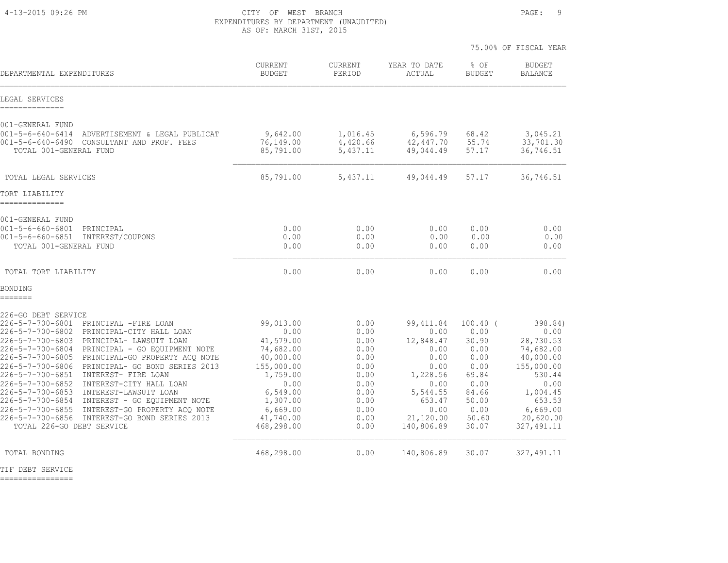CITY OF WEST BRANCH
EXPENDITURES BY DEPARTMENT (UNAUDITED)
AS OF: MARCH 31ST, 2015

75.00% OF FISCAL YEAR

| DEPARTMENTAL EXPENDITURES | CURRENT BUDGET | CURRENT PERIOD | YEAR TO DATE ACTUAL | % OF BUDGET | BUDGET BALANCE |
|---|---|---|---|---|---|
| **LEGAL SERVICES** | | | | | |
| 001-GENERAL FUND | | | | | |
| 001-5-6-640-6414 ADVERTISEMENT & LEGAL PUBLICAT | 9,642.00 | 1,016.45 | 6,596.79 | 68.42 | 3,045.21 |
| 001-5-6-640-6490 CONSULTANT AND PROF. FEES | 76,149.00 | 4,420.66 | 42,447.70 | 55.74 | 33,701.30 |
| TOTAL 001-GENERAL FUND | 85,791.00 | 5,437.11 | 49,044.49 | 57.17 | 36,746.51 |
| TOTAL LEGAL SERVICES | 85,791.00 | 5,437.11 | 49,044.49 | 57.17 | 36,746.51 |
| **TORT LIABILITY** | | | | | |
| 001-GENERAL FUND | | | | | |
| 001-5-6-660-6801 PRINCIPAL | 0.00 | 0.00 | 0.00 | 0.00 | 0.00 |
| 001-5-6-660-6851 INTEREST/COUPONS | 0.00 | 0.00 | 0.00 | 0.00 | 0.00 |
| TOTAL 001-GENERAL FUND | 0.00 | 0.00 | 0.00 | 0.00 | 0.00 |
| TOTAL TORT LIABILITY | 0.00 | 0.00 | 0.00 | 0.00 | 0.00 |
| **BONDING** | | | | | |
| 226-GO DEBT SERVICE | | | | | |
| 226-5-7-700-6801 PRINCIPAL -FIRE LOAN | 99,013.00 | 0.00 | 99,411.84 | 100.40 | ( 398.84) |
| 226-5-7-700-6802 PRINCIPAL-CITY HALL LOAN | 0.00 | 0.00 | 0.00 | 0.00 | 0.00 |
| 226-5-7-700-6803 PRINCIPAL- LAWSUIT LOAN | 41,579.00 | 0.00 | 12,848.47 | 30.90 | 28,730.53 |
| 226-5-7-700-6804 PRINCIPAL - GO EQUIPMENT NOTE | 74,682.00 | 0.00 | 0.00 | 0.00 | 74,682.00 |
| 226-5-7-700-6805 PRINCIPAL-GO PROPERTY ACQ NOTE | 40,000.00 | 0.00 | 0.00 | 0.00 | 40,000.00 |
| 226-5-7-700-6806 PRINCIPAL- GO BOND SERIES 2013 | 155,000.00 | 0.00 | 0.00 | 0.00 | 155,000.00 |
| 226-5-7-700-6851 INTEREST- FIRE LOAN | 1,759.00 | 0.00 | 1,228.56 | 69.84 | 530.44 |
| 226-5-7-700-6852 INTEREST-CITY HALL LOAN | 0.00 | 0.00 | 0.00 | 0.00 | 0.00 |
| 226-5-7-700-6853 INTEREST-LAWSUIT LOAN | 6,549.00 | 0.00 | 5,544.55 | 84.66 | 1,004.45 |
| 226-5-7-700-6854 INTEREST - GO EQUIPMENT NOTE | 1,307.00 | 0.00 | 653.47 | 50.00 | 653.53 |
| 226-5-7-700-6855 INTEREST-GO PROPERTY ACQ NOTE | 6,669.00 | 0.00 | 0.00 | 0.00 | 6,669.00 |
| 226-5-7-700-6856 INTEREST-GO BOND SERIES 2013 | 41,740.00 | 0.00 | 21,120.00 | 50.60 | 20,620.00 |
| TOTAL 226-GO DEBT SERVICE | 468,298.00 | 0.00 | 140,806.89 | 30.07 | 327,491.11 |
| TOTAL BONDING | 468,298.00 | 0.00 | 140,806.89 | 30.07 | 327,491.11 |
| **TIF DEBT SERVICE** | | | | | |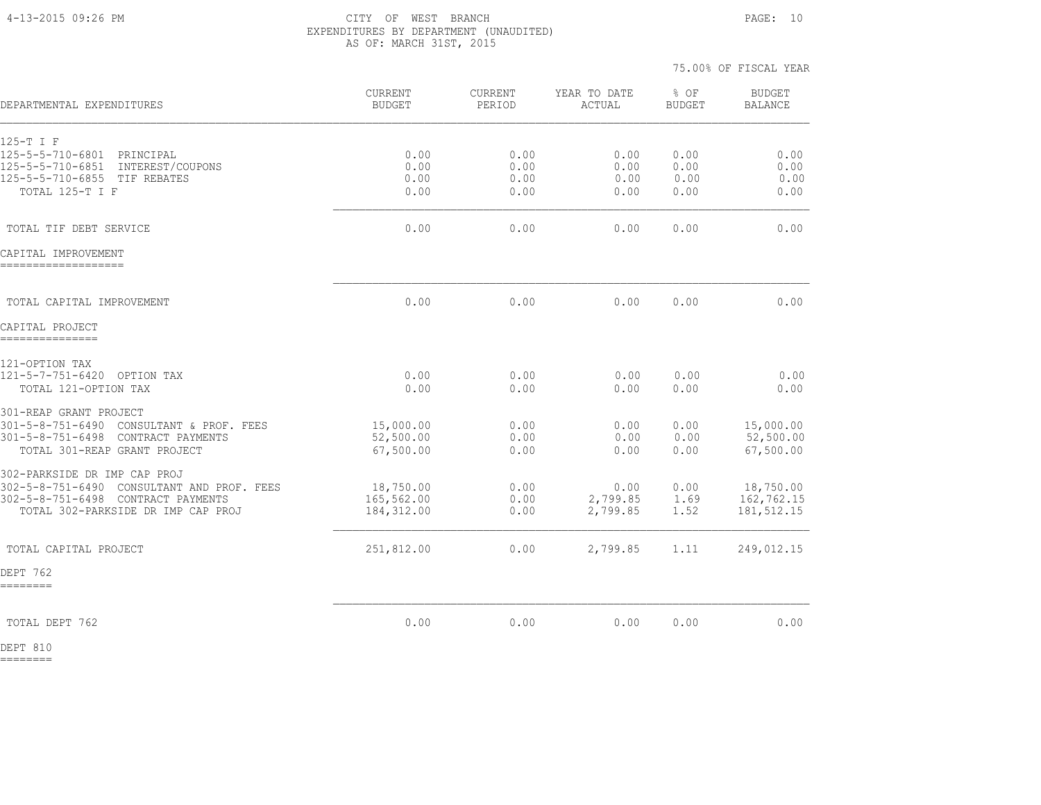CITY OF WEST BRANCH
EXPENDITURES BY DEPARTMENT (UNAUDITED)
AS OF: MARCH 31ST, 2015

75.00% OF FISCAL YEAR

| DEPARTMENTAL EXPENDITURES | CURRENT BUDGET | CURRENT PERIOD | YEAR TO DATE ACTUAL | % OF BUDGET | BUDGET BALANCE |
|---|---|---|---|---|---|
| 125-T I F | | | | | |
| 125-5-5-710-6801 PRINCIPAL | 0.00 | 0.00 | 0.00 | 0.00 | 0.00 |
| 125-5-5-710-6851 INTEREST/COUPONS | 0.00 | 0.00 | 0.00 | 0.00 | 0.00 |
| 125-5-5-710-6855 TIF REBATES | 0.00 | 0.00 | 0.00 | 0.00 | 0.00 |
| TOTAL 125-T I F | 0.00 | 0.00 | 0.00 | 0.00 | 0.00 |
| TOTAL TIF DEBT SERVICE | 0.00 | 0.00 | 0.00 | 0.00 | 0.00 |
| CAPITAL IMPROVEMENT | | | | | |
| TOTAL CAPITAL IMPROVEMENT | 0.00 | 0.00 | 0.00 | 0.00 | 0.00 |
| CAPITAL PROJECT | | | | | |
| 121-OPTION TAX | | | | | |
| 121-5-7-751-6420 OPTION TAX | 0.00 | 0.00 | 0.00 | 0.00 | 0.00 |
| TOTAL 121-OPTION TAX | 0.00 | 0.00 | 0.00 | 0.00 | 0.00 |
| 301-REAP GRANT PROJECT | | | | | |
| 301-5-8-751-6490 CONSULTANT & PROF. FEES | 15,000.00 | 0.00 | 0.00 | 0.00 | 15,000.00 |
| 301-5-8-751-6498 CONTRACT PAYMENTS | 52,500.00 | 0.00 | 0.00 | 0.00 | 52,500.00 |
| TOTAL 301-REAP GRANT PROJECT | 67,500.00 | 0.00 | 0.00 | 0.00 | 67,500.00 |
| 302-PARKSIDE DR IMP CAP PROJ | | | | | |
| 302-5-8-751-6490 CONSULTANT AND PROF. FEES | 18,750.00 | 0.00 | 0.00 | 0.00 | 18,750.00 |
| 302-5-8-751-6498 CONTRACT PAYMENTS | 165,562.00 | 0.00 | 2,799.85 | 1.69 | 162,762.15 |
| TOTAL 302-PARKSIDE DR IMP CAP PROJ | 184,312.00 | 0.00 | 2,799.85 | 1.52 | 181,512.15 |
| TOTAL CAPITAL PROJECT | 251,812.00 | 0.00 | 2,799.85 | 1.11 | 249,012.15 |
| DEPT 762 | | | | | |
| TOTAL DEPT 762 | 0.00 | 0.00 | 0.00 | 0.00 | 0.00 |
| DEPT 810 | | | | | |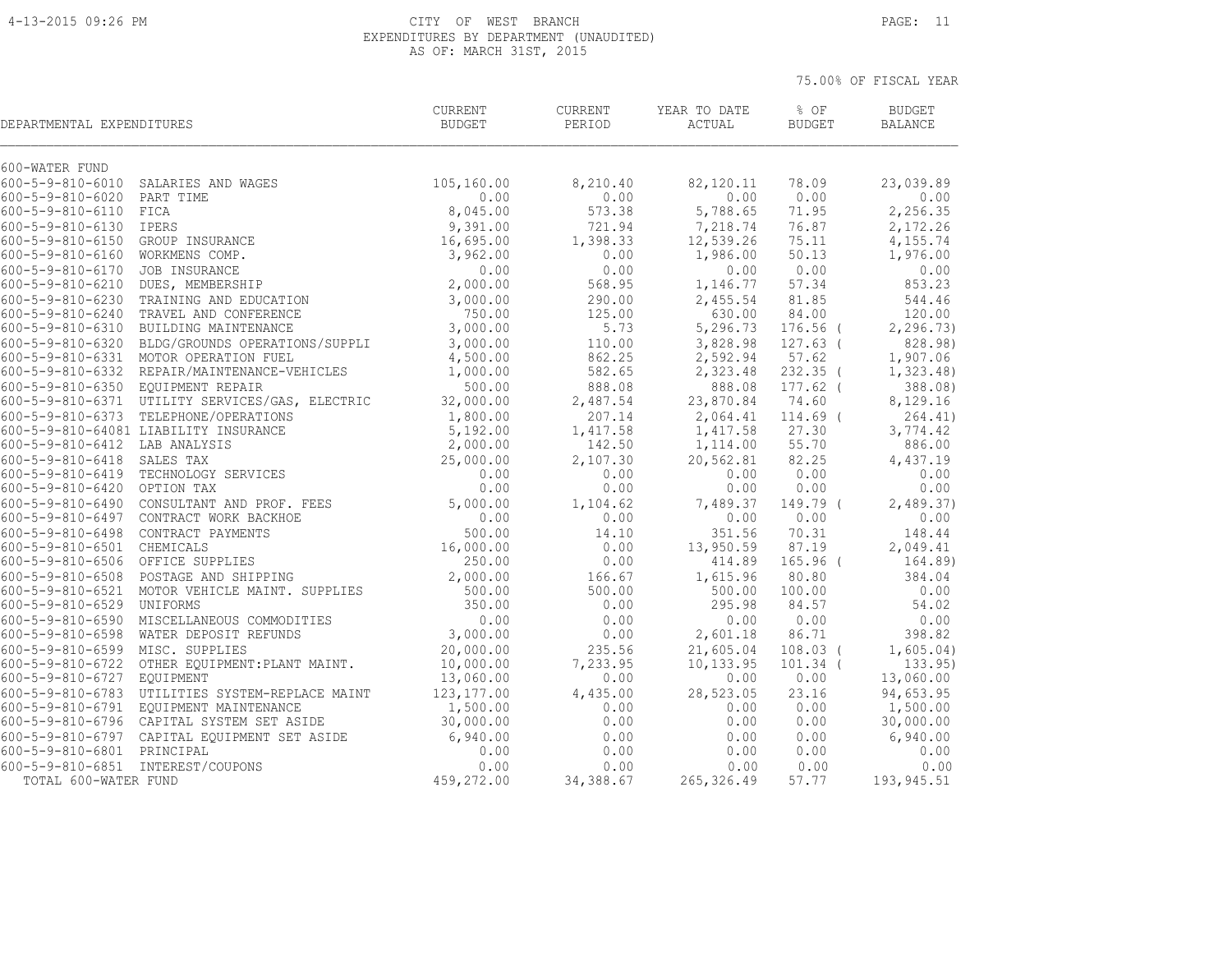CITY OF WEST BRANCH
EXPENDITURES BY DEPARTMENT (UNAUDITED)
AS OF: MARCH 31ST, 2015

75.00% OF FISCAL YEAR

| DEPARTMENTAL EXPENDITURES | | CURRENT BUDGET | CURRENT PERIOD | YEAR TO DATE ACTUAL | % OF BUDGET | BUDGET BALANCE |
|---|---|---|---|---|---|---|
| 600-WATER FUND | | | | | | |
| 600-5-9-810-6010 | SALARIES AND WAGES | 105,160.00 | 8,210.40 | 82,120.11 | 78.09 | 23,039.89 |
| 600-5-9-810-6020 | PART TIME | 0.00 | 0.00 | 0.00 | 0.00 | 0.00 |
| 600-5-9-810-6110 | FICA | 8,045.00 | 573.38 | 5,788.65 | 71.95 | 2,256.35 |
| 600-5-9-810-6130 | IPERS | 9,391.00 | 721.94 | 7,218.74 | 76.87 | 2,172.26 |
| 600-5-9-810-6150 | GROUP INSURANCE | 16,695.00 | 1,398.33 | 12,539.26 | 75.11 | 4,155.74 |
| 600-5-9-810-6160 | WORKMENS COMP. | 3,962.00 | 0.00 | 1,986.00 | 50.13 | 1,976.00 |
| 600-5-9-810-6170 | JOB INSURANCE | 0.00 | 0.00 | 0.00 | 0.00 | 0.00 |
| 600-5-9-810-6210 | DUES, MEMBERSHIP | 2,000.00 | 568.95 | 1,146.77 | 57.34 | 853.23 |
| 600-5-9-810-6230 | TRAINING AND EDUCATION | 3,000.00 | 290.00 | 2,455.54 | 81.85 | 544.46 |
| 600-5-9-810-6240 | TRAVEL AND CONFERENCE | 750.00 | 125.00 | 630.00 | 84.00 | 120.00 |
| 600-5-9-810-6310 | BUILDING MAINTENANCE | 3,000.00 | 5.73 | 5,296.73 | 176.56 | ( 2,296.73) |
| 600-5-9-810-6320 | BLDG/GROUNDS OPERATIONS/SUPPLI | 3,000.00 | 110.00 | 3,828.98 | 127.63 | ( 828.98) |
| 600-5-9-810-6331 | MOTOR OPERATION FUEL | 4,500.00 | 862.25 | 2,592.94 | 57.62 | 1,907.06 |
| 600-5-9-810-6332 | REPAIR/MAINTENANCE-VEHICLES | 1,000.00 | 582.65 | 2,323.48 | 232.35 | ( 1,323.48) |
| 600-5-9-810-6350 | EQUIPMENT REPAIR | 500.00 | 888.08 | 888.08 | 177.62 | ( 388.08) |
| 600-5-9-810-6371 | UTILITY SERVICES/GAS, ELECTRIC | 32,000.00 | 2,487.54 | 23,870.84 | 74.60 | 8,129.16 |
| 600-5-9-810-6373 | TELEPHONE/OPERATIONS | 1,800.00 | 207.14 | 2,064.41 | 114.69 | ( 264.41) |
| 600-5-9-810-64081 | LIABILITY INSURANCE | 5,192.00 | 1,417.58 | 1,417.58 | 27.30 | 3,774.42 |
| 600-5-9-810-6412 | LAB ANALYSIS | 2,000.00 | 142.50 | 1,114.00 | 55.70 | 886.00 |
| 600-5-9-810-6418 | SALES TAX | 25,000.00 | 2,107.30 | 20,562.81 | 82.25 | 4,437.19 |
| 600-5-9-810-6419 | TECHNOLOGY SERVICES | 0.00 | 0.00 | 0.00 | 0.00 | 0.00 |
| 600-5-9-810-6420 | OPTION TAX | 0.00 | 0.00 | 0.00 | 0.00 | 0.00 |
| 600-5-9-810-6490 | CONSULTANT AND PROF. FEES | 5,000.00 | 1,104.62 | 7,489.37 | 149.79 | ( 2,489.37) |
| 600-5-9-810-6497 | CONTRACT WORK BACKHOE | 0.00 | 0.00 | 0.00 | 0.00 | 0.00 |
| 600-5-9-810-6498 | CONTRACT PAYMENTS | 500.00 | 14.10 | 351.56 | 70.31 | 148.44 |
| 600-5-9-810-6501 | CHEMICALS | 16,000.00 | 0.00 | 13,950.59 | 87.19 | 2,049.41 |
| 600-5-9-810-6506 | OFFICE SUPPLIES | 250.00 | 0.00 | 414.89 | 165.96 | ( 164.89) |
| 600-5-9-810-6508 | POSTAGE AND SHIPPING | 2,000.00 | 166.67 | 1,615.96 | 80.80 | 384.04 |
| 600-5-9-810-6521 | MOTOR VEHICLE MAINT. SUPPLIES | 500.00 | 500.00 | 500.00 | 100.00 | 0.00 |
| 600-5-9-810-6529 | UNIFORMS | 350.00 | 0.00 | 295.98 | 84.57 | 54.02 |
| 600-5-9-810-6590 | MISCELLANEOUS COMMODITIES | 0.00 | 0.00 | 0.00 | 0.00 | 0.00 |
| 600-5-9-810-6598 | WATER DEPOSIT REFUNDS | 3,000.00 | 0.00 | 2,601.18 | 86.71 | 398.82 |
| 600-5-9-810-6599 | MISC. SUPPLIES | 20,000.00 | 235.56 | 21,605.04 | 108.03 | ( 1,605.04) |
| 600-5-9-810-6722 | OTHER EQUIPMENT:PLANT MAINT. | 10,000.00 | 7,233.95 | 10,133.95 | 101.34 | ( 133.95) |
| 600-5-9-810-6727 | EQUIPMENT | 13,060.00 | 0.00 | 0.00 | 0.00 | 13,060.00 |
| 600-5-9-810-6783 | UTILITIES SYSTEM-REPLACE MAINT | 123,177.00 | 4,435.00 | 28,523.05 | 23.16 | 94,653.95 |
| 600-5-9-810-6791 | EQUIPMENT MAINTENANCE | 1,500.00 | 0.00 | 0.00 | 0.00 | 1,500.00 |
| 600-5-9-810-6796 | CAPITAL SYSTEM SET ASIDE | 30,000.00 | 0.00 | 0.00 | 0.00 | 30,000.00 |
| 600-5-9-810-6797 | CAPITAL EQUIPMENT SET ASIDE | 6,940.00 | 0.00 | 0.00 | 0.00 | 6,940.00 |
| 600-5-9-810-6801 | PRINCIPAL | 0.00 | 0.00 | 0.00 | 0.00 | 0.00 |
| 600-5-9-810-6851 | INTEREST/COUPONS | 0.00 | 0.00 | 0.00 | 0.00 | 0.00 |
| TOTAL 600-WATER FUND | | 459,272.00 | 34,388.67 | 265,326.49 | 57.77 | 193,945.51 |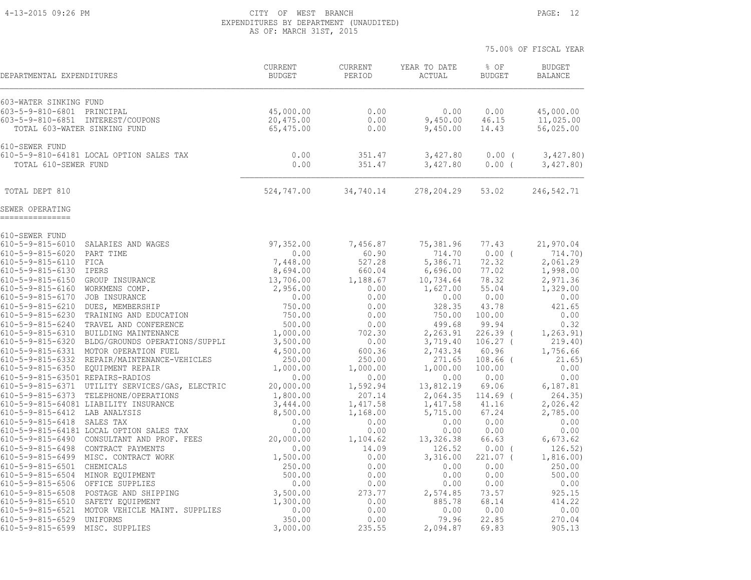CITY OF WEST BRANCH
EXPENDITURES BY DEPARTMENT (UNAUDITED)
AS OF: MARCH 31ST, 2015

75.00% OF FISCAL YEAR

| DEPARTMENTAL EXPENDITURES | CURRENT BUDGET | CURRENT PERIOD | YEAR TO DATE ACTUAL | % OF BUDGET | BUDGET BALANCE |
|---|---|---|---|---|---|
| 603-WATER SINKING FUND | | | | | |
| 603-5-9-810-6801 PRINCIPAL | 45,000.00 | 0.00 | 0.00 | 0.00 | 45,000.00 |
| 603-5-9-810-6851 INTEREST/COUPONS | 20,475.00 | 0.00 | 9,450.00 | 46.15 | 11,025.00 |
| TOTAL 603-WATER SINKING FUND | 65,475.00 | 0.00 | 9,450.00 | 14.43 | 56,025.00 |
| 610-SEWER FUND | | | | | |
| 610-5-9-810-64181 LOCAL OPTION SALES TAX | 0.00 | 351.47 | 3,427.80 | 0.00 ( | 3,427.80) |
| TOTAL 610-SEWER FUND | 0.00 | 351.47 | 3,427.80 | 0.00 ( | 3,427.80) |
| TOTAL DEPT 810 | 524,747.00 | 34,740.14 | 278,204.29 | 53.02 | 246,542.71 |
| SEWER OPERATING | | | | | |
| 610-SEWER FUND | | | | | |
| 610-5-9-815-6010 SALARIES AND WAGES | 97,352.00 | 7,456.87 | 75,381.96 | 77.43 | 21,970.04 |
| 610-5-9-815-6020 PART TIME | 0.00 | 60.90 | 714.70 | 0.00 ( | 714.70) |
| 610-5-9-815-6110 FICA | 7,448.00 | 527.28 | 5,386.71 | 72.32 | 2,061.29 |
| 610-5-9-815-6130 IPERS | 8,694.00 | 660.04 | 6,696.00 | 77.02 | 1,998.00 |
| 610-5-9-815-6150 GROUP INSURANCE | 13,706.00 | 1,188.67 | 10,734.64 | 78.32 | 2,971.36 |
| 610-5-9-815-6160 WORKMENS COMP. | 2,956.00 | 0.00 | 1,627.00 | 55.04 | 1,329.00 |
| 610-5-9-815-6170 JOB INSURANCE | 0.00 | 0.00 | 0.00 | 0.00 | 0.00 |
| 610-5-9-815-6210 DUES, MEMBERSHIP | 750.00 | 0.00 | 328.35 | 43.78 | 421.65 |
| 610-5-9-815-6230 TRAINING AND EDUCATION | 750.00 | 0.00 | 750.00 | 100.00 | 0.00 |
| 610-5-9-815-6240 TRAVEL AND CONFERENCE | 500.00 | 0.00 | 499.68 | 99.94 | 0.32 |
| 610-5-9-815-6310 BUILDING MAINTENANCE | 1,000.00 | 702.30 | 2,263.91 | 226.39 ( | 1,263.91) |
| 610-5-9-815-6320 BLDG/GROUNDS OPERATIONS/SUPPLI | 3,500.00 | 0.00 | 3,719.40 | 106.27 ( | 219.40) |
| 610-5-9-815-6331 MOTOR OPERATION FUEL | 4,500.00 | 600.36 | 2,743.34 | 60.96 | 1,756.66 |
| 610-5-9-815-6332 REPAIR/MAINTENANCE-VEHICLES | 250.00 | 250.00 | 271.65 | 108.66 ( | 21.65) |
| 610-5-9-815-6350 EQUIPMENT REPAIR | 1,000.00 | 1,000.00 | 1,000.00 | 100.00 | 0.00 |
| 610-5-9-815-63501 REPAIRS-RADIOS | 0.00 | 0.00 | 0.00 | 0.00 | 0.00 |
| 610-5-9-815-6371 UTILITY SERVICES/GAS, ELECTRIC | 20,000.00 | 1,592.94 | 13,812.19 | 69.06 | 6,187.81 |
| 610-5-9-815-6373 TELEPHONE/OPERATIONS | 1,800.00 | 207.14 | 2,064.35 | 114.69 ( | 264.35) |
| 610-5-9-815-64081 LIABILITY INSURANCE | 3,444.00 | 1,417.58 | 1,417.58 | 41.16 | 2,026.42 |
| 610-5-9-815-6412 LAB ANALYSIS | 8,500.00 | 1,168.00 | 5,715.00 | 67.24 | 2,785.00 |
| 610-5-9-815-6418 SALES TAX | 0.00 | 0.00 | 0.00 | 0.00 | 0.00 |
| 610-5-9-815-64181 LOCAL OPTION SALES TAX | 0.00 | 0.00 | 0.00 | 0.00 | 0.00 |
| 610-5-9-815-6490 CONSULTANT AND PROF. FEES | 20,000.00 | 1,104.62 | 13,326.38 | 66.63 | 6,673.62 |
| 610-5-9-815-6498 CONTRACT PAYMENTS | 0.00 | 14.09 | 126.52 | 0.00 ( | 126.52) |
| 610-5-9-815-6499 MISC. CONTRACT WORK | 1,500.00 | 0.00 | 3,316.00 | 221.07 ( | 1,816.00) |
| 610-5-9-815-6501 CHEMICALS | 250.00 | 0.00 | 0.00 | 0.00 | 250.00 |
| 610-5-9-815-6504 MINOR EQUIPMENT | 500.00 | 0.00 | 0.00 | 0.00 | 500.00 |
| 610-5-9-815-6506 OFFICE SUPPLIES | 0.00 | 0.00 | 0.00 | 0.00 | 0.00 |
| 610-5-9-815-6508 POSTAGE AND SHIPPING | 3,500.00 | 273.77 | 2,574.85 | 73.57 | 925.15 |
| 610-5-9-815-6510 SAFETY EQUIPMENT | 1,300.00 | 0.00 | 885.78 | 68.14 | 414.22 |
| 610-5-9-815-6521 MOTOR VEHICLE MAINT. SUPPLIES | 0.00 | 0.00 | 0.00 | 0.00 | 0.00 |
| 610-5-9-815-6529 UNIFORMS | 350.00 | 0.00 | 79.96 | 22.85 | 270.04 |
| 610-5-9-815-6599 MISC. SUPPLIES | 3,000.00 | 235.55 | 2,094.87 | 69.83 | 905.13 |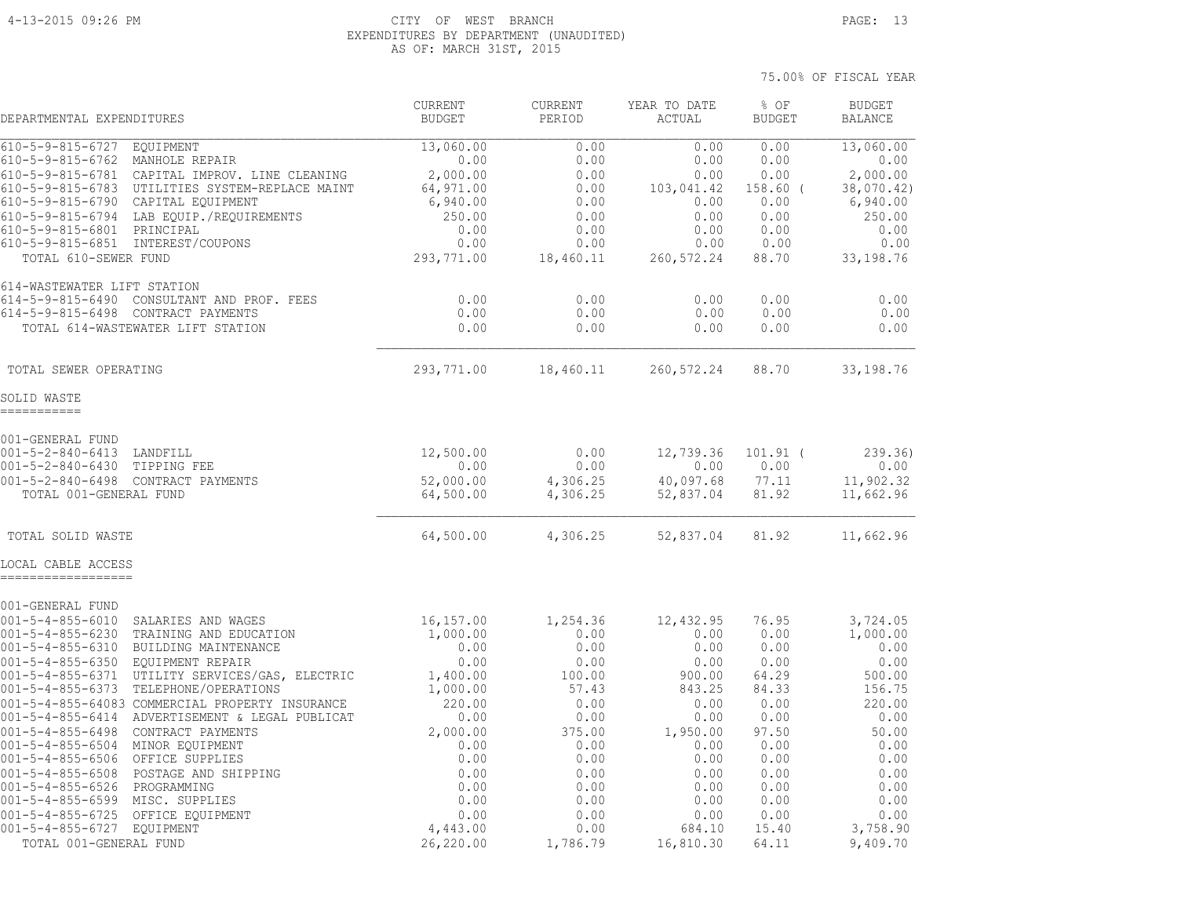CITY OF WEST BRANCH
EXPENDITURES BY DEPARTMENT (UNAUDITED)
AS OF: MARCH 31ST, 2015

75.00% OF FISCAL YEAR

| DEPARTMENTAL EXPENDITURES | CURRENT BUDGET | CURRENT PERIOD | YEAR TO DATE ACTUAL | % OF BUDGET | BUDGET BALANCE |
|---|---|---|---|---|---|
| 610-5-9-815-6727 EQUIPMENT | 13,060.00 | 0.00 | 0.00 | 0.00 | 13,060.00 |
| 610-5-9-815-6762 MANHOLE REPAIR | 0.00 | 0.00 | 0.00 | 0.00 | 0.00 |
| 610-5-9-815-6781 CAPITAL IMPROV. LINE CLEANING | 2,000.00 | 0.00 | 0.00 | 0.00 | 2,000.00 |
| 610-5-9-815-6783 UTILITIES SYSTEM-REPLACE MAINT | 64,971.00 | 0.00 | 103,041.42 | 158.60 ( | 38,070.42) |
| 610-5-9-815-6790 CAPITAL EQUIPMENT | 6,940.00 | 0.00 | 0.00 | 0.00 | 6,940.00 |
| 610-5-9-815-6794 LAB EQUIP./REQUIREMENTS | 250.00 | 0.00 | 0.00 | 0.00 | 250.00 |
| 610-5-9-815-6801 PRINCIPAL | 0.00 | 0.00 | 0.00 | 0.00 | 0.00 |
| 610-5-9-815-6851 INTEREST/COUPONS | 0.00 | 0.00 | 0.00 | 0.00 | 0.00 |
| TOTAL 610-SEWER FUND | 293,771.00 | 18,460.11 | 260,572.24 | 88.70 | 33,198.76 |
| 614-WASTEWATER LIFT STATION | | | | | |
| 614-5-9-815-6490 CONSULTANT AND PROF. FEES | 0.00 | 0.00 | 0.00 | 0.00 | 0.00 |
| 614-5-9-815-6498 CONTRACT PAYMENTS | 0.00 | 0.00 | 0.00 | 0.00 | 0.00 |
| TOTAL 614-WASTEWATER LIFT STATION | 0.00 | 0.00 | 0.00 | 0.00 | 0.00 |
| TOTAL SEWER OPERATING | 293,771.00 | 18,460.11 | 260,572.24 | 88.70 | 33,198.76 |

## SOLID WASTE

| DEPARTMENTAL EXPENDITURES | CURRENT BUDGET | CURRENT PERIOD | YEAR TO DATE ACTUAL | % OF BUDGET | BUDGET BALANCE |
|---|---|---|---|---|---|
| 001-GENERAL FUND | | | | | |
| 001-5-2-840-6413 LANDFILL | 12,500.00 | 0.00 | 12,739.36 | 101.91 ( | 239.36) |
| 001-5-2-840-6430 TIPPING FEE | 0.00 | 0.00 | 0.00 | 0.00 | 0.00 |
| 001-5-2-840-6498 CONTRACT PAYMENTS | 52,000.00 | 4,306.25 | 40,097.68 | 77.11 | 11,902.32 |
| TOTAL 001-GENERAL FUND | 64,500.00 | 4,306.25 | 52,837.04 | 81.92 | 11,662.96 |
| TOTAL SOLID WASTE | 64,500.00 | 4,306.25 | 52,837.04 | 81.92 | 11,662.96 |

## LOCAL CABLE ACCESS

| DEPARTMENTAL EXPENDITURES | CURRENT BUDGET | CURRENT PERIOD | YEAR TO DATE ACTUAL | % OF BUDGET | BUDGET BALANCE |
|---|---|---|---|---|---|
| 001-GENERAL FUND | | | | | |
| 001-5-4-855-6010 SALARIES AND WAGES | 16,157.00 | 1,254.36 | 12,432.95 | 76.95 | 3,724.05 |
| 001-5-4-855-6230 TRAINING AND EDUCATION | 1,000.00 | 0.00 | 0.00 | 0.00 | 1,000.00 |
| 001-5-4-855-6310 BUILDING MAINTENANCE | 0.00 | 0.00 | 0.00 | 0.00 | 0.00 |
| 001-5-4-855-6350 EQUIPMENT REPAIR | 0.00 | 0.00 | 0.00 | 0.00 | 0.00 |
| 001-5-4-855-6371 UTILITY SERVICES/GAS, ELECTRIC | 1,400.00 | 100.00 | 900.00 | 64.29 | 500.00 |
| 001-5-4-855-6373 TELEPHONE/OPERATIONS | 1,000.00 | 57.43 | 843.25 | 84.33 | 156.75 |
| 001-5-4-855-64083 COMMERCIAL PROPERTY INSURANCE | 220.00 | 0.00 | 0.00 | 0.00 | 220.00 |
| 001-5-4-855-6414 ADVERTISEMENT & LEGAL PUBLICAT | 0.00 | 0.00 | 0.00 | 0.00 | 0.00 |
| 001-5-4-855-6498 CONTRACT PAYMENTS | 2,000.00 | 375.00 | 1,950.00 | 97.50 | 50.00 |
| 001-5-4-855-6504 MINOR EQUIPMENT | 0.00 | 0.00 | 0.00 | 0.00 | 0.00 |
| 001-5-4-855-6506 OFFICE SUPPLIES | 0.00 | 0.00 | 0.00 | 0.00 | 0.00 |
| 001-5-4-855-6508 POSTAGE AND SHIPPING | 0.00 | 0.00 | 0.00 | 0.00 | 0.00 |
| 001-5-4-855-6526 PROGRAMMING | 0.00 | 0.00 | 0.00 | 0.00 | 0.00 |
| 001-5-4-855-6599 MISC. SUPPLIES | 0.00 | 0.00 | 0.00 | 0.00 | 0.00 |
| 001-5-4-855-6725 OFFICE EQUIPMENT | 0.00 | 0.00 | 0.00 | 0.00 | 0.00 |
| 001-5-4-855-6727 EQUIPMENT | 4,443.00 | 0.00 | 684.10 | 15.40 | 3,758.90 |
| TOTAL 001-GENERAL FUND | 26,220.00 | 1,786.79 | 16,810.30 | 64.11 | 9,409.70 |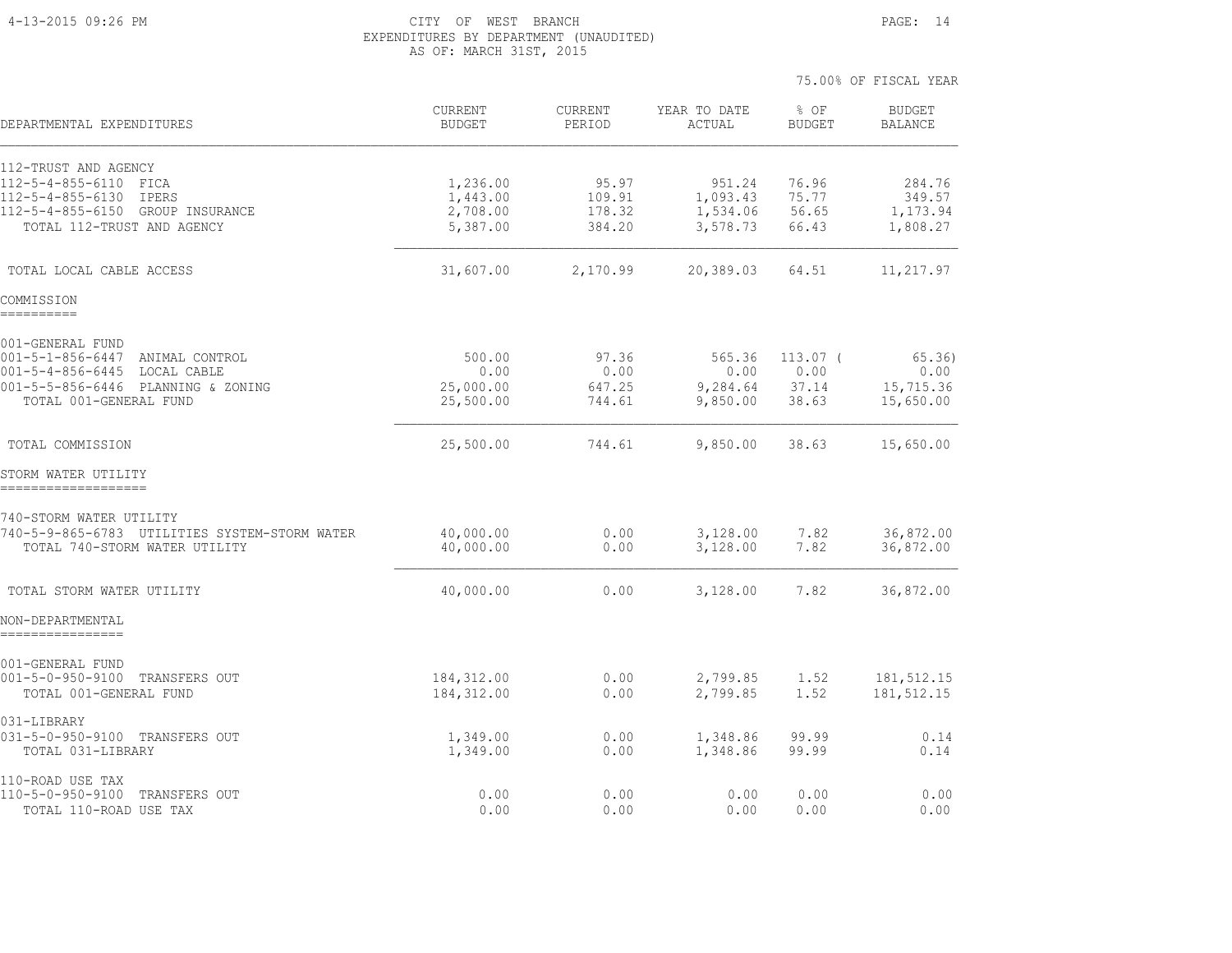CITY OF WEST BRANCH
EXPENDITURES BY DEPARTMENT (UNAUDITED)
AS OF: MARCH 31ST, 2015

75.00% OF FISCAL YEAR

| DEPARTMENTAL EXPENDITURES | CURRENT BUDGET | CURRENT PERIOD | YEAR TO DATE ACTUAL | % OF BUDGET | BUDGET BALANCE |
|---|---|---|---|---|---|
| 112-TRUST AND AGENCY | | | | | |
| 112-5-4-855-6110 FICA | 1,236.00 | 95.97 | 951.24 | 76.96 | 284.76 |
| 112-5-4-855-6130 IPERS | 1,443.00 | 109.91 | 1,093.43 | 75.77 | 349.57 |
| 112-5-4-855-6150 GROUP INSURANCE | 2,708.00 | 178.32 | 1,534.06 | 56.65 | 1,173.94 |
| TOTAL 112-TRUST AND AGENCY | 5,387.00 | 384.20 | 3,578.73 | 66.43 | 1,808.27 |
| TOTAL LOCAL CABLE ACCESS | 31,607.00 | 2,170.99 | 20,389.03 | 64.51 | 11,217.97 |
| **COMMISSION** | | | | | |
| 001-GENERAL FUND | | | | | |
| 001-5-1-856-6447 ANIMAL CONTROL | 500.00 | 97.36 | 565.36 | 113.07 | ( 65.36) |
| 001-5-4-856-6445 LOCAL CABLE | 0.00 | 0.00 | 0.00 | 0.00 | 0.00 |
| 001-5-5-856-6446 PLANNING & ZONING | 25,000.00 | 647.25 | 9,284.64 | 37.14 | 15,715.36 |
| TOTAL 001-GENERAL FUND | 25,500.00 | 744.61 | 9,850.00 | 38.63 | 15,650.00 |
| TOTAL COMMISSION | 25,500.00 | 744.61 | 9,850.00 | 38.63 | 15,650.00 |
| **STORM WATER UTILITY** | | | | | |
| 740-STORM WATER UTILITY | | | | | |
| 740-5-9-865-6783 UTILITIES SYSTEM-STORM WATER | 40,000.00 | 0.00 | 3,128.00 | 7.82 | 36,872.00 |
| TOTAL 740-STORM WATER UTILITY | 40,000.00 | 0.00 | 3,128.00 | 7.82 | 36,872.00 |
| TOTAL STORM WATER UTILITY | 40,000.00 | 0.00 | 3,128.00 | 7.82 | 36,872.00 |
| **NON-DEPARTMENTAL** | | | | | |
| 001-GENERAL FUND | | | | | |
| 001-5-0-950-9100 TRANSFERS OUT | 184,312.00 | 0.00 | 2,799.85 | 1.52 | 181,512.15 |
| TOTAL 001-GENERAL FUND | 184,312.00 | 0.00 | 2,799.85 | 1.52 | 181,512.15 |
| 031-LIBRARY | | | | | |
| 031-5-0-950-9100 TRANSFERS OUT | 1,349.00 | 0.00 | 1,348.86 | 99.99 | 0.14 |
| TOTAL 031-LIBRARY | 1,349.00 | 0.00 | 1,348.86 | 99.99 | 0.14 |
| 110-ROAD USE TAX | | | | | |
| 110-5-0-950-9100 TRANSFERS OUT | 0.00 | 0.00 | 0.00 | 0.00 | 0.00 |
| TOTAL 110-ROAD USE TAX | 0.00 | 0.00 | 0.00 | 0.00 | 0.00 |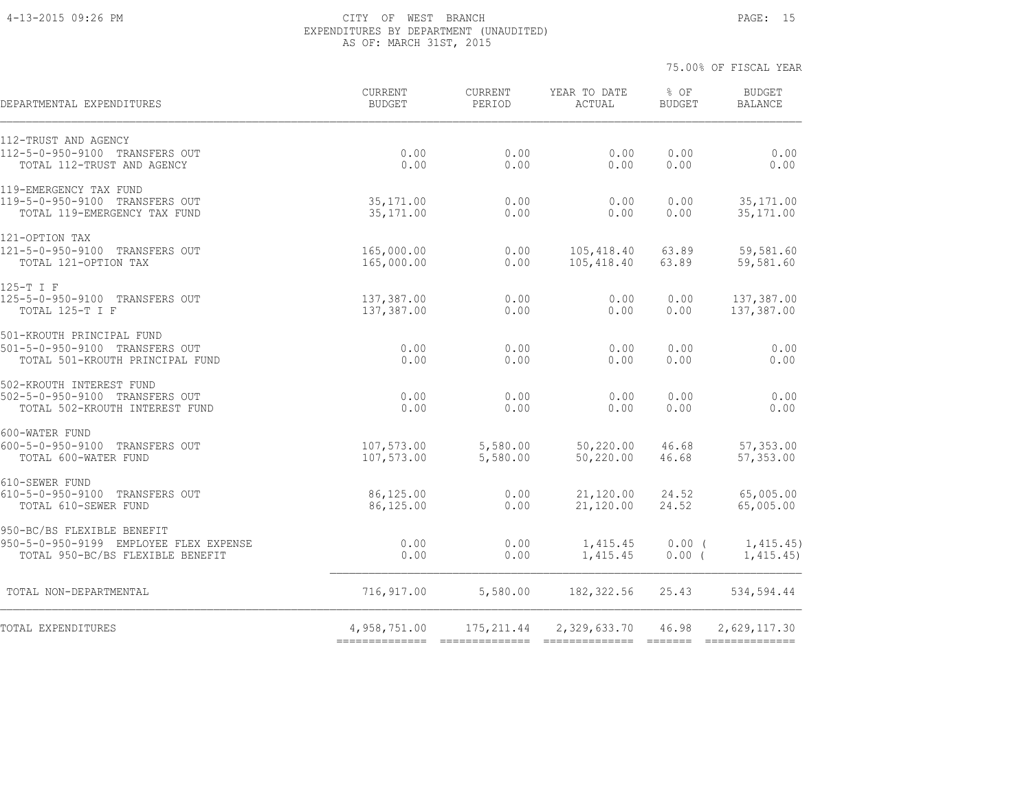CITY OF WEST BRANCH
EXPENDITURES BY DEPARTMENT (UNAUDITED)
AS OF: MARCH 31ST, 2015

4-13-2015 09:26 PM

75.00% OF FISCAL YEAR

| DEPARTMENTAL EXPENDITURES | CURRENT BUDGET | CURRENT PERIOD | YEAR TO DATE ACTUAL | % OF BUDGET | BUDGET BALANCE |
|---|---|---|---|---|---|
| 112-TRUST AND AGENCY | | | | | |
| 112-5-0-950-9100 TRANSFERS OUT | 0.00 | 0.00 | 0.00 | 0.00 | 0.00 |
| TOTAL 112-TRUST AND AGENCY | 0.00 | 0.00 | 0.00 | 0.00 | 0.00 |
| 119-EMERGENCY TAX FUND | | | | | |
| 119-5-0-950-9100 TRANSFERS OUT | 35,171.00 | 0.00 | 0.00 | 0.00 | 35,171.00 |
| TOTAL 119-EMERGENCY TAX FUND | 35,171.00 | 0.00 | 0.00 | 0.00 | 35,171.00 |
| 121-OPTION TAX | | | | | |
| 121-5-0-950-9100 TRANSFERS OUT | 165,000.00 | 0.00 | 105,418.40 | 63.89 | 59,581.60 |
| TOTAL 121-OPTION TAX | 165,000.00 | 0.00 | 105,418.40 | 63.89 | 59,581.60 |
| 125-T I F | | | | | |
| 125-5-0-950-9100 TRANSFERS OUT | 137,387.00 | 0.00 | 0.00 | 0.00 | 137,387.00 |
| TOTAL 125-T I F | 137,387.00 | 0.00 | 0.00 | 0.00 | 137,387.00 |
| 501-KROUTH PRINCIPAL FUND | | | | | |
| 501-5-0-950-9100 TRANSFERS OUT | 0.00 | 0.00 | 0.00 | 0.00 | 0.00 |
| TOTAL 501-KROUTH PRINCIPAL FUND | 0.00 | 0.00 | 0.00 | 0.00 | 0.00 |
| 502-KROUTH INTEREST FUND | | | | | |
| 502-5-0-950-9100 TRANSFERS OUT | 0.00 | 0.00 | 0.00 | 0.00 | 0.00 |
| TOTAL 502-KROUTH INTEREST FUND | 0.00 | 0.00 | 0.00 | 0.00 | 0.00 |
| 600-WATER FUND | | | | | |
| 600-5-0-950-9100 TRANSFERS OUT | 107,573.00 | 5,580.00 | 50,220.00 | 46.68 | 57,353.00 |
| TOTAL 600-WATER FUND | 107,573.00 | 5,580.00 | 50,220.00 | 46.68 | 57,353.00 |
| 610-SEWER FUND | | | | | |
| 610-5-0-950-9100 TRANSFERS OUT | 86,125.00 | 0.00 | 21,120.00 | 24.52 | 65,005.00 |
| TOTAL 610-SEWER FUND | 86,125.00 | 0.00 | 21,120.00 | 24.52 | 65,005.00 |
| 950-BC/BS FLEXIBLE BENEFIT | | | | | |
| 950-5-0-950-9199 EMPLOYEE FLEX EXPENSE | 0.00 | 0.00 | 1,415.45 | 0.00 | ( 1,415.45) |
| TOTAL 950-BC/BS FLEXIBLE BENEFIT | 0.00 | 0.00 | 1,415.45 | 0.00 | ( 1,415.45) |
| TOTAL NON-DEPARTMENTAL | 716,917.00 | 5,580.00 | 182,322.56 | 25.43 | 534,594.44 |
| TOTAL EXPENDITURES | 4,958,751.00 | 175,211.44 | 2,329,633.70 | 46.98 | 2,629,117.30 |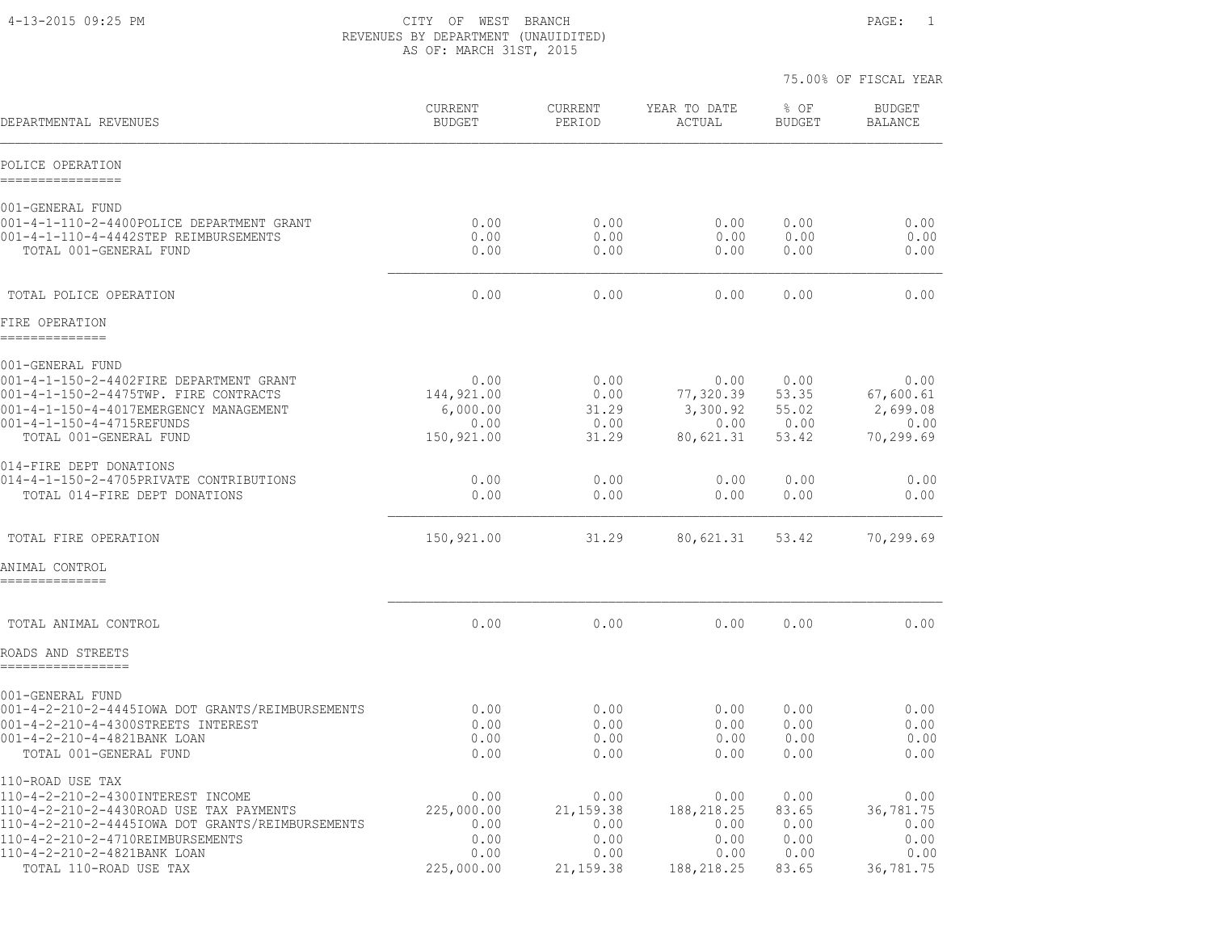CITY OF WEST BRANCH
REVENUES BY DEPARTMENT (UNAUIDITED)
AS OF: MARCH 31ST, 2015

75.00% OF FISCAL YEAR

| DEPARTMENTAL REVENUES | CURRENT BUDGET | CURRENT PERIOD | YEAR TO DATE ACTUAL | % OF BUDGET | BUDGET BALANCE |
|---|---|---|---|---|---|
| **POLICE OPERATION** | | | | | |
| 001-GENERAL FUND | | | | | |
| 001-4-1-110-2-4400POLICE DEPARTMENT GRANT | 0.00 | 0.00 | 0.00 | 0.00 | 0.00 |
| 001-4-1-110-4-4442STEP REIMBURSEMENTS | 0.00 | 0.00 | 0.00 | 0.00 | 0.00 |
| TOTAL 001-GENERAL FUND | 0.00 | 0.00 | 0.00 | 0.00 | 0.00 |
| TOTAL POLICE OPERATION | 0.00 | 0.00 | 0.00 | 0.00 | 0.00 |
| **FIRE OPERATION** | | | | | |
| 001-GENERAL FUND | | | | | |
| 001-4-1-150-2-4402FIRE DEPARTMENT GRANT | 0.00 | 0.00 | 0.00 | 0.00 | 0.00 |
| 001-4-1-150-2-4475TWP. FIRE CONTRACTS | 144,921.00 | 0.00 | 77,320.39 | 53.35 | 67,600.61 |
| 001-4-1-150-4-4017EMERGENCY MANAGEMENT | 6,000.00 | 31.29 | 3,300.92 | 55.02 | 2,699.08 |
| 001-4-1-150-4-4715REFUNDS | 0.00 | 0.00 | 0.00 | 0.00 | 0.00 |
| TOTAL 001-GENERAL FUND | 150,921.00 | 31.29 | 80,621.31 | 53.42 | 70,299.69 |
| 014-FIRE DEPT DONATIONS | | | | | |
| 014-4-1-150-2-4705PRIVATE CONTRIBUTIONS | 0.00 | 0.00 | 0.00 | 0.00 | 0.00 |
| TOTAL 014-FIRE DEPT DONATIONS | 0.00 | 0.00 | 0.00 | 0.00 | 0.00 |
| TOTAL FIRE OPERATION | 150,921.00 | 31.29 | 80,621.31 | 53.42 | 70,299.69 |
| **ANIMAL CONTROL** | | | | | |
| TOTAL ANIMAL CONTROL | 0.00 | 0.00 | 0.00 | 0.00 | 0.00 |
| **ROADS AND STREETS** | | | | | |
| 001-GENERAL FUND | | | | | |
| 001-4-2-210-2-4445IOWA DOT GRANTS/REIMBURSEMENTS | 0.00 | 0.00 | 0.00 | 0.00 | 0.00 |
| 001-4-2-210-4-4300STREETS INTEREST | 0.00 | 0.00 | 0.00 | 0.00 | 0.00 |
| 001-4-2-210-4-4821BANK LOAN | 0.00 | 0.00 | 0.00 | 0.00 | 0.00 |
| TOTAL 001-GENERAL FUND | 0.00 | 0.00 | 0.00 | 0.00 | 0.00 |
| 110-ROAD USE TAX | | | | | |
| 110-4-2-210-2-4300INTEREST INCOME | 0.00 | 0.00 | 0.00 | 0.00 | 0.00 |
| 110-4-2-210-2-4430ROAD USE TAX PAYMENTS | 225,000.00 | 21,159.38 | 188,218.25 | 83.65 | 36,781.75 |
| 110-4-2-210-2-4445IOWA DOT GRANTS/REIMBURSEMENTS | 0.00 | 0.00 | 0.00 | 0.00 | 0.00 |
| 110-4-2-210-2-4710REIMBURSEMENTS | 0.00 | 0.00 | 0.00 | 0.00 | 0.00 |
| 110-4-2-210-2-4821BANK LOAN | 0.00 | 0.00 | 0.00 | 0.00 | 0.00 |
| TOTAL 110-ROAD USE TAX | 225,000.00 | 21,159.38 | 188,218.25 | 83.65 | 36,781.75 |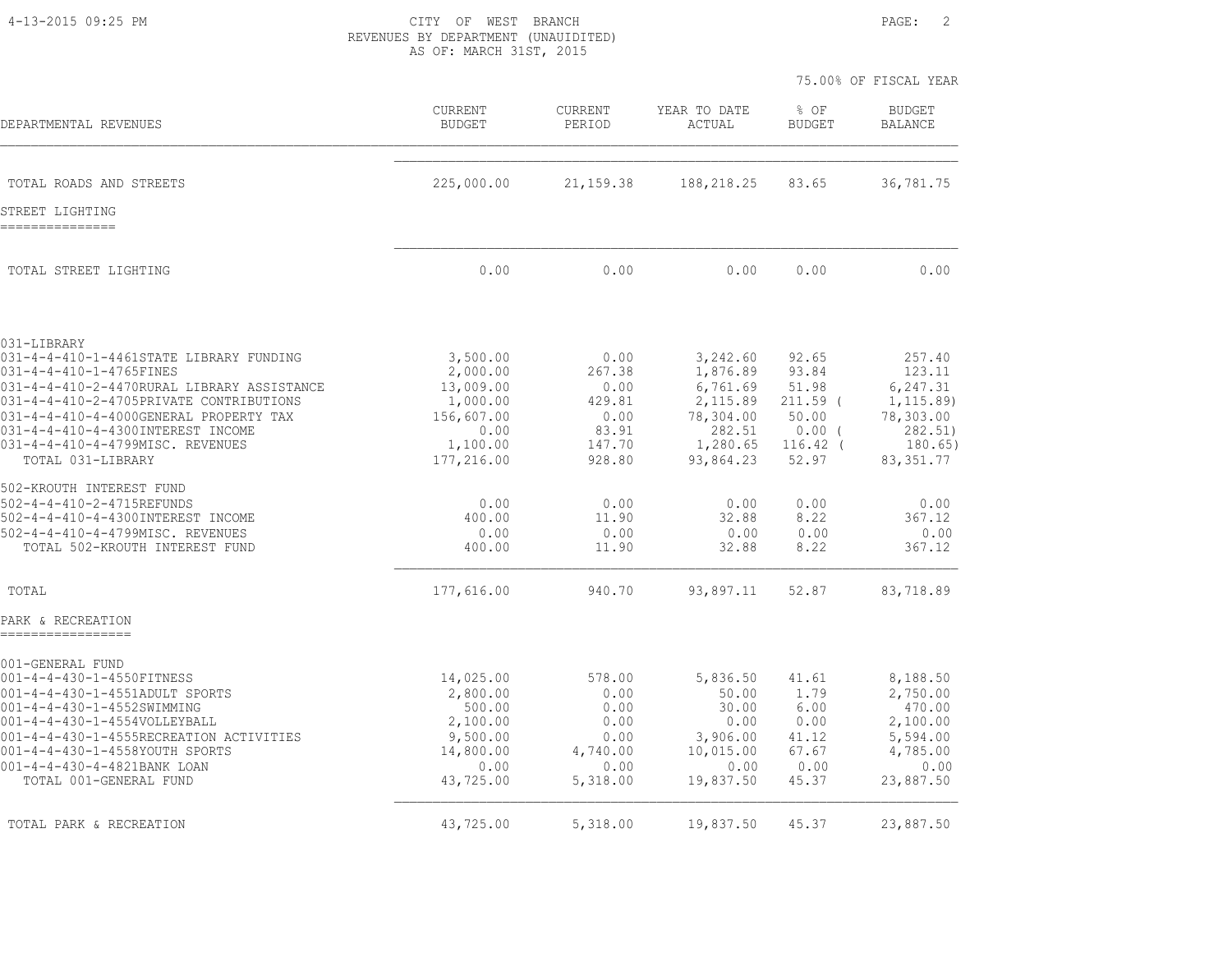# CITY OF WEST BRANCH
## REVENUES BY DEPARTMENT (UNAUIDITED)
### AS OF: MARCH 31ST, 2015

4-13-2015 09:25 PM

75.00% OF FISCAL YEAR

| DEPARTMENTAL REVENUES | CURRENT BUDGET | CURRENT PERIOD | YEAR TO DATE ACTUAL | % OF BUDGET | BUDGET BALANCE |
|---|---|---|---|---|---|
| TOTAL ROADS AND STREETS | 225,000.00 | 21,159.38 | 188,218.25 | 83.65 | 36,781.75 |
| **STREET LIGHTING** | | | | | |
| TOTAL STREET LIGHTING | 0.00 | 0.00 | 0.00 | 0.00 | 0.00 |
| 031-LIBRARY | | | | | |
| 031-4-4-410-1-4461STATE LIBRARY FUNDING | 3,500.00 | 0.00 | 3,242.60 | 92.65 | 257.40 |
| 031-4-4-410-1-4765FINES | 2,000.00 | 267.38 | 1,876.89 | 93.84 | 123.11 |
| 031-4-4-410-2-4470RURAL LIBRARY ASSISTANCE | 13,009.00 | 0.00 | 6,761.69 | 51.98 | 6,247.31 |
| 031-4-4-410-2-4705PRIVATE CONTRIBUTIONS | 1,000.00 | 429.81 | 2,115.89 | 211.59 | ( 1,115.89) |
| 031-4-4-410-4-4000GENERAL PROPERTY TAX | 156,607.00 | 0.00 | 78,304.00 | 50.00 | 78,303.00 |
| 031-4-4-410-4-4300INTEREST INCOME | 0.00 | 83.91 | 282.51 | 0.00 | ( 282.51) |
| 031-4-4-410-4-4799MISC. REVENUES | 1,100.00 | 147.70 | 1,280.65 | 116.42 | ( 180.65) |
| TOTAL 031-LIBRARY | 177,216.00 | 928.80 | 93,864.23 | 52.97 | 83,351.77 |
| 502-KROUTH INTEREST FUND | | | | | |
| 502-4-4-410-2-4715REFUNDS | 0.00 | 0.00 | 0.00 | 0.00 | 0.00 |
| 502-4-4-410-4-4300INTEREST INCOME | 400.00 | 11.90 | 32.88 | 8.22 | 367.12 |
| 502-4-4-410-4-4799MISC. REVENUES | 0.00 | 0.00 | 0.00 | 0.00 | 0.00 |
| TOTAL 502-KROUTH INTEREST FUND | 400.00 | 11.90 | 32.88 | 8.22 | 367.12 |
| TOTAL | 177,616.00 | 940.70 | 93,897.11 | 52.87 | 83,718.89 |
| **PARK & RECREATION** | | | | | |
| 001-GENERAL FUND | | | | | |
| 001-4-4-430-1-4550FITNESS | 14,025.00 | 578.00 | 5,836.50 | 41.61 | 8,188.50 |
| 001-4-4-430-1-4551ADULT SPORTS | 2,800.00 | 0.00 | 50.00 | 1.79 | 2,750.00 |
| 001-4-4-430-1-4552SWIMMING | 500.00 | 0.00 | 30.00 | 6.00 | 470.00 |
| 001-4-4-430-1-4554VOLLEYBALL | 2,100.00 | 0.00 | 0.00 | 0.00 | 2,100.00 |
| 001-4-4-430-1-4555RECREATION ACTIVITIES | 9,500.00 | 0.00 | 3,906.00 | 41.12 | 5,594.00 |
| 001-4-4-430-1-4558YOUTH SPORTS | 14,800.00 | 4,740.00 | 10,015.00 | 67.67 | 4,785.00 |
| 001-4-4-430-4-4821BANK LOAN | 0.00 | 0.00 | 0.00 | 0.00 | 0.00 |
| TOTAL 001-GENERAL FUND | 43,725.00 | 5,318.00 | 19,837.50 | 45.37 | 23,887.50 |
| TOTAL PARK & RECREATION | 43,725.00 | 5,318.00 | 19,837.50 | 45.37 | 23,887.50 |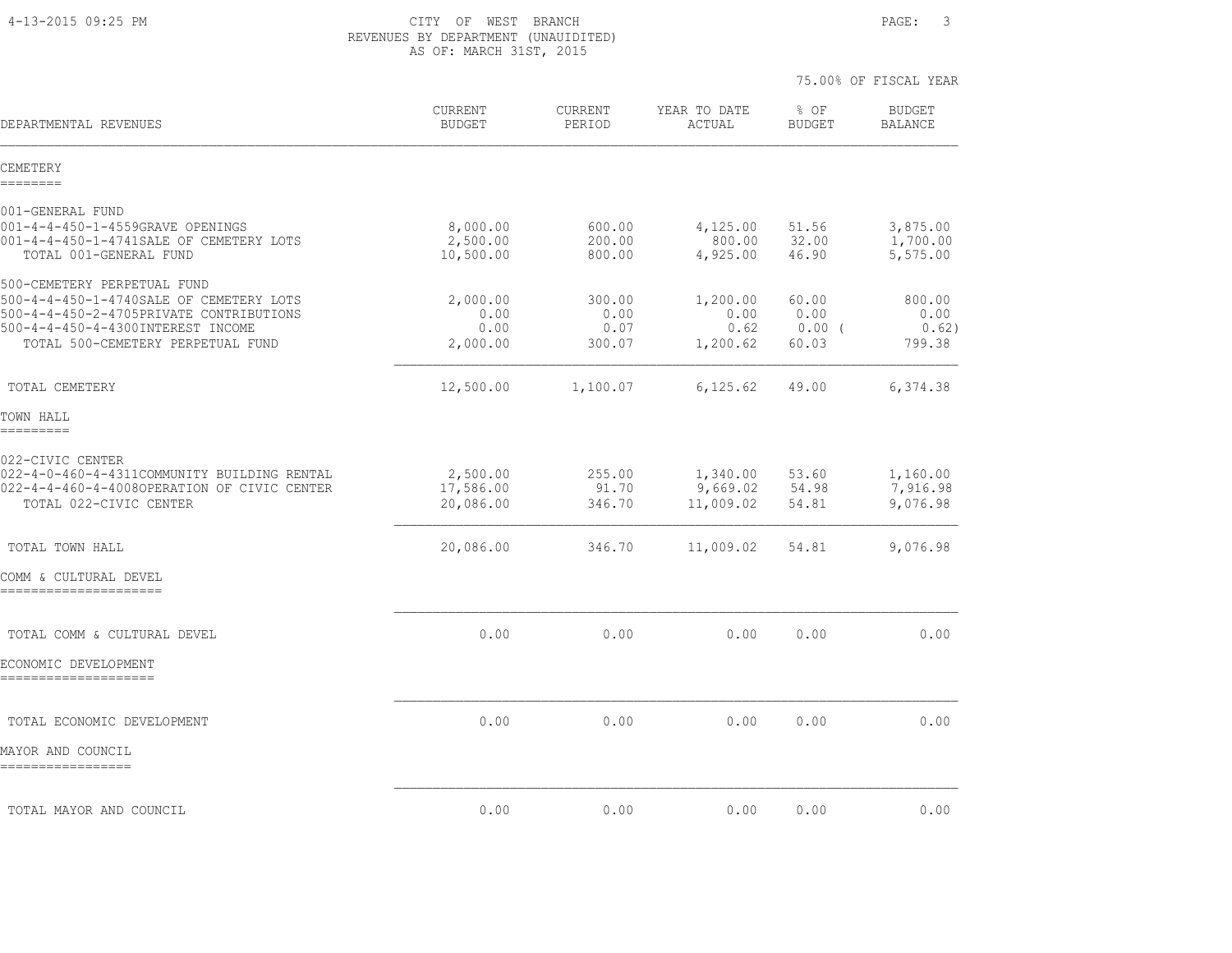CITY OF WEST BRANCH
REVENUES BY DEPARTMENT (UNAUIDITED)
AS OF: MARCH 31ST, 2015

75.00% OF FISCAL YEAR

| DEPARTMENTAL REVENUES | CURRENT BUDGET | CURRENT PERIOD | YEAR TO DATE ACTUAL | % OF BUDGET | BUDGET BALANCE |
|---|---|---|---|---|---|
| **CEMETERY** | | | | | |
| 001-GENERAL FUND | | | | | |
| 001-4-4-450-1-4559GRAVE OPENINGS | 8,000.00 | 600.00 | 4,125.00 | 51.56 | 3,875.00 |
| 001-4-4-450-1-4741SALE OF CEMETERY LOTS | 2,500.00 | 200.00 | 800.00 | 32.00 | 1,700.00 |
| TOTAL 001-GENERAL FUND | 10,500.00 | 800.00 | 4,925.00 | 46.90 | 5,575.00 |
| 500-CEMETERY PERPETUAL FUND | | | | | |
| 500-4-4-450-1-4740SALE OF CEMETERY LOTS | 2,000.00 | 300.00 | 1,200.00 | 60.00 | 800.00 |
| 500-4-4-450-2-4705PRIVATE CONTRIBUTIONS | 0.00 | 0.00 | 0.00 | 0.00 | 0.00 |
| 500-4-4-450-4-4300INTEREST INCOME | 0.00 | 0.07 | 0.62 | 0.00 | ( 0.62) |
| TOTAL 500-CEMETERY PERPETUAL FUND | 2,000.00 | 300.07 | 1,200.62 | 60.03 | 799.38 |
| TOTAL CEMETERY | 12,500.00 | 1,100.07 | 6,125.62 | 49.00 | 6,374.38 |
| **TOWN HALL** | | | | | |
| 022-CIVIC CENTER | | | | | |
| 022-4-0-460-4-4311COMMUNITY BUILDING RENTAL | 2,500.00 | 255.00 | 1,340.00 | 53.60 | 1,160.00 |
| 022-4-4-460-4-4008OPERATION OF CIVIC CENTER | 17,586.00 | 91.70 | 9,669.02 | 54.98 | 7,916.98 |
| TOTAL 022-CIVIC CENTER | 20,086.00 | 346.70 | 11,009.02 | 54.81 | 9,076.98 |
| TOTAL TOWN HALL | 20,086.00 | 346.70 | 11,009.02 | 54.81 | 9,076.98 |
| **COMM & CULTURAL DEVEL** | | | | | |
| TOTAL COMM & CULTURAL DEVEL | 0.00 | 0.00 | 0.00 | 0.00 | 0.00 |
| **ECONOMIC DEVELOPMENT** | | | | | |
| TOTAL ECONOMIC DEVELOPMENT | 0.00 | 0.00 | 0.00 | 0.00 | 0.00 |
| **MAYOR AND COUNCIL** | | | | | |
| TOTAL MAYOR AND COUNCIL | 0.00 | 0.00 | 0.00 | 0.00 | 0.00 |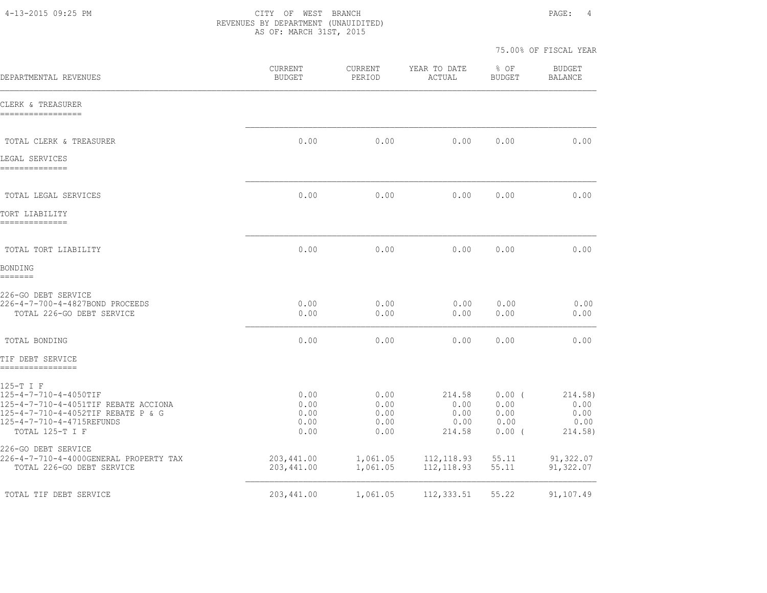CITY OF WEST BRANCH
REVENUES BY DEPARTMENT (UNAUIDITED)
AS OF: MARCH 31ST, 2015

75.00% OF FISCAL YEAR

| DEPARTMENTAL REVENUES | CURRENT BUDGET | CURRENT PERIOD | YEAR TO DATE ACTUAL | % OF BUDGET | BUDGET BALANCE |
|---|---|---|---|---|---|
| **CLERK & TREASURER** | | | | | |
| TOTAL CLERK & TREASURER | 0.00 | 0.00 | 0.00 | 0.00 | 0.00 |
| **LEGAL SERVICES** | | | | | |
| TOTAL LEGAL SERVICES | 0.00 | 0.00 | 0.00 | 0.00 | 0.00 |
| **TORT LIABILITY** | | | | | |
| TOTAL TORT LIABILITY | 0.00 | 0.00 | 0.00 | 0.00 | 0.00 |
| **BONDING** | | | | | |
| 226-GO DEBT SERVICE | | | | | |
| 226-4-7-700-4-4827BOND PROCEEDS | 0.00 | 0.00 | 0.00 | 0.00 | 0.00 |
| TOTAL 226-GO DEBT SERVICE | 0.00 | 0.00 | 0.00 | 0.00 | 0.00 |
| TOTAL BONDING | 0.00 | 0.00 | 0.00 | 0.00 | 0.00 |
| **TIF DEBT SERVICE** | | | | | |
| 125-T I F | | | | | |
| 125-4-7-710-4-4050TIF | 0.00 | 0.00 | 214.58 | 0.00 | ( 214.58) |
| 125-4-7-710-4-4051TIF REBATE ACCIONA | 0.00 | 0.00 | 0.00 | 0.00 | 0.00 |
| 125-4-7-710-4-4052TIF REBATE P & G | 0.00 | 0.00 | 0.00 | 0.00 | 0.00 |
| 125-4-7-710-4-4715REFUNDS | 0.00 | 0.00 | 0.00 | 0.00 | 0.00 |
| TOTAL 125-T I F | 0.00 | 0.00 | 214.58 | 0.00 | ( 214.58) |
| 226-GO DEBT SERVICE | | | | | |
| 226-4-7-710-4-4000GENERAL PROPERTY TAX | 203,441.00 | 1,061.05 | 112,118.93 | 55.11 | 91,322.07 |
| TOTAL 226-GO DEBT SERVICE | 203,441.00 | 1,061.05 | 112,118.93 | 55.11 | 91,322.07 |
| TOTAL TIF DEBT SERVICE | 203,441.00 | 1,061.05 | 112,333.51 | 55.22 | 91,107.49 |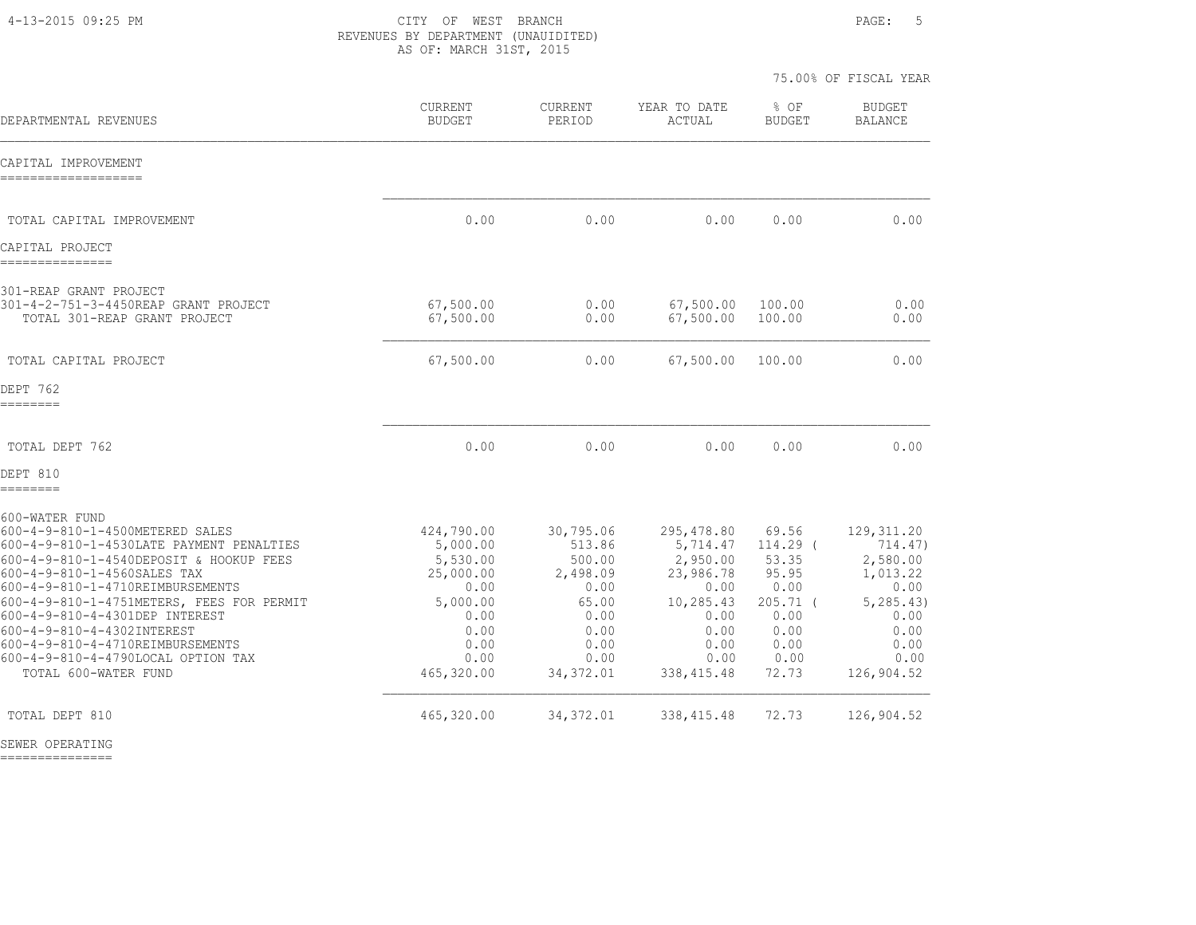CITY OF WEST BRANCH
REVENUES BY DEPARTMENT (UNAUIDITED)
AS OF: MARCH 31ST, 2015

75.00% OF FISCAL YEAR

| DEPARTMENTAL REVENUES | CURRENT BUDGET | CURRENT PERIOD | YEAR TO DATE ACTUAL | % OF BUDGET | BUDGET BALANCE |
|---|---|---|---|---|---|
| **CAPITAL IMPROVEMENT** | | | | | |
| TOTAL CAPITAL IMPROVEMENT | 0.00 | 0.00 | 0.00 | 0.00 | 0.00 |
| **CAPITAL PROJECT** | | | | | |
| 301-REAP GRANT PROJECT | | | | | |
| 301-4-2-751-3-4450REAP GRANT PROJECT | 67,500.00 | 0.00 | 67,500.00 | 100.00 | 0.00 |
| TOTAL 301-REAP GRANT PROJECT | 67,500.00 | 0.00 | 67,500.00 | 100.00 | 0.00 |
| TOTAL CAPITAL PROJECT | 67,500.00 | 0.00 | 67,500.00 | 100.00 | 0.00 |
| **DEPT 762** | | | | | |
| TOTAL DEPT 762 | 0.00 | 0.00 | 0.00 | 0.00 | 0.00 |
| **DEPT 810** | | | | | |
| 600-WATER FUND | | | | | |
| 600-4-9-810-1-4500METERED SALES | 424,790.00 | 30,795.06 | 295,478.80 | 69.56 | 129,311.20 |
| 600-4-9-810-1-4530LATE PAYMENT PENALTIES | 5,000.00 | 513.86 | 5,714.47 | 114.29 | ( 714.47) |
| 600-4-9-810-1-4540DEPOSIT & HOOKUP FEES | 5,530.00 | 500.00 | 2,950.00 | 53.35 | 2,580.00 |
| 600-4-9-810-1-4560SALES TAX | 25,000.00 | 2,498.09 | 23,986.78 | 95.95 | 1,013.22 |
| 600-4-9-810-1-4710REIMBURSEMENTS | 0.00 | 0.00 | 0.00 | 0.00 | 0.00 |
| 600-4-9-810-1-4751METERS, FEES FOR PERMIT | 5,000.00 | 65.00 | 10,285.43 | 205.71 | ( 5,285.43) |
| 600-4-9-810-4-4301DEP INTEREST | 0.00 | 0.00 | 0.00 | 0.00 | 0.00 |
| 600-4-9-810-4-4302INTEREST | 0.00 | 0.00 | 0.00 | 0.00 | 0.00 |
| 600-4-9-810-4-4710REIMBURSEMENTS | 0.00 | 0.00 | 0.00 | 0.00 | 0.00 |
| 600-4-9-810-4-4790LOCAL OPTION TAX | 0.00 | 0.00 | 0.00 | 0.00 | 0.00 |
| TOTAL 600-WATER FUND | 465,320.00 | 34,372.01 | 338,415.48 | 72.73 | 126,904.52 |
| TOTAL DEPT 810 | 465,320.00 | 34,372.01 | 338,415.48 | 72.73 | 126,904.52 |
| **SEWER OPERATING** | | | | | |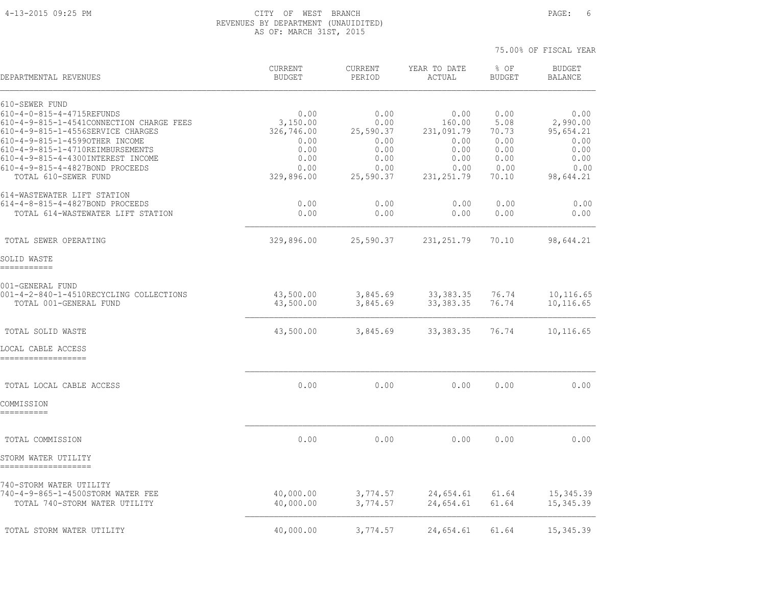CITY OF WEST BRANCH
REVENUES BY DEPARTMENT (UNAUIDITED)
AS OF: MARCH 31ST, 2015

75.00% OF FISCAL YEAR

| DEPARTMENTAL REVENUES | CURRENT BUDGET | CURRENT PERIOD | YEAR TO DATE ACTUAL | % OF BUDGET | BUDGET BALANCE |
|---|---|---|---|---|---|
| 610-SEWER FUND | | | | | |
| 610-4-0-815-4-4715REFUNDS | 0.00 | 0.00 | 0.00 | 0.00 | 0.00 |
| 610-4-9-815-1-4541CONNECTION CHARGE FEES | 3,150.00 | 0.00 | 160.00 | 5.08 | 2,990.00 |
| 610-4-9-815-1-4556SERVICE CHARGES | 326,746.00 | 25,590.37 | 231,091.79 | 70.73 | 95,654.21 |
| 610-4-9-815-1-4599OTHER INCOME | 0.00 | 0.00 | 0.00 | 0.00 | 0.00 |
| 610-4-9-815-1-4710REIMBURSEMENTS | 0.00 | 0.00 | 0.00 | 0.00 | 0.00 |
| 610-4-9-815-4-4300INTEREST INCOME | 0.00 | 0.00 | 0.00 | 0.00 | 0.00 |
| 610-4-9-815-4-4827BOND PROCEEDS | 0.00 | 0.00 | 0.00 | 0.00 | 0.00 |
| TOTAL 610-SEWER FUND | 329,896.00 | 25,590.37 | 231,251.79 | 70.10 | 98,644.21 |
| 614-WASTEWATER LIFT STATION | | | | | |
| 614-4-8-815-4-4827BOND PROCEEDS | 0.00 | 0.00 | 0.00 | 0.00 | 0.00 |
| TOTAL 614-WASTEWATER LIFT STATION | 0.00 | 0.00 | 0.00 | 0.00 | 0.00 |
| TOTAL SEWER OPERATING | 329,896.00 | 25,590.37 | 231,251.79 | 70.10 | 98,644.21 |
| SOLID WASTE | | | | | |
| 001-GENERAL FUND | | | | | |
| 001-4-2-840-1-4510RECYCLING COLLECTIONS | 43,500.00 | 3,845.69 | 33,383.35 | 76.74 | 10,116.65 |
| TOTAL 001-GENERAL FUND | 43,500.00 | 3,845.69 | 33,383.35 | 76.74 | 10,116.65 |
| TOTAL SOLID WASTE | 43,500.00 | 3,845.69 | 33,383.35 | 76.74 | 10,116.65 |
| LOCAL CABLE ACCESS | | | | | |
| TOTAL LOCAL CABLE ACCESS | 0.00 | 0.00 | 0.00 | 0.00 | 0.00 |
| COMMISSION | | | | | |
| TOTAL COMMISSION | 0.00 | 0.00 | 0.00 | 0.00 | 0.00 |
| STORM WATER UTILITY | | | | | |
| 740-STORM WATER UTILITY | | | | | |
| 740-4-9-865-1-4500STORM WATER FEE | 40,000.00 | 3,774.57 | 24,654.61 | 61.64 | 15,345.39 |
| TOTAL 740-STORM WATER UTILITY | 40,000.00 | 3,774.57 | 24,654.61 | 61.64 | 15,345.39 |
| TOTAL STORM WATER UTILITY | 40,000.00 | 3,774.57 | 24,654.61 | 61.64 | 15,345.39 |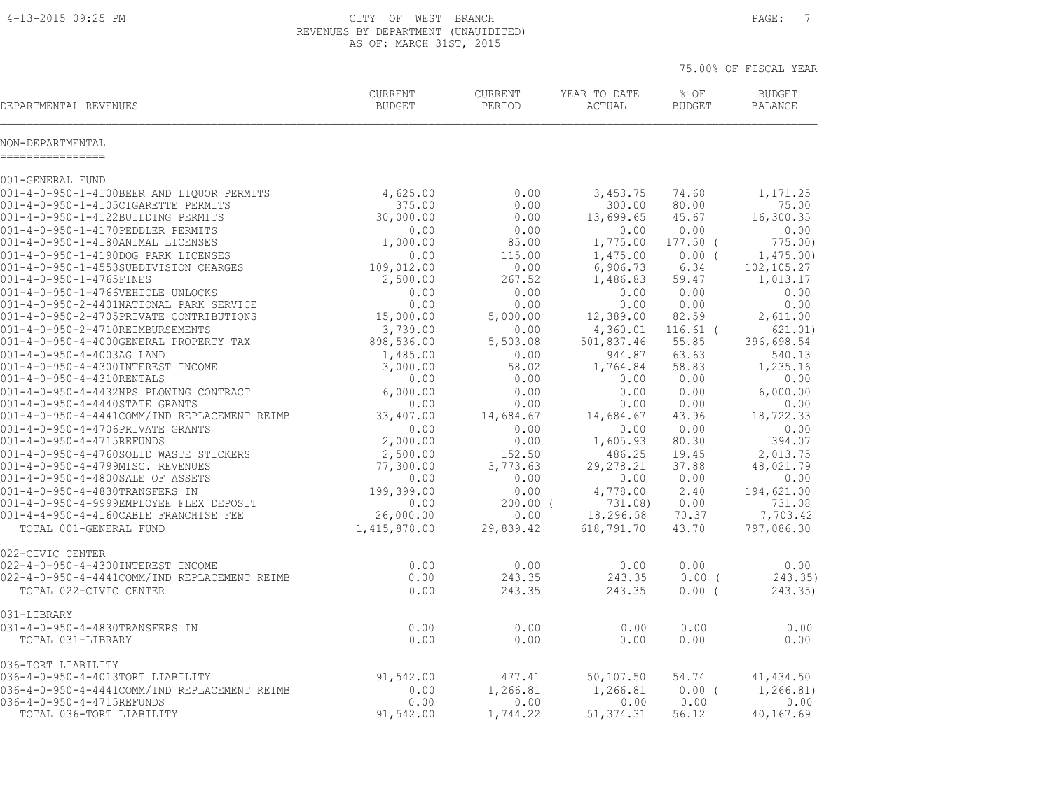CITY OF WEST BRANCH
REVENUES BY DEPARTMENT (UNAUIDITED)
AS OF: MARCH 31ST, 2015

75.00% OF FISCAL YEAR

| DEPARTMENTAL REVENUES | CURRENT BUDGET | CURRENT PERIOD | YEAR TO DATE ACTUAL | % OF BUDGET | BUDGET BALANCE |
|---|---|---|---|---|---|
| **NON-DEPARTMENTAL** | | | | | |
| **001-GENERAL FUND** | | | | | |
| 001-4-0-950-1-4100BEER AND LIQUOR PERMITS | 4,625.00 | 0.00 | 3,453.75 | 74.68 | 1,171.25 |
| 001-4-0-950-1-4105CIGARETTE PERMITS | 375.00 | 0.00 | 300.00 | 80.00 | 75.00 |
| 001-4-0-950-1-4122BUILDING PERMITS | 30,000.00 | 0.00 | 13,699.65 | 45.67 | 16,300.35 |
| 001-4-0-950-1-4170PEDDLER PERMITS | 0.00 | 0.00 | 0.00 | 0.00 | 0.00 |
| 001-4-0-950-1-4180ANIMAL LICENSES | 1,000.00 | 85.00 | 1,775.00 | 177.50 | ( 775.00) |
| 001-4-0-950-1-4190DOG PARK LICENSES | 0.00 | 115.00 | 1,475.00 | 0.00 | ( 1,475.00) |
| 001-4-0-950-1-4553SUBDIVISION CHARGES | 109,012.00 | 0.00 | 6,906.73 | 6.34 | 102,105.27 |
| 001-4-0-950-1-4765FINES | 2,500.00 | 267.52 | 1,486.83 | 59.47 | 1,013.17 |
| 001-4-0-950-1-4766VEHICLE UNLOCKS | 0.00 | 0.00 | 0.00 | 0.00 | 0.00 |
| 001-4-0-950-2-4401NATIONAL PARK SERVICE | 0.00 | 0.00 | 0.00 | 0.00 | 0.00 |
| 001-4-0-950-2-4705PRIVATE CONTRIBUTIONS | 15,000.00 | 5,000.00 | 12,389.00 | 82.59 | 2,611.00 |
| 001-4-0-950-2-4710REIMBURSEMENTS | 3,739.00 | 0.00 | 4,360.01 | 116.61 | ( 621.01) |
| 001-4-0-950-4-4000GENERAL PROPERTY TAX | 898,536.00 | 5,503.08 | 501,837.46 | 55.85 | 396,698.54 |
| 001-4-0-950-4-4003AG LAND | 1,485.00 | 0.00 | 944.87 | 63.63 | 540.13 |
| 001-4-0-950-4-4300INTEREST INCOME | 3,000.00 | 58.02 | 1,764.84 | 58.83 | 1,235.16 |
| 001-4-0-950-4-4310RENTALS | 0.00 | 0.00 | 0.00 | 0.00 | 0.00 |
| 001-4-0-950-4-4432NPS PLOWING CONTRACT | 6,000.00 | 0.00 | 0.00 | 0.00 | 6,000.00 |
| 001-4-0-950-4-4440STATE GRANTS | 0.00 | 0.00 | 0.00 | 0.00 | 0.00 |
| 001-4-0-950-4-4441COMM/IND REPLACEMENT REIMB | 33,407.00 | 14,684.67 | 14,684.67 | 43.96 | 18,722.33 |
| 001-4-0-950-4-4706PRIVATE GRANTS | 0.00 | 0.00 | 0.00 | 0.00 | 0.00 |
| 001-4-0-950-4-4715REFUNDS | 2,000.00 | 0.00 | 1,605.93 | 80.30 | 394.07 |
| 001-4-0-950-4-4760SOLID WASTE STICKERS | 2,500.00 | 152.50 | 486.25 | 19.45 | 2,013.75 |
| 001-4-0-950-4-4799MISC. REVENUES | 77,300.00 | 3,773.63 | 29,278.21 | 37.88 | 48,021.79 |
| 001-4-0-950-4-4800SALE OF ASSETS | 0.00 | 0.00 | 0.00 | 0.00 | 0.00 |
| 001-4-0-950-4-4830TRANSFERS IN | 199,399.00 | 0.00 | 4,778.00 | 2.40 | 194,621.00 |
| 001-4-0-950-4-9999EMPLOYEE FLEX DEPOSIT | 0.00 | 200.00 | ( 731.08) | 0.00 | 731.08 |
| 001-4-4-950-4-4160CABLE FRANCHISE FEE | 26,000.00 | 0.00 | 18,296.58 | 70.37 | 7,703.42 |
| TOTAL 001-GENERAL FUND | 1,415,878.00 | 29,839.42 | 618,791.70 | 43.70 | 797,086.30 |
| **022-CIVIC CENTER** | | | | | |
| 022-4-0-950-4-4300INTEREST INCOME | 0.00 | 0.00 | 0.00 | 0.00 | 0.00 |
| 022-4-0-950-4-4441COMM/IND REPLACEMENT REIMB | 0.00 | 243.35 | 243.35 | 0.00 | ( 243.35) |
| TOTAL 022-CIVIC CENTER | 0.00 | 243.35 | 243.35 | 0.00 | ( 243.35) |
| **031-LIBRARY** | | | | | |
| 031-4-0-950-4-4830TRANSFERS IN | 0.00 | 0.00 | 0.00 | 0.00 | 0.00 |
| TOTAL 031-LIBRARY | 0.00 | 0.00 | 0.00 | 0.00 | 0.00 |
| **036-TORT LIABILITY** | | | | | |
| 036-4-0-950-4-4013TORT LIABILITY | 91,542.00 | 477.41 | 50,107.50 | 54.74 | 41,434.50 |
| 036-4-0-950-4-4441COMM/IND REPLACEMENT REIMB | 0.00 | 1,266.81 | 1,266.81 | 0.00 | ( 1,266.81) |
| 036-4-0-950-4-4715REFUNDS | 0.00 | 0.00 | 0.00 | 0.00 | 0.00 |
| TOTAL 036-TORT LIABILITY | 91,542.00 | 1,744.22 | 51,374.31 | 56.12 | 40,167.69 |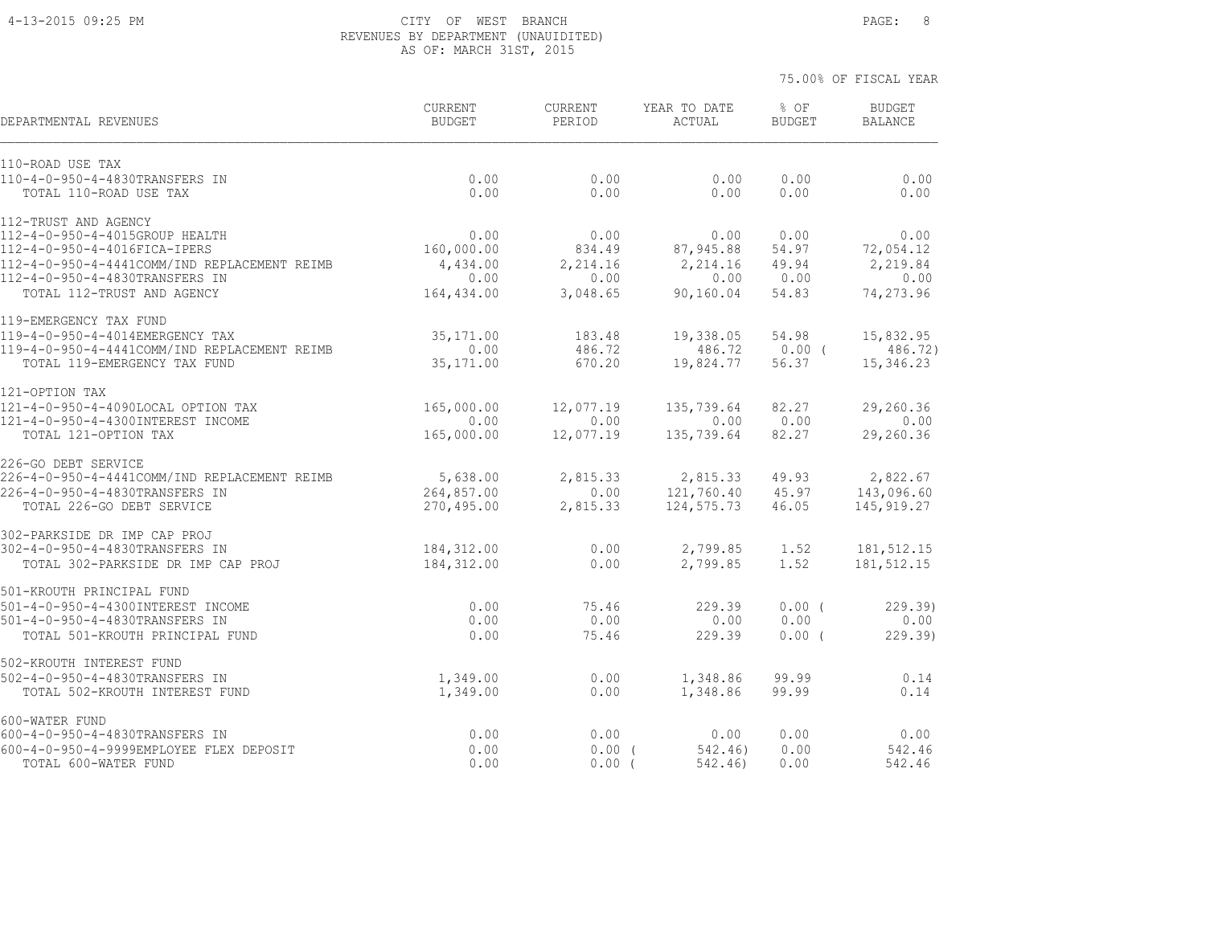CITY OF WEST BRANCH
REVENUES BY DEPARTMENT (UNAUIDITED)
AS OF: MARCH 31ST, 2015

75.00% OF FISCAL YEAR

| DEPARTMENTAL REVENUES | CURRENT BUDGET | CURRENT PERIOD | YEAR TO DATE ACTUAL | % OF BUDGET | BUDGET BALANCE |
|---|---|---|---|---|---|
| **110-ROAD USE TAX** | | | | | |
| 110-4-0-950-4-4830TRANSFERS IN | 0.00 | 0.00 | 0.00 | 0.00 | 0.00 |
| TOTAL 110-ROAD USE TAX | 0.00 | 0.00 | 0.00 | 0.00 | 0.00 |
| **112-TRUST AND AGENCY** | | | | | |
| 112-4-0-950-4-4015GROUP HEALTH | 0.00 | 0.00 | 0.00 | 0.00 | 0.00 |
| 112-4-0-950-4-4016FICA-IPERS | 160,000.00 | 834.49 | 87,945.88 | 54.97 | 72,054.12 |
| 112-4-0-950-4-4441COMM/IND REPLACEMENT REIMB | 4,434.00 | 2,214.16 | 2,214.16 | 49.94 | 2,219.84 |
| 112-4-0-950-4-4830TRANSFERS IN | 0.00 | 0.00 | 0.00 | 0.00 | 0.00 |
| TOTAL 112-TRUST AND AGENCY | 164,434.00 | 3,048.65 | 90,160.04 | 54.83 | 74,273.96 |
| **119-EMERGENCY TAX FUND** | | | | | |
| 119-4-0-950-4-4014EMERGENCY TAX | 35,171.00 | 183.48 | 19,338.05 | 54.98 | 15,832.95 |
| 119-4-0-950-4-4441COMM/IND REPLACEMENT REIMB | 0.00 | 486.72 | 486.72 | 0.00 | ( 486.72) |
| TOTAL 119-EMERGENCY TAX FUND | 35,171.00 | 670.20 | 19,824.77 | 56.37 | 15,346.23 |
| **121-OPTION TAX** | | | | | |
| 121-4-0-950-4-4090LOCAL OPTION TAX | 165,000.00 | 12,077.19 | 135,739.64 | 82.27 | 29,260.36 |
| 121-4-0-950-4-4300INTEREST INCOME | 0.00 | 0.00 | 0.00 | 0.00 | 0.00 |
| TOTAL 121-OPTION TAX | 165,000.00 | 12,077.19 | 135,739.64 | 82.27 | 29,260.36 |
| **226-GO DEBT SERVICE** | | | | | |
| 226-4-0-950-4-4441COMM/IND REPLACEMENT REIMB | 5,638.00 | 2,815.33 | 2,815.33 | 49.93 | 2,822.67 |
| 226-4-0-950-4-4830TRANSFERS IN | 264,857.00 | 0.00 | 121,760.40 | 45.97 | 143,096.60 |
| TOTAL 226-GO DEBT SERVICE | 270,495.00 | 2,815.33 | 124,575.73 | 46.05 | 145,919.27 |
| **302-PARKSIDE DR IMP CAP PROJ** | | | | | |
| 302-4-0-950-4-4830TRANSFERS IN | 184,312.00 | 0.00 | 2,799.85 | 1.52 | 181,512.15 |
| TOTAL 302-PARKSIDE DR IMP CAP PROJ | 184,312.00 | 0.00 | 2,799.85 | 1.52 | 181,512.15 |
| **501-KROUTH PRINCIPAL FUND** | | | | | |
| 501-4-0-950-4-4300INTEREST INCOME | 0.00 | 75.46 | 229.39 | 0.00 | ( 229.39) |
| 501-4-0-950-4-4830TRANSFERS IN | 0.00 | 0.00 | 0.00 | 0.00 | 0.00 |
| TOTAL 501-KROUTH PRINCIPAL FUND | 0.00 | 75.46 | 229.39 | 0.00 | ( 229.39) |
| **502-KROUTH INTEREST FUND** | | | | | |
| 502-4-0-950-4-4830TRANSFERS IN | 1,349.00 | 0.00 | 1,348.86 | 99.99 | 0.14 |
| TOTAL 502-KROUTH INTEREST FUND | 1,349.00 | 0.00 | 1,348.86 | 99.99 | 0.14 |
| **600-WATER FUND** | | | | | |
| 600-4-0-950-4-4830TRANSFERS IN | 0.00 | 0.00 | 0.00 | 0.00 | 0.00 |
| 600-4-0-950-4-9999EMPLOYEE FLEX DEPOSIT | 0.00 | 0.00 | ( 542.46) | 0.00 | 542.46 |
| TOTAL 600-WATER FUND | 0.00 | 0.00 | ( 542.46) | 0.00 | 542.46 |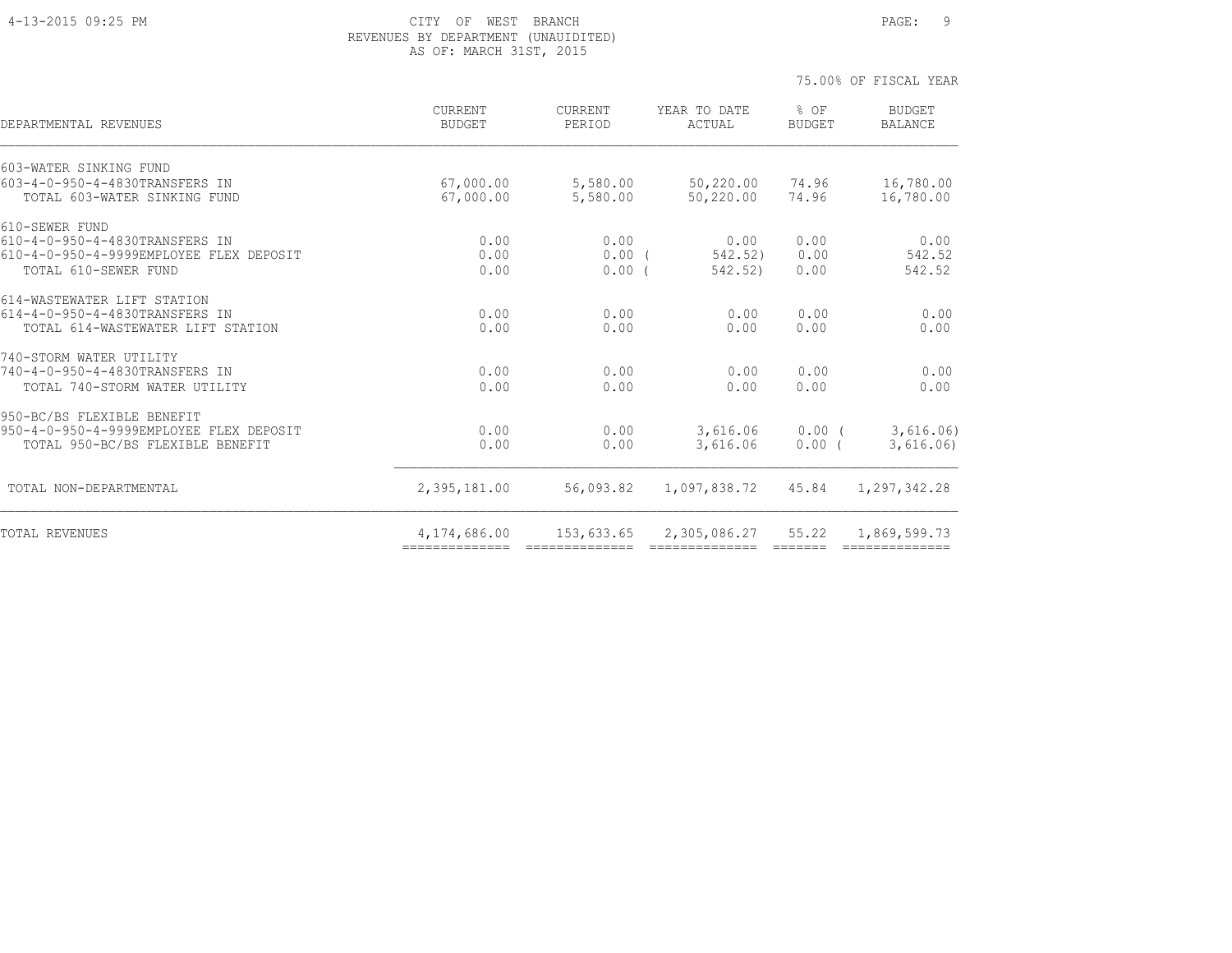CITY OF WEST BRANCH
REVENUES BY DEPARTMENT (UNAUIDITED)
AS OF: MARCH 31ST, 2015

75.00% OF FISCAL YEAR

| DEPARTMENTAL REVENUES | CURRENT BUDGET | CURRENT PERIOD | YEAR TO DATE ACTUAL | % OF BUDGET | BUDGET BALANCE |
|---|---|---|---|---|---|
| 603-WATER SINKING FUND | | | | | |
| 603-4-0-950-4-4830TRANSFERS IN | 67,000.00 | 5,580.00 | 50,220.00 | 74.96 | 16,780.00 |
| TOTAL 603-WATER SINKING FUND | 67,000.00 | 5,580.00 | 50,220.00 | 74.96 | 16,780.00 |
| 610-SEWER FUND | | | | | |
| 610-4-0-950-4-4830TRANSFERS IN | 0.00 | 0.00 | 0.00 | 0.00 | 0.00 |
| 610-4-0-950-4-9999EMPLOYEE FLEX DEPOSIT | 0.00 | 0.00 | ( 542.52) | 0.00 | 542.52 |
| TOTAL 610-SEWER FUND | 0.00 | 0.00 | ( 542.52) | 0.00 | 542.52 |
| 614-WASTEWATER LIFT STATION | | | | | |
| 614-4-0-950-4-4830TRANSFERS IN | 0.00 | 0.00 | 0.00 | 0.00 | 0.00 |
| TOTAL 614-WASTEWATER LIFT STATION | 0.00 | 0.00 | 0.00 | 0.00 | 0.00 |
| 740-STORM WATER UTILITY | | | | | |
| 740-4-0-950-4-4830TRANSFERS IN | 0.00 | 0.00 | 0.00 | 0.00 | 0.00 |
| TOTAL 740-STORM WATER UTILITY | 0.00 | 0.00 | 0.00 | 0.00 | 0.00 |
| 950-BC/BS FLEXIBLE BENEFIT | | | | | |
| 950-4-0-950-4-9999EMPLOYEE FLEX DEPOSIT | 0.00 | 0.00 | 3,616.06 | 0.00 | ( 3,616.06) |
| TOTAL 950-BC/BS FLEXIBLE BENEFIT | 0.00 | 0.00 | 3,616.06 | 0.00 | ( 3,616.06) |
| TOTAL NON-DEPARTMENTAL | 2,395,181.00 | 56,093.82 | 1,097,838.72 | 45.84 | 1,297,342.28 |
| TOTAL REVENUES | 4,174,686.00 | 153,633.65 | 2,305,086.27 | 55.22 | 1,869,599.73 |